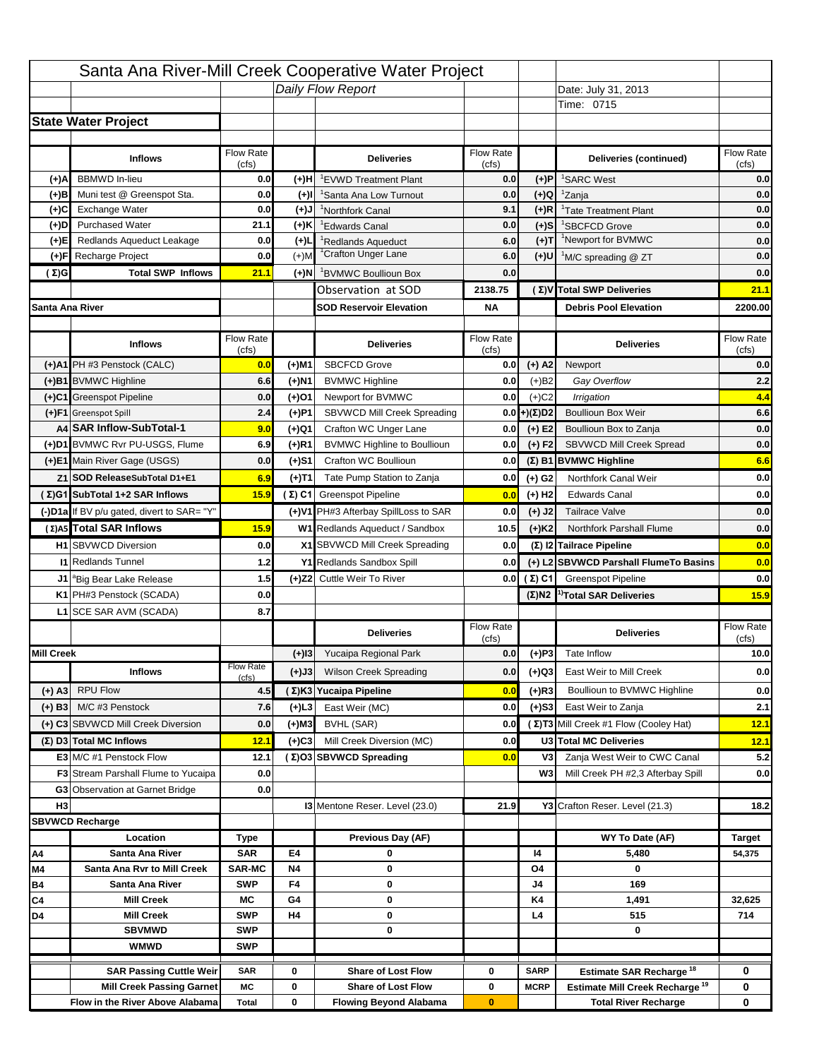# Santa Ana River-Mill Creek Cooperative Water Project

*Daily Flow Report*

Date: July 31, 2013
Time: 0715

## State Water Project

| | Inflows | Flow Rate (cfs) | | Deliveries | Flow Rate (cfs) | | Deliveries (continued) | Flow Rate (cfs) |
|---|---|---|---|---|---|---|---|---|
| (+)A | BBMWD In-lieu | 0.0 | (+)H | [1]EVWD Treatment Plant | 0.0 | (+)P | [1]SARC West | 0.0 |
| (+)B | Muni test @ Greenspot Sta. | 0.0 | (+)I | [1]Santa Ana Low Turnout | 0.0 | (+)Q | [1]Zanja | 0.0 |
| (+)C | Exchange Water | 0.0 | (+)J | [1]Northfork Canal | 9.1 | (+)R | [1]Tate Treatment Plant | 0.0 |
| (+)D | Purchased Water | 21.1 | (+)K | [1]Edwards Canal | 0.0 | (+)S | [1]SBCFCD Grove | 0.0 |
| (+)E | Redlands Aqueduct Leakage | 0.0 | (+)L | [1]Redlands Aqueduct | 6.0 | (+)T | [1]Newport for BVMWC | 0.0 |
| (+)F | Recharge Project | 0.0 | (+)M | [1]Crafton Unger Lane | 6.0 | (+)U | [1]M/C spreading @ ZT | 0.0 |
| (Σ)G | Total SWP Inflows | 21.1 | (+)N | [1]BVMWC Boullioun Box | 0.0 | | | 0.0 |
| | | | | Observation at SOD | 2138.75 | (Σ)V | Total SWP Deliveries | 21.1 |
| Santa Ana River | | | | SOD Reservoir Elevation | NA | | Debris Pool Elevation | 2200.00 |

| | Inflows | Flow Rate (cfs) | | Deliveries | Flow Rate (cfs) | | Deliveries | Flow Rate (cfs) |
|---|---|---|---|---|---|---|---|---|
| (+)A1 | PH #3 Penstock (CALC) | 0.0 | (+)M1 | SBCFCD Grove | 0.0 | (+) A2 | Newport | 0.0 |
| (+)B1 | BVMWC Highline | 6.6 | (+)N1 | BVMWC Highline | 0.0 | (+)B2 | *Gay Overflow* | 2.2 |
| (+)C1 | Greenspot Pipeline | 0.0 | (+)O1 | Newport for BVMWC | 0.0 | (+)C2 | *Irrigation* | 4.4 |
| (+)F1 | Greenspot Spill | 2.4 | (+)P1 | SBVWCD Mill Creek Spreading | 0.0 | +)(Σ)D2 | Boullioun Box Weir | 6.6 |
| A4 | SAR Inflow-SubTotal-1 | 9.0 | (+)Q1 | Crafton WC Unger Lane | 0.0 | (+) E2 | Boullioun Box to Zanja | 0.0 |
| (+)D1 | BVMWC Rvr PU-USGS, Flume | 6.9 | (+)R1 | BVMWC Highline to Boullioun | 0.0 | (+) F2 | SBVWCD Mill Creek Spread | 0.0 |
| (+)E1 | Main River Gage (USGS) | 0.0 | (+)S1 | Crafton WC Boullioun | 0.0 | (Σ) B1 | BVMWC Highline | 6.6 |
| Z1 | SOD ReleaseSubTotal D1+E1 | 6.9 | (+)T1 | Tate Pump Station to Zanja | 0.0 | (+) G2 | Northfork Canal Weir | 0.0 |
| (Σ)G1 | SubTotal 1+2 SAR Inflows | 15.9 | (Σ) C1 | Greenspot Pipeline | 0.0 | (+) H2 | Edwards Canal | 0.0 |
| (-)D1a | If BV p/u gated, divert to SAR= "Y" | | (+)V1 | PH#3 Afterbay SpillLoss to SAR | 0.0 | (+) J2 | Tailrace Valve | 0.0 |
| (Σ)A5 | Total SAR Inflows | 15.9 | W1 | Redlands Aqueduct / Sandbox | 10.5 | (+)K2 | Northfork Parshall Flume | 0.0 |
| H1 | SBVWCD Diversion | 0.0 | X1 | SBVWCD Mill Creek Spreading | 0.0 | (Σ) I2 | Tailrace Pipeline | 0.0 |
| I1 | Redlands Tunnel | 1.2 | Y1 | Redlands Sandbox Spill | 0.0 | (+) L2 | SBVWCD Parshall FlumeTo Basins | 0.0 |
| J1 | [a]Big Bear Lake Release | 1.5 | (+)Z2 | Cuttle Weir To River | 0.0 | (Σ) C1 | Greenspot Pipeline | 0.0 |
| K1 | PH#3 Penstock (SCADA) | 0.0 | | | | (Σ)N2 | [1)]Total SAR Deliveries | 15.9 |
| L1 | SCE SAR AVM (SCADA) | 8.7 | | | | | | |

| | Inflows | Flow Rate (cfs) | | Deliveries | Flow Rate (cfs) | | Deliveries | Flow Rate (cfs) |
|---|---|---|---|---|---|---|---|---|
| Mill Creek | | | (+)I3 | Yucaipa Regional Park | 0.0 | (+)P3 | Tate Inflow | 10.0 |
| | | | (+)J3 | Wilson Creek Spreading | 0.0 | (+)Q3 | East Weir to Mill Creek | 0.0 |
| (+) A3 | RPU Flow | 4.5 | (Σ)K3 | Yucaipa Pipeline | 0.0 | (+)R3 | Boullioun to BVMWC Highline | 0.0 |
| (+) B3 | M/C #3 Penstock | 7.6 | (+)L3 | East Weir (MC) | 0.0 | (+)S3 | East Weir to Zanja | 2.1 |
| (+) C3 | SBVWCD Mill Creek Diversion | 0.0 | (+)M3 | BVHL (SAR) | 0.0 | (Σ)T3 | Mill Creek #1 Flow (Cooley Hat) | 12.1 |
| (Σ) D3 | Total MC Inflows | 12.1 | (+)C3 | Mill Creek Diversion (MC) | 0.0 | U3 | Total MC Deliveries | 12.1 |
| E3 | M/C #1 Penstock Flow | 12.1 | (Σ)O3 | SBVWCD Spreading | 0.0 | V3 | Zanja West Weir to CWC Canal | 5.2 |
| F3 | Stream Parshall Flume to Yucaipa | 0.0 | | | | W3 | Mill Creek PH #2,3 Afterbay Spill | 0.0 |
| G3 | Observation at Garnet Bridge | 0.0 | | | | | | |
| H3 | | | I3 | Mentone Reser. Level (23.0) | 21.9 | Y3 | Crafton Reser. Level (21.3) | 18.2 |

## SBVWCD Recharge

| | Location | Type | | Previous Day (AF) | | | WY To Date (AF) | Target |
|---|---|---|---|---|---|---|---|---|
| A4 | Santa Ana River | SAR | E4 | 0 | | I4 | 5,480 | 54,375 |
| M4 | Santa Ana Rvr to Mill Creek | SAR-MC | N4 | 0 | | O4 | 0 | |
| B4 | Santa Ana River | SWP | F4 | 0 | | J4 | 169 | |
| C4 | Mill Creek | MC | G4 | 0 | | K4 | 1,491 | 32,625 |
| D4 | Mill Creek | SWP | H4 | 0 | | L4 | 515 | 714 |
| | SBVMWD | SWP | | 0 | | | 0 | |
| | WMWD | SWP | | | | | | |
| | SAR Passing Cuttle Weir | SAR | 0 | Share of Lost Flow | 0 | SARP | Estimate SAR Recharge [18] | 0 |
| | Mill Creek Passing Garnet | MC | 0 | Share of Lost Flow | 0 | MCRP | Estimate Mill Creek Recharge [19] | 0 |
| | Flow in the River Above Alabama | Total | 0 | Flowing Beyond Alabama | 0 | | Total River Recharge | 0 |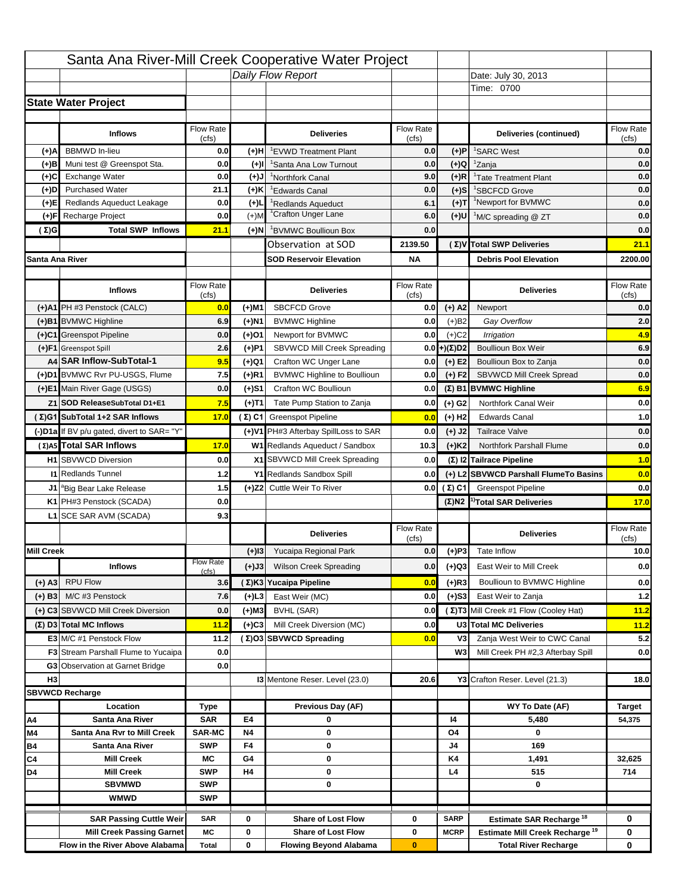# Santa Ana River-Mill Creek Cooperative Water Project

*Daily Flow Report*

Date: July 30, 2013

Time: 0700

## State Water Project

| | Inflows | Flow Rate (cfs) | | Deliveries | Flow Rate (cfs) | | Deliveries (continued) | Flow Rate (cfs) |
|---|---|---|---|---|---|---|---|---|
| (+)A | BBMWD In-lieu | 0.0 | (+)H | [1]EVWD Treatment Plant | 0.0 | (+)P | [1]SARC West | 0.0 |
| (+)B | Muni test @ Greenspot Sta. | 0.0 | (+)I | [1]Santa Ana Low Turnout | 0.0 | (+)Q | [1]Zanja | 0.0 |
| (+)C | Exchange Water | 0.0 | (+)J | [1]Northfork Canal | 9.0 | (+)R | [1]Tate Treatment Plant | 0.0 |
| (+)D | Purchased Water | 21.1 | (+)K | [1]Edwards Canal | 0.0 | (+)S | [1]SBCFCD Grove | 0.0 |
| (+)E | Redlands Aqueduct Leakage | 0.0 | (+)L | [1]Redlands Aqueduct | 6.1 | (+)T | [1]Newport for BVMWC | 0.0 |
| (+)F | Recharge Project | 0.0 | (+)M | [1]Crafton Unger Lane | 6.0 | (+)U | [1]M/C spreading @ ZT | 0.0 |
| (Σ)G | Total SWP Inflows | 21.1 | (+)N | [1]BVMWC Boullioun Box | 0.0 | | | 0.0 |
| | | | | Observation at SOD | 2139.50 | (Σ)V | Total SWP Deliveries | 21.1 |
| Santa Ana River | | | | SOD Reservoir Elevation | NA | | Debris Pool Elevation | 2200.00 |

| | Inflows | Flow Rate (cfs) | | Deliveries | Flow Rate (cfs) | | Deliveries | Flow Rate (cfs) |
|---|---|---|---|---|---|---|---|---|
| (+)A1 | PH #3 Penstock (CALC) | 0.0 | (+)M1 | SBCFCD Grove | 0.0 | (+) A2 | Newport | 0.0 |
| (+)B1 | BVMWC Highline | 6.9 | (+)N1 | BVMWC Highline | 0.0 | (+)B2 | *Gay Overflow* | 2.0 |
| (+)C1 | Greenspot Pipeline | 0.0 | (+)O1 | Newport for BVMWC | 0.0 | (+)C2 | *Irrigation* | 4.9 |
| (+)F1 | Greenspot Spill | 2.6 | (+)P1 | SBVWCD Mill Creek Spreading | 0.0 | (+)(Σ)D2 | Boullioun Box Weir | 6.9 |
| A4 | SAR Inflow-SubTotal-1 | 9.5 | (+)Q1 | Crafton WC Unger Lane | 0.0 | (+) E2 | Boullioun Box to Zanja | 0.0 |
| (+)D1 | BVMWC Rvr PU-USGS, Flume | 7.5 | (+)R1 | BVMWC Highline to Boullioun | 0.0 | (+) F2 | SBVWCD Mill Creek Spread | 0.0 |
| (+)E1 | Main River Gage (USGS) | 0.0 | (+)S1 | Crafton WC Boullioun | 0.0 | (Σ) B1 | BVMWC Highline | 6.9 |
| Z1 | SOD ReleaseSubTotal D1+E1 | 7.5 | (+)T1 | Tate Pump Station to Zanja | 0.0 | (+) G2 | Northfork Canal Weir | 0.0 |
| (Σ)G1 | SubTotal 1+2 SAR Inflows | 17.0 | (Σ) C1 | Greenspot Pipeline | 0.0 | (+) H2 | Edwards Canal | 1.0 |
| (-)D1a | If BV p/u gated, divert to SAR= "Y" | | (+)V1 | PH#3 Afterbay SpillLoss to SAR | 0.0 | (+) J2 | Tailrace Valve | 0.0 |
| (Σ)A5 | Total SAR Inflows | 17.0 | W1 | Redlands Aqueduct / Sandbox | 10.3 | (+)K2 | Northfork Parshall Flume | 0.0 |
| H1 | SBVWCD Diversion | 0.0 | X1 | SBVWCD Mill Creek Spreading | 0.0 | (Σ) I2 | Tailrace Pipeline | 1.0 |
| I1 | Redlands Tunnel | 1.2 | Y1 | Redlands Sandbox Spill | 0.0 | (+) L2 | SBVWCD Parshall FlumeTo Basins | 0.0 |
| J1 | [a]Big Bear Lake Release | 1.5 | (+)Z2 | Cuttle Weir To River | 0.0 | (Σ) C1 | Greenspot Pipeline | 0.0 |
| K1 | PH#3 Penstock (SCADA) | 0.0 | | | | (Σ)N2 | [1)]Total SAR Deliveries | 17.0 |
| L1 | SCE SAR AVM (SCADA) | 9.3 | | | | | | |

| | Inflows | Flow Rate (cfs) | | Deliveries | Flow Rate (cfs) | | Deliveries | Flow Rate (cfs) |
|---|---|---|---|---|---|---|---|---|
| Mill Creek | | | (+)I3 | Yucaipa Regional Park | 0.0 | (+)P3 | Tate Inflow | 10.0 |
| | | | (+)J3 | Wilson Creek Spreading | 0.0 | (+)Q3 | East Weir to Mill Creek | 0.0 |
| (+) A3 | RPU Flow | 3.6 | (Σ)K3 | Yucaipa Pipeline | 0.0 | (+)R3 | Boullioun to BVMWC Highline | 0.0 |
| (+) B3 | M/C #3 Penstock | 7.6 | (+)L3 | East Weir (MC) | 0.0 | (+)S3 | East Weir to Zanja | 1.2 |
| (+) C3 | SBVWCD Mill Creek Diversion | 0.0 | (+)M3 | BVHL (SAR) | 0.0 | (Σ)T3 | Mill Creek #1 Flow (Cooley Hat) | 11.2 |
| (Σ) D3 | Total MC Inflows | 11.2 | (+)C3 | Mill Creek Diversion (MC) | 0.0 | U3 | Total MC Deliveries | 11.2 |
| E3 | M/C #1 Penstock Flow | 11.2 | (Σ)O3 | SBVWCD Spreading | 0.0 | V3 | Zanja West Weir to CWC Canal | 5.2 |
| F3 | Stream Parshall Flume to Yucaipa | 0.0 | | | | W3 | Mill Creek PH #2,3 Afterbay Spill | 0.0 |
| G3 | Observation at Garnet Bridge | 0.0 | | | | | | |
| H3 | | | I3 | Mentone Reser. Level (23.0) | 20.6 | Y3 | Crafton Reser. Level (21.3) | 18.0 |

## SBVWCD Recharge

| | Location | Type | | Previous Day (AF) | | | WY To Date (AF) | Target |
|---|---|---|---|---|---|---|---|---|
| A4 | Santa Ana River | SAR | E4 | 0 | | I4 | 5,480 | 54,375 |
| M4 | Santa Ana Rvr to Mill Creek | SAR-MC | N4 | 0 | | O4 | 0 | |
| B4 | Santa Ana River | SWP | F4 | 0 | | J4 | 169 | |
| C4 | Mill Creek | MC | G4 | 0 | | K4 | 1,491 | 32,625 |
| D4 | Mill Creek | SWP | H4 | 0 | | L4 | 515 | 714 |
| | SBVMWD | SWP | | 0 | | | 0 | |
| | WMWD | SWP | | | | | | |
| | SAR Passing Cuttle Weir | SAR | 0 | Share of Lost Flow | 0 | SARP | Estimate SAR Recharge [18] | 0 |
| | Mill Creek Passing Garnet | MC | 0 | Share of Lost Flow | 0 | MCRP | Estimate Mill Creek Recharge [19] | 0 |
| | Flow in the River Above Alabama | Total | 0 | Flowing Beyond Alabama | 0 | | Total River Recharge | 0 |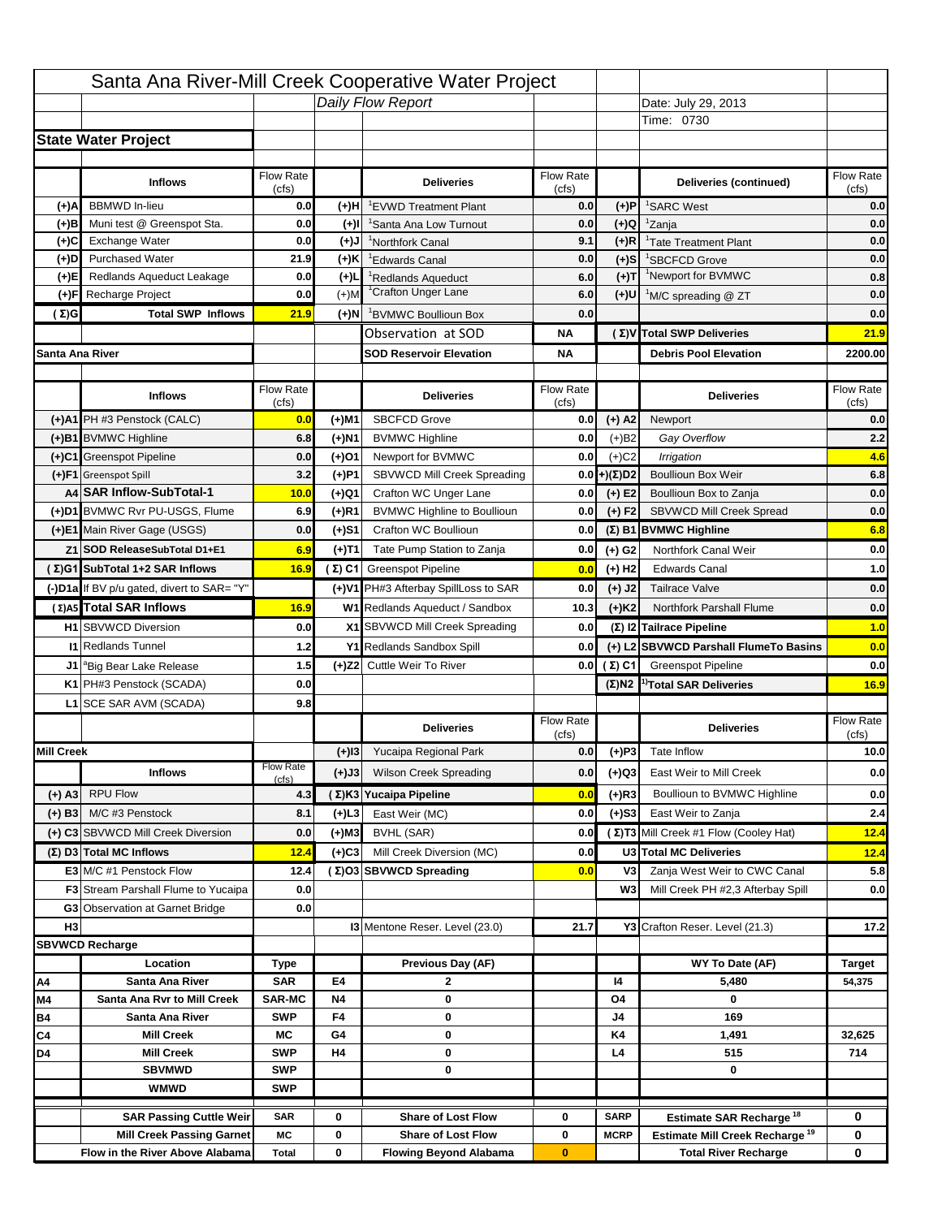# Santa Ana River-Mill Creek Cooperative Water Project

*Daily Flow Report*

Date: July 29, 2013

Time: 0730

## State Water Project

| | Inflows | Flow Rate (cfs) | | Deliveries | Flow Rate (cfs) | | Deliveries (continued) | Flow Rate (cfs) |
|---|---|---|---|---|---|---|---|---|
| (+)A | BBMWD In-lieu | 0.0 | (+)H | [1]EVWD Treatment Plant | 0.0 | (+)P | [1]SARC West | 0.0 |
| (+)B | Muni test @ Greenspot Sta. | 0.0 | (+)I | [1]Santa Ana Low Turnout | 0.0 | (+)Q | [1]Zanja | 0.0 |
| (+)C | Exchange Water | 0.0 | (+)J | [1]Northfork Canal | 9.1 | (+)R | [1]Tate Treatment Plant | 0.0 |
| (+)D | Purchased Water | 21.9 | (+)K | [1]Edwards Canal | 0.0 | (+)S | [1]SBCFCD Grove | 0.0 |
| (+)E | Redlands Aqueduct Leakage | 0.0 | (+)L | [1]Redlands Aqueduct | 6.0 | (+)T | [1]Newport for BVMWC | 0.8 |
| (+)F | Recharge Project | 0.0 | (+)M | [1]Crafton Unger Lane | 6.0 | (+)U | [1]M/C spreading @ ZT | 0.0 |
| (Σ)G | Total SWP Inflows | 21.9 | (+)N | [1]BVMWC Boullioun Box | 0.0 | | | 0.0 |
| | | | | Observation at SOD | NA | (Σ)V | Total SWP Deliveries | 21.9 |
| Santa Ana River | | | | SOD Reservoir Elevation | NA | | Debris Pool Elevation | 2200.00 |

| | Inflows | Flow Rate (cfs) | | Deliveries | Flow Rate (cfs) | | Deliveries | Flow Rate (cfs) |
|---|---|---|---|---|---|---|---|---|
| (+)A1 | PH #3 Penstock (CALC) | 0.0 | (+)M1 | SBCFCD Grove | 0.0 | (+) A2 | Newport | 0.0 |
| (+)B1 | BVMWC Highline | 6.8 | (+)N1 | BVMWC Highline | 0.0 | (+)B2 | *Gay Overflow* | 2.2 |
| (+)C1 | Greenspot Pipeline | 0.0 | (+)O1 | Newport for BVMWC | 0.0 | (+)C2 | *Irrigation* | 4.6 |
| (+)F1 | Greenspot Spill | 3.2 | (+)P1 | SBVWCD Mill Creek Spreading | 0.0 | (+)(Σ)D2 | Boullioun Box Weir | 6.8 |
| A4 | SAR Inflow-SubTotal-1 | 10.0 | (+)Q1 | Crafton WC Unger Lane | 0.0 | (+) E2 | Boullioun Box to Zanja | 0.0 |
| (+)D1 | BVMWC Rvr PU-USGS, Flume | 6.9 | (+)R1 | BVMWC Highline to Boullioun | 0.0 | (+) F2 | SBVWCD Mill Creek Spread | 0.0 |
| (+)E1 | Main River Gage (USGS) | 0.0 | (+)S1 | Crafton WC Boullioun | 0.0 | (Σ) B1 | BVMWC Highline | 6.8 |
| Z1 | SOD ReleaseSubTotal D1+E1 | 6.9 | (+)T1 | Tate Pump Station to Zanja | 0.0 | (+) G2 | Northfork Canal Weir | 0.0 |
| (Σ)G1 | SubTotal 1+2 SAR Inflows | 16.9 | (Σ) C1 | Greenspot Pipeline | 0.0 | (+) H2 | Edwards Canal | 1.0 |
| (-)D1a | If BV p/u gated, divert to SAR= "Y" | | (+)V1 | PH#3 Afterbay SpillLoss to SAR | 0.0 | (+) J2 | Tailrace Valve | 0.0 |
| (Σ)A5 | Total SAR Inflows | 16.9 | W1 | Redlands Aqueduct / Sandbox | 10.3 | (+)K2 | Northfork Parshall Flume | 0.0 |
| H1 | SBVWCD Diversion | 0.0 | X1 | SBVWCD Mill Creek Spreading | 0.0 | (Σ) I2 | Tailrace Pipeline | 1.0 |
| I1 | Redlands Tunnel | 1.2 | Y1 | Redlands Sandbox Spill | 0.0 | (+) L2 | SBVWCD Parshall FlumeTo Basins | 0.0 |
| J1 | [a]Big Bear Lake Release | 1.5 | (+)Z2 | Cuttle Weir To River | 0.0 | (Σ) C1 | Greenspot Pipeline | 0.0 |
| K1 | PH#3 Penstock (SCADA) | 0.0 | | | | (Σ)N2 | [1)]Total SAR Deliveries | 16.9 |
| L1 | SCE SAR AVM (SCADA) | 9.8 | | | | | | |

| | Inflows | Flow Rate (cfs) | | Deliveries | Flow Rate (cfs) | | Deliveries | Flow Rate (cfs) |
|---|---|---|---|---|---|---|---|---|
| Mill Creek | | | (+)I3 | Yucaipa Regional Park | 0.0 | (+)P3 | Tate Inflow | 10.0 |
| | | | (+)J3 | Wilson Creek Spreading | 0.0 | (+)Q3 | East Weir to Mill Creek | 0.0 |
| (+) A3 | RPU Flow | 4.3 | (Σ)K3 | Yucaipa Pipeline | 0.0 | (+)R3 | Boullioun to BVMWC Highline | 0.0 |
| (+) B3 | M/C #3 Penstock | 8.1 | (+)L3 | East Weir (MC) | 0.0 | (+)S3 | East Weir to Zanja | 2.4 |
| (+) C3 | SBVWCD Mill Creek Diversion | 0.0 | (+)M3 | BVHL (SAR) | 0.0 | (Σ)T3 | Mill Creek #1 Flow (Cooley Hat) | 12.4 |
| (Σ) D3 | Total MC Inflows | 12.4 | (+)C3 | Mill Creek Diversion (MC) | 0.0 | U3 | Total MC Deliveries | 12.4 |
| E3 | M/C #1 Penstock Flow | 12.4 | (Σ)O3 | SBVWCD Spreading | 0.0 | V3 | Zanja West Weir to CWC Canal | 5.8 |
| F3 | Stream Parshall Flume to Yucaipa | 0.0 | | | | W3 | Mill Creek PH #2,3 Afterbay Spill | 0.0 |
| G3 | Observation at Garnet Bridge | 0.0 | | | | | | |
| H3 | | | I3 | Mentone Reser. Level (23.0) | 21.7 | Y3 | Crafton Reser. Level (21.3) | 17.2 |

## SBVWCD Recharge

| | Location | Type | | Previous Day (AF) | | | WY To Date (AF) | Target |
|---|---|---|---|---|---|---|---|---|
| A4 | Santa Ana River | SAR | E4 | 2 | | I4 | 5,480 | 54,375 |
| M4 | Santa Ana Rvr to Mill Creek | SAR-MC | N4 | 0 | | O4 | 0 | |
| B4 | Santa Ana River | SWP | F4 | 0 | | J4 | 169 | |
| C4 | Mill Creek | MC | G4 | 0 | | K4 | 1,491 | 32,625 |
| D4 | Mill Creek | SWP | H4 | 0 | | L4 | 515 | 714 |
| | SBVMWD | SWP | | 0 | | | 0 | |
| | WMWD | SWP | | | | | | |
| | SAR Passing Cuttle Weir | SAR | 0 | Share of Lost Flow | 0 | SARP | Estimate SAR Recharge [18] | 0 |
| | Mill Creek Passing Garnet | MC | 0 | Share of Lost Flow | 0 | MCRP | Estimate Mill Creek Recharge [19] | 0 |
| | Flow in the River Above Alabama | Total | 0 | Flowing Beyond Alabama | 0 | | Total River Recharge | 0 |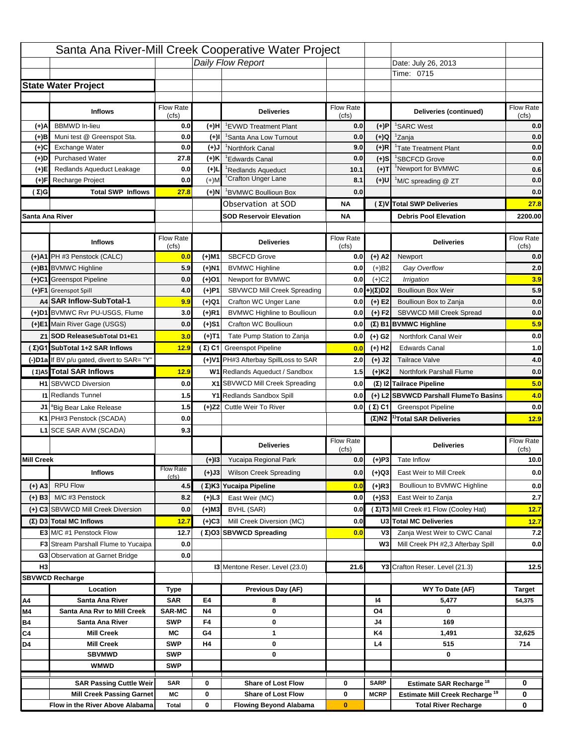# Santa Ana River-Mill Creek Cooperative Water Project

*Daily Flow Report*

Date: July 26, 2013

Time: 0715

## State Water Project

| | Inflows | Flow Rate (cfs) | | Deliveries | Flow Rate (cfs) | | Deliveries (continued) | Flow Rate (cfs) |
|---|---|---|---|---|---|---|---|---|
| (+)A | BBMWD In-lieu | 0.0 | (+)H | [1]EVWD Treatment Plant | 0.0 | (+)P | [1]SARC West | 0.0 |
| (+)B | Muni test @ Greenspot Sta. | 0.0 | (+)I | [1]Santa Ana Low Turnout | 0.0 | (+)Q | [1]Zanja | 0.0 |
| (+)C | Exchange Water | 0.0 | (+)J | [1]Northfork Canal | 9.0 | (+)R | [1]Tate Treatment Plant | 0.0 |
| (+)D | Purchased Water | 27.8 | (+)K | [1]Edwards Canal | 0.0 | (+)S | [1]SBCFCD Grove | 0.0 |
| (+)E | Redlands Aqueduct Leakage | 0.0 | (+)L | [1]Redlands Aqueduct | 10.1 | (+)T | [1]Newport for BVMWC | 0.6 |
| (+)F | Recharge Project | 0.0 | (+)M | [1]Crafton Unger Lane | 8.1 | (+)U | [1]M/C spreading @ ZT | 0.0 |
| (Σ)G | Total SWP Inflows | 27.8 | (+)N | [1]BVMWC Boullioun Box | 0.0 | | | 0.0 |
| | | | | Observation at SOD | NA | (Σ)V | Total SWP Deliveries | 27.8 |
| Santa Ana River | | | | SOD Reservoir Elevation | NA | | Debris Pool Elevation | 2200.00 |

| | Inflows | Flow Rate (cfs) | | Deliveries | Flow Rate (cfs) | | Deliveries | Flow Rate (cfs) |
|---|---|---|---|---|---|---|---|---|
| (+)A1 | PH #3 Penstock (CALC) | 0.0 | (+)M1 | SBCFCD Grove | 0.0 | (+) A2 | Newport | 0.0 |
| (+)B1 | BVMWC Highline | 5.9 | (+)N1 | BVMWC Highline | 0.0 | (+)B2 | *Gay Overflow* | 2.0 |
| (+)C1 | Greenspot Pipeline | 0.0 | (+)O1 | Newport for BVMWC | 0.0 | (+)C2 | *Irrigation* | 3.9 |
| (+)F1 | Greenspot Spill | 4.0 | (+)P1 | SBVWCD Mill Creek Spreading | 0.0 | (+)(Σ)D2 | Boullioun Box Weir | 5.9 |
| A4 | SAR Inflow-SubTotal-1 | 9.9 | (+)Q1 | Crafton WC Unger Lane | 0.0 | (+) E2 | Boullioun Box to Zanja | 0.0 |
| (+)D1 | BVMWC Rvr PU-USGS, Flume | 3.0 | (+)R1 | BVMWC Highline to Boullioun | 0.0 | (+) F2 | SBVWCD Mill Creek Spread | 0.0 |
| (+)E1 | Main River Gage (USGS) | 0.0 | (+)S1 | Crafton WC Boullioun | 0.0 | (Σ) B1 | BVMWC Highline | 5.9 |
| Z1 | SOD ReleaseSubTotal D1+E1 | 3.0 | (+)T1 | Tate Pump Station to Zanja | 0.0 | (+) G2 | Northfork Canal Weir | 0.0 |
| (Σ)G1 | SubTotal 1+2 SAR Inflows | 12.9 | (Σ) C1 | Greenspot Pipeline | 0.0 | (+) H2 | Edwards Canal | 1.0 |
| (-)D1a | If BV p/u gated, divert to SAR= "Y" | | (+)V1 | PH#3 Afterbay SpillLoss to SAR | 2.0 | (+) J2 | Tailrace Valve | 4.0 |
| (Σ)A5 | Total SAR Inflows | 12.9 | W1 | Redlands Aqueduct / Sandbox | 1.5 | (+)K2 | Northfork Parshall Flume | 0.0 |
| H1 | SBVWCD Diversion | 0.0 | X1 | SBVWCD Mill Creek Spreading | 0.0 | (Σ) I2 | Tailrace Pipeline | 5.0 |
| I1 | Redlands Tunnel | 1.5 | Y1 | Redlands Sandbox Spill | 0.0 | (+) L2 | SBVWCD Parshall FlumeTo Basins | 4.0 |
| J1 | [a]Big Bear Lake Release | 1.5 | (+)Z2 | Cuttle Weir To River | 0.0 | (Σ) C1 | Greenspot Pipeline | 0.0 |
| K1 | PH#3 Penstock (SCADA) | 0.0 | | | | (Σ)N2 | [1)]Total SAR Deliveries | 12.9 |
| L1 | SCE SAR AVM (SCADA) | 9.3 | | | | | | |

| | Inflows | Flow Rate (cfs) | | Deliveries | Flow Rate (cfs) | | Deliveries | Flow Rate (cfs) |
|---|---|---|---|---|---|---|---|---|
| Mill Creek | | | (+)I3 | Yucaipa Regional Park | 0.0 | (+)P3 | Tate Inflow | 10.0 |
| | | | (+)J3 | Wilson Creek Spreading | 0.0 | (+)Q3 | East Weir to Mill Creek | 0.0 |
| (+) A3 | RPU Flow | 4.5 | (Σ)K3 | Yucaipa Pipeline | 0.0 | (+)R3 | Boullioun to BVMWC Highline | 0.0 |
| (+) B3 | M/C #3 Penstock | 8.2 | (+)L3 | East Weir (MC) | 0.0 | (+)S3 | East Weir to Zanja | 2.7 |
| (+) C3 | SBVWCD Mill Creek Diversion | 0.0 | (+)M3 | BVHL (SAR) | 0.0 | (Σ)T3 | Mill Creek #1 Flow (Cooley Hat) | 12.7 |
| (Σ) D3 | Total MC Inflows | 12.7 | (+)C3 | Mill Creek Diversion (MC) | 0.0 | U3 | Total MC Deliveries | 12.7 |
| E3 | M/C #1 Penstock Flow | 12.7 | (Σ)O3 | SBVWCD Spreading | 0.0 | V3 | Zanja West Weir to CWC Canal | 7.2 |
| F3 | Stream Parshall Flume to Yucaipa | 0.0 | | | | W3 | Mill Creek PH #2,3 Afterbay Spill | 0.0 |
| G3 | Observation at Garnet Bridge | 0.0 | | | | | | |
| H3 | | | I3 | Mentone Reser. Level (23.0) | 21.6 | Y3 | Crafton Reser. Level (21.3) | 12.5 |

## SBVWCD Recharge

| | Location | Type | | Previous Day (AF) | | | WY To Date (AF) | Target |
|---|---|---|---|---|---|---|---|---|
| A4 | Santa Ana River | SAR | E4 | 8 | | I4 | 5,477 | 54,375 |
| M4 | Santa Ana Rvr to Mill Creek | SAR-MC | N4 | 0 | | O4 | 0 | |
| B4 | Santa Ana River | SWP | F4 | 0 | | J4 | 169 | |
| C4 | Mill Creek | MC | G4 | 1 | | K4 | 1,491 | 32,625 |
| D4 | Mill Creek | SWP | H4 | 0 | | L4 | 515 | 714 |
| | SBVMWD | SWP | | 0 | | | 0 | |
| | WMWD | SWP | | | | | | |
| | SAR Passing Cuttle Weir | SAR | 0 | Share of Lost Flow | 0 | SARP | Estimate SAR Recharge [18] | 0 |
| | Mill Creek Passing Garnet | MC | 0 | Share of Lost Flow | 0 | MCRP | Estimate Mill Creek Recharge [19] | 0 |
| | Flow in the River Above Alabama | Total | 0 | Flowing Beyond Alabama | 0 | | Total River Recharge | 0 |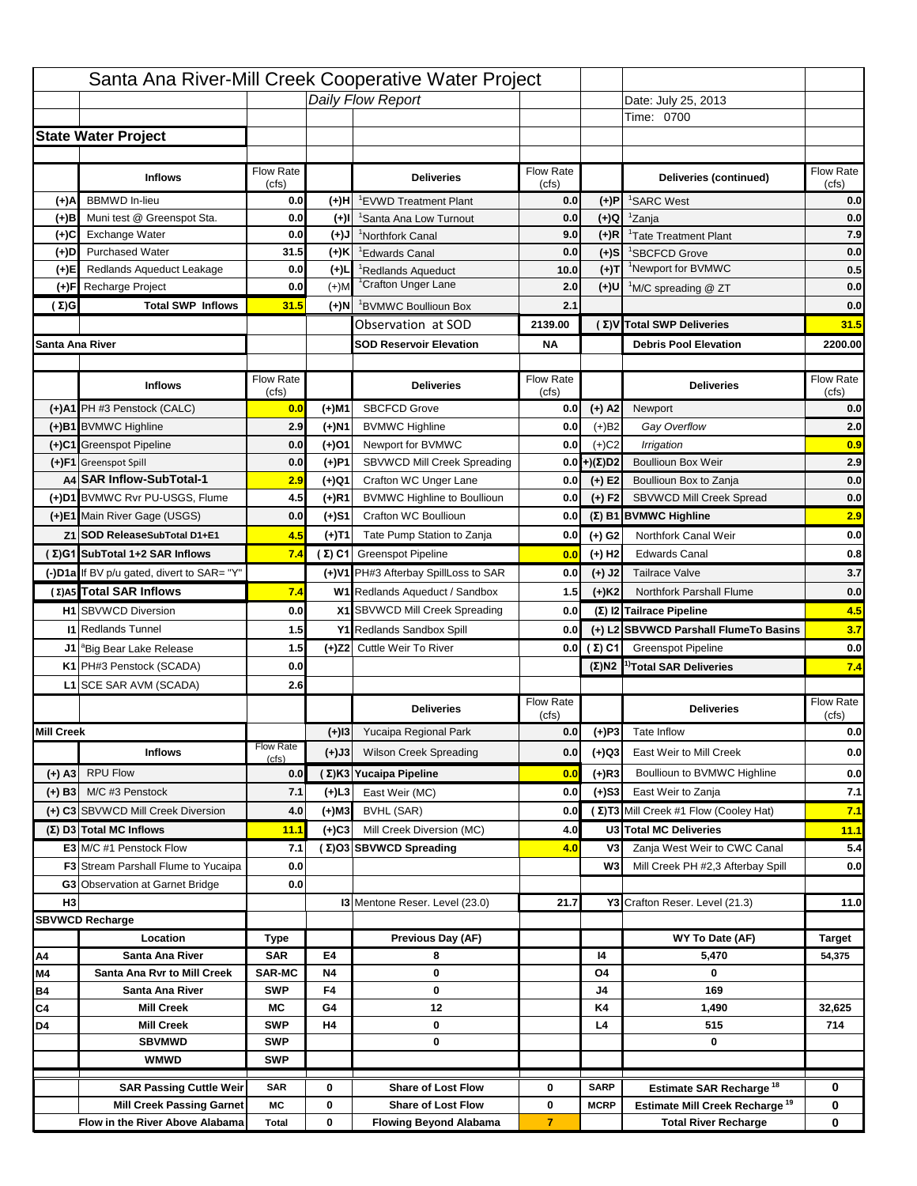# Santa Ana River-Mill Creek Cooperative Water Project

*Daily Flow Report*

Date: July 25, 2013
Time: 0700

## State Water Project

| | Inflows | Flow Rate (cfs) | | Deliveries | Flow Rate (cfs) | | Deliveries (continued) | Flow Rate (cfs) |
|---|---|---|---|---|---|---|---|---|
| (+)A | BBMWD In-lieu | 0.0 | (+)H | [1]EVWD Treatment Plant | 0.0 | (+)P | [1]SARC West | 0.0 |
| (+)B | Muni test @ Greenspot Sta. | 0.0 | (+)I | [1]Santa Ana Low Turnout | 0.0 | (+)Q | [1]Zanja | 0.0 |
| (+)C | Exchange Water | 0.0 | (+)J | [1]Northfork Canal | 9.0 | (+)R | [1]Tate Treatment Plant | 7.9 |
| (+)D | Purchased Water | 31.5 | (+)K | [1]Edwards Canal | 0.0 | (+)S | [1]SBCFCD Grove | 0.0 |
| (+)E | Redlands Aqueduct Leakage | 0.0 | (+)L | [1]Redlands Aqueduct | 10.0 | (+)T | [1]Newport for BVMWC | 0.5 |
| (+)F | Recharge Project | 0.0 | (+)M | [1]Crafton Unger Lane | 2.0 | (+)U | [1]M/C spreading @ ZT | 0.0 |
| (Σ)G | Total SWP Inflows | 31.5 | (+)N | [1]BVMWC Boullioun Box | 2.1 | | | 0.0 |
| | | | | Observation at SOD | 2139.00 | (Σ)V | Total SWP Deliveries | 31.5 |
| Santa Ana River | | | | SOD Reservoir Elevation | NA | | Debris Pool Elevation | 2200.00 |

| | Inflows | Flow Rate (cfs) | | Deliveries | Flow Rate (cfs) | | Deliveries | Flow Rate (cfs) |
|---|---|---|---|---|---|---|---|---|
| (+)A1 | PH #3 Penstock (CALC) | 0.0 | (+)M1 | SBCFCD Grove | 0.0 | (+) A2 | Newport | 0.0 |
| (+)B1 | BVMWC Highline | 2.9 | (+)N1 | BVMWC Highline | 0.0 | (+)B2 | *Gay Overflow* | 2.0 |
| (+)C1 | Greenspot Pipeline | 0.0 | (+)O1 | Newport for BVMWC | 0.0 | (+)C2 | *Irrigation* | 0.9 |
| (+)F1 | Greenspot Spill | 0.0 | (+)P1 | SBVWCD Mill Creek Spreading | 0.0 | (+)(Σ)D2 | Boullioun Box Weir | 2.9 |
| A4 | SAR Inflow-SubTotal-1 | 2.9 | (+)Q1 | Crafton WC Unger Lane | 0.0 | (+) E2 | Boullioun Box to Zanja | 0.0 |
| (+)D1 | BVMWC Rvr PU-USGS, Flume | 4.5 | (+)R1 | BVMWC Highline to Boullioun | 0.0 | (+) F2 | SBVWCD Mill Creek Spread | 0.0 |
| (+)E1 | Main River Gage (USGS) | 0.0 | (+)S1 | Crafton WC Boullioun | 0.0 | (Σ) B1 | BVMWC Highline | 2.9 |
| Z1 | SOD ReleaseSubTotal D1+E1 | 4.5 | (+)T1 | Tate Pump Station to Zanja | 0.0 | (+) G2 | Northfork Canal Weir | 0.0 |
| (Σ)G1 | SubTotal 1+2 SAR Inflows | 7.4 | (Σ) C1 | Greenspot Pipeline | 0.0 | (+) H2 | Edwards Canal | 0.8 |
| (-)D1a | If BV p/u gated, divert to SAR= "Y" | | (+)V1 | PH#3 Afterbay SpillLoss to SAR | 0.0 | (+) J2 | Tailrace Valve | 3.7 |
| (Σ)A5 | Total SAR Inflows | 7.4 | W1 | Redlands Aqueduct / Sandbox | 1.5 | (+)K2 | Northfork Parshall Flume | 0.0 |
| H1 | SBVWCD Diversion | 0.0 | X1 | SBVWCD Mill Creek Spreading | 0.0 | (Σ) I2 | Tailrace Pipeline | 4.5 |
| I1 | Redlands Tunnel | 1.5 | Y1 | Redlands Sandbox Spill | 0.0 | (+) L2 | SBVWCD Parshall FlumeTo Basins | 3.7 |
| J1 | [a]Big Bear Lake Release | 1.5 | (+)Z2 | Cuttle Weir To River | 0.0 | (Σ) C1 | Greenspot Pipeline | 0.0 |
| K1 | PH#3 Penstock (SCADA) | 0.0 | | | | (Σ)N2 | [1)]Total SAR Deliveries | 7.4 |
| L1 | SCE SAR AVM (SCADA) | 2.6 | | | | | | |

| | | | | Deliveries | Flow Rate (cfs) | | Deliveries | Flow Rate (cfs) |
|---|---|---|---|---|---|---|---|---|
| Mill Creek | | | (+)I3 | Yucaipa Regional Park | 0.0 | (+)P3 | Tate Inflow | 0.0 |
| | Inflows | Flow Rate (cfs) | (+)J3 | Wilson Creek Spreading | 0.0 | (+)Q3 | East Weir to Mill Creek | 0.0 |
| (+) A3 | RPU Flow | 0.0 | (Σ)K3 | Yucaipa Pipeline | 0.0 | (+)R3 | Boullioun to BVMWC Highline | 0.0 |
| (+) B3 | M/C #3 Penstock | 7.1 | (+)L3 | East Weir (MC) | 0.0 | (+)S3 | East Weir to Zanja | 7.1 |
| (+) C3 | SBVWCD Mill Creek Diversion | 4.0 | (+)M3 | BVHL (SAR) | 0.0 | (Σ)T3 | Mill Creek #1 Flow (Cooley Hat) | 7.1 |
| (Σ) D3 | Total MC Inflows | 11.1 | (+)C3 | Mill Creek Diversion (MC) | 4.0 | U3 | Total MC Deliveries | 11.1 |
| E3 | M/C #1 Penstock Flow | 7.1 | (Σ)O3 | SBVWCD Spreading | 4.0 | V3 | Zanja West Weir to CWC Canal | 5.4 |
| F3 | Stream Parshall Flume to Yucaipa | 0.0 | | | | W3 | Mill Creek PH #2,3 Afterbay Spill | 0.0 |
| G3 | Observation at Garnet Bridge | 0.0 | | | | | | |
| H3 | | | | I3 Mentone Reser. Level (23.0) | 21.7 | | Y3 Crafton Reser. Level (21.3) | 11.0 |

## SBVWCD Recharge

| | Location | Type | | Previous Day (AF) | | | WY To Date (AF) | Target |
|---|---|---|---|---|---|---|---|---|
| A4 | Santa Ana River | SAR | E4 | 8 | | I4 | 5,470 | 54,375 |
| M4 | Santa Ana Rvr to Mill Creek | SAR-MC | N4 | 0 | | O4 | 0 | |
| B4 | Santa Ana River | SWP | F4 | 0 | | J4 | 169 | |
| C4 | Mill Creek | MC | G4 | 12 | | K4 | 1,490 | 32,625 |
| D4 | Mill Creek | SWP | H4 | 0 | | L4 | 515 | 714 |
| | SBVMWD | SWP | | 0 | | | 0 | |
| | WMWD | SWP | | | | | | |

| | | | | | | | | |
|---|---|---|---|---|---|---|---|---|
| | SAR Passing Cuttle Weir | SAR | 0 | Share of Lost Flow | 0 | SARP | Estimate SAR Recharge [18] | 0 |
| | Mill Creek Passing Garnet | MC | 0 | Share of Lost Flow | 0 | MCRP | Estimate Mill Creek Recharge [19] | 0 |
| | Flow in the River Above Alabama | Total | 0 | Flowing Beyond Alabama | 7 | | Total River Recharge | 0 |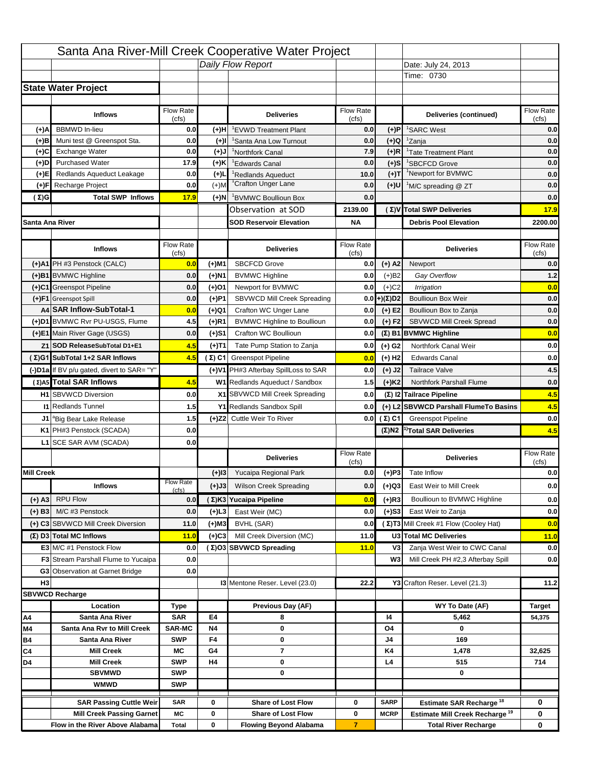# Santa Ana River-Mill Creek Cooperative Water Project

*Daily Flow Report*

Date: July 24, 2013

Time: 0730

## State Water Project

| | Inflows | Flow Rate (cfs) | | Deliveries | Flow Rate (cfs) | | Deliveries (continued) | Flow Rate (cfs) |
|---|---|---|---|---|---|---|---|---|
| (+)A | BBMWD In-lieu | 0.0 | (+)H | [1]EVWD Treatment Plant | 0.0 | (+)P | [1]SARC West | 0.0 |
| (+)B | Muni test @ Greenspot Sta. | 0.0 | (+)I | [1]Santa Ana Low Turnout | 0.0 | (+)Q | [1]Zanja | 0.0 |
| (+)C | Exchange Water | 0.0 | (+)J | [1]Northfork Canal | 7.9 | (+)R | [1]Tate Treatment Plant | 0.0 |
| (+)D | Purchased Water | 17.9 | (+)K | [1]Edwards Canal | 0.0 | (+)S | [1]SBCFCD Grove | 0.0 |
| (+)E | Redlands Aqueduct Leakage | 0.0 | (+)L | [1]Redlands Aqueduct | 10.0 | (+)T | [1]Newport for BVMWC | 0.0 |
| (+)F | Recharge Project | 0.0 | (+)M | [1]Crafton Unger Lane | 0.0 | (+)U | [1]M/C spreading @ ZT | 0.0 |
| (Σ)G | Total SWP Inflows | 17.9 | (+)N | [1]BVMWC Boullioun Box | 0.0 | | | 0.0 |
| | | | | Observation at SOD | 2139.00 | (Σ)V | Total SWP Deliveries | 17.9 |
| Santa Ana River | | | | SOD Reservoir Elevation | NA | | Debris Pool Elevation | 2200.00 |

| | Inflows | Flow Rate (cfs) | | Deliveries | Flow Rate (cfs) | | Deliveries | Flow Rate (cfs) |
|---|---|---|---|---|---|---|---|---|
| (+)A1 | PH #3 Penstock (CALC) | 0.0 | (+)M1 | SBCFCD Grove | 0.0 | (+) A2 | Newport | 0.0 |
| (+)B1 | BVMWC Highline | 0.0 | (+)N1 | BVMWC Highline | 0.0 | (+)B2 | *Gay Overflow* | 1.2 |
| (+)C1 | Greenspot Pipeline | 0.0 | (+)O1 | Newport for BVMWC | 0.0 | (+)C2 | *Irrigation* | 0.0 |
| (+)F1 | Greenspot Spill | 0.0 | (+)P1 | SBVWCD Mill Creek Spreading | 0.0 | (+)(Σ)D2 | Boullioun Box Weir | 0.0 |
| A4 | SAR Inflow-SubTotal-1 | 0.0 | (+)Q1 | Crafton WC Unger Lane | 0.0 | (+) E2 | Boullioun Box to Zanja | 0.0 |
| (+)D1 | BVMWC Rvr PU-USGS, Flume | 4.5 | (+)R1 | BVMWC Highline to Boullioun | 0.0 | (+) F2 | SBVWCD Mill Creek Spread | 0.0 |
| (+)E1 | Main River Gage (USGS) | 0.0 | (+)S1 | Crafton WC Boullioun | 0.0 | (Σ) B1 | BVMWC Highline | 0.0 |
| Z1 | SOD ReleaseSubTotal D1+E1 | 4.5 | (+)T1 | Tate Pump Station to Zanja | 0.0 | (+) G2 | Northfork Canal Weir | 0.0 |
| (Σ)G1 | SubTotal 1+2 SAR Inflows | 4.5 | (Σ) C1 | Greenspot Pipeline | 0.0 | (+) H2 | Edwards Canal | 0.0 |
| (-)D1a | If BV p/u gated, divert to SAR= "Y" | | (+)V1 | PH#3 Afterbay SpillLoss to SAR | 0.0 | (+) J2 | Tailrace Valve | 4.5 |
| (Σ)A5 | Total SAR Inflows | 4.5 | W1 | Redlands Aqueduct / Sandbox | 1.5 | (+)K2 | Northfork Parshall Flume | 0.0 |
| H1 | SBVWCD Diversion | 0.0 | X1 | SBVWCD Mill Creek Spreading | 0.0 | (Σ) I2 | Tailrace Pipeline | 4.5 |
| I1 | Redlands Tunnel | 1.5 | Y1 | Redlands Sandbox Spill | 0.0 | (+) L2 | SBVWCD Parshall FlumeTo Basins | 4.5 |
| J1 | [a]Big Bear Lake Release | 1.5 | (+)Z2 | Cuttle Weir To River | 0.0 | (Σ) C1 | Greenspot Pipeline | 0.0 |
| K1 | PH#3 Penstock (SCADA) | 0.0 | | | | (Σ)N2 | [1)]Total SAR Deliveries | 4.5 |
| L1 | SCE SAR AVM (SCADA) | 0.0 | | | | | | |

| | Inflows | Flow Rate (cfs) | | Deliveries | Flow Rate (cfs) | | Deliveries | Flow Rate (cfs) |
|---|---|---|---|---|---|---|---|---|
| Mill Creek | | | (+)I3 | Yucaipa Regional Park | 0.0 | (+)P3 | Tate Inflow | 0.0 |
| | | | (+)J3 | Wilson Creek Spreading | 0.0 | (+)Q3 | East Weir to Mill Creek | 0.0 |
| (+) A3 | RPU Flow | 0.0 | (Σ)K3 | Yucaipa Pipeline | 0.0 | (+)R3 | Boullioun to BVMWC Highline | 0.0 |
| (+) B3 | M/C #3 Penstock | 0.0 | (+)L3 | East Weir (MC) | 0.0 | (+)S3 | East Weir to Zanja | 0.0 |
| (+) C3 | SBVWCD Mill Creek Diversion | 11.0 | (+)M3 | BVHL (SAR) | 0.0 | (Σ)T3 | Mill Creek #1 Flow (Cooley Hat) | 0.0 |
| (Σ) D3 | Total MC Inflows | 11.0 | (+)C3 | Mill Creek Diversion (MC) | 11.0 | U3 | Total MC Deliveries | 11.0 |
| E3 | M/C #1 Penstock Flow | 0.0 | (Σ)O3 | SBVWCD Spreading | 11.0 | V3 | Zanja West Weir to CWC Canal | 0.0 |
| F3 | Stream Parshall Flume to Yucaipa | 0.0 | | | | W3 | Mill Creek PH #2,3 Afterbay Spill | 0.0 |
| G3 | Observation at Garnet Bridge | 0.0 | | | | | | |
| H3 | | | I3 | Mentone Reser. Level (23.0) | 22.2 | Y3 | Crafton Reser. Level (21.3) | 11.2 |

## SBVWCD Recharge

| | Location | Type | | Previous Day (AF) | | | WY To Date (AF) | Target |
|---|---|---|---|---|---|---|---|---|
| A4 | Santa Ana River | SAR | E4 | 8 | | I4 | 5,462 | 54,375 |
| M4 | Santa Ana Rvr to Mill Creek | SAR-MC | N4 | 0 | | O4 | 0 | |
| B4 | Santa Ana River | SWP | F4 | 0 | | J4 | 169 | |
| C4 | Mill Creek | MC | G4 | 7 | | K4 | 1,478 | 32,625 |
| D4 | Mill Creek | SWP | H4 | 0 | | L4 | 515 | 714 |
| | SBVMWD | SWP | | 0 | | | 0 | |
| | WMWD | SWP | | | | | | |
| | SAR Passing Cuttle Weir | SAR | 0 | Share of Lost Flow | 0 | SARP | Estimate SAR Recharge [18] | 0 |
| | Mill Creek Passing Garnet | MC | 0 | Share of Lost Flow | 0 | MCRP | Estimate Mill Creek Recharge [19] | 0 |
| | Flow in the River Above Alabama | Total | 0 | Flowing Beyond Alabama | 7 | | Total River Recharge | 0 |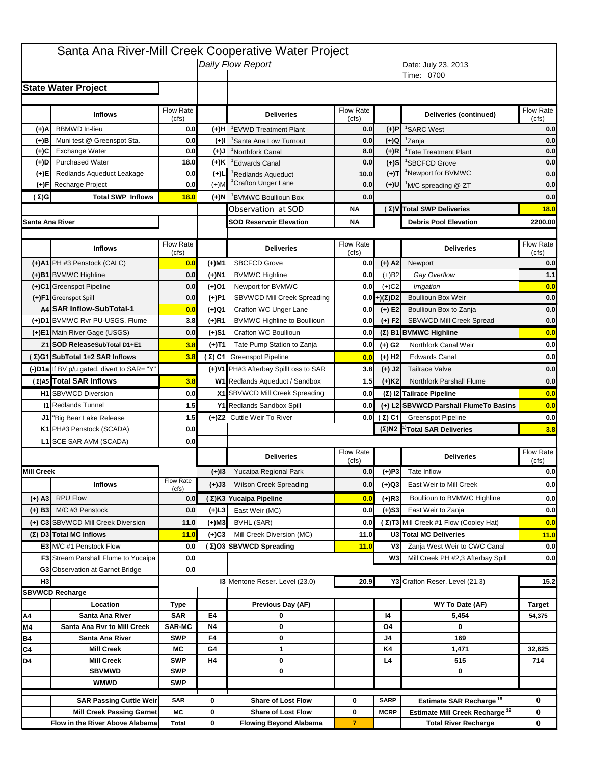# Santa Ana River-Mill Creek Cooperative Water Project

*Daily Flow Report*

Date: July 23, 2013
Time: 0700

## State Water Project

| | Inflows | Flow Rate (cfs) | | Deliveries | Flow Rate (cfs) | | Deliveries (continued) | Flow Rate (cfs) |
|---|---|---|---|---|---|---|---|---|
| (+)A | BBMWD In-lieu | 0.0 | (+)H | [1]EVWD Treatment Plant | 0.0 | (+)P | [1]SARC West | 0.0 |
| (+)B | Muni test @ Greenspot Sta. | 0.0 | (+)I | [1]Santa Ana Low Turnout | 0.0 | (+)Q | [1]Zanja | 0.0 |
| (+)C | Exchange Water | 0.0 | (+)J | [1]Northfork Canal | 8.0 | (+)R | [1]Tate Treatment Plant | 0.0 |
| (+)D | Purchased Water | 18.0 | (+)K | [1]Edwards Canal | 0.0 | (+)S | [1]SBCFCD Grove | 0.0 |
| (+)E | Redlands Aqueduct Leakage | 0.0 | (+)L | [1]Redlands Aqueduct | 10.0 | (+)T | [1]Newport for BVMWC | 0.0 |
| (+)F | Recharge Project | 0.0 | (+)M | [1]Crafton Unger Lane | 0.0 | (+)U | [1]M/C spreading @ ZT | 0.0 |
| (Σ)G | Total SWP Inflows | 18.0 | (+)N | [1]BVMWC Boullioun Box | 0.0 | | | 0.0 |
| | | | | Observation at SOD | NA | (Σ)V | Total SWP Deliveries | 18.0 |
| Santa Ana River | | | | SOD Reservoir Elevation | NA | | Debris Pool Elevation | 2200.00 |

| | Inflows | Flow Rate (cfs) | | Deliveries | Flow Rate (cfs) | | Deliveries | Flow Rate (cfs) |
|---|---|---|---|---|---|---|---|---|
| (+)A1 | PH #3 Penstock (CALC) | 0.0 | (+)M1 | SBCFCD Grove | 0.0 | (+) A2 | Newport | 0.0 |
| (+)B1 | BVMWC Highline | 0.0 | (+)N1 | BVMWC Highline | 0.0 | (+)B2 | *Gay Overflow* | 1.1 |
| (+)C1 | Greenspot Pipeline | 0.0 | (+)O1 | Newport for BVMWC | 0.0 | (+)C2 | *Irrigation* | 0.0 |
| (+)F1 | Greenspot Spill | 0.0 | (+)P1 | SBVWCD Mill Creek Spreading | 0.0 | (+)(Σ)D2 | Boullioun Box Weir | 0.0 |
| A4 | SAR Inflow-SubTotal-1 | 0.0 | (+)Q1 | Crafton WC Unger Lane | 0.0 | (+) E2 | Boullioun Box to Zanja | 0.0 |
| (+)D1 | BVMWC Rvr PU-USGS, Flume | 3.8 | (+)R1 | BVMWC Highline to Boullioun | 0.0 | (+) F2 | SBVWCD Mill Creek Spread | 0.0 |
| (+)E1 | Main River Gage (USGS) | 0.0 | (+)S1 | Crafton WC Boullioun | 0.0 | (Σ) B1 | BVMWC Highline | 0.0 |
| Z1 | SOD ReleaseSubTotal D1+E1 | 3.8 | (+)T1 | Tate Pump Station to Zanja | 0.0 | (+) G2 | Northfork Canal Weir | 0.0 |
| (Σ)G1 | SubTotal 1+2 SAR Inflows | 3.8 | (Σ) C1 | Greenspot Pipeline | 0.0 | (+) H2 | Edwards Canal | 0.0 |
| (-)D1a | If BV p/u gated, divert to SAR= "Y" | | (+)V1 | PH#3 Afterbay SpillLoss to SAR | 3.8 | (+) J2 | Tailrace Valve | 0.0 |
| (Σ)A5 | Total SAR Inflows | 3.8 | W1 | Redlands Aqueduct / Sandbox | 1.5 | (+)K2 | Northfork Parshall Flume | 0.0 |
| H1 | SBVWCD Diversion | 0.0 | X1 | SBVWCD Mill Creek Spreading | 0.0 | (Σ) I2 | Tailrace Pipeline | 0.0 |
| I1 | Redlands Tunnel | 1.5 | Y1 | Redlands Sandbox Spill | 0.0 | (+) L2 | SBVWCD Parshall FlumeTo Basins | 0.0 |
| J1 | [a]Big Bear Lake Release | 1.5 | (+)Z2 | Cuttle Weir To River | 0.0 | (Σ) C1 | Greenspot Pipeline | 0.0 |
| K1 | PH#3 Penstock (SCADA) | 0.0 | | | | (Σ)N2 | [1)]Total SAR Deliveries | 3.8 |
| L1 | SCE SAR AVM (SCADA) | 0.0 | | | | | | |

| | Inflows | Flow Rate (cfs) | | Deliveries | Flow Rate (cfs) | | Deliveries | Flow Rate (cfs) |
|---|---|---|---|---|---|---|---|---|
| Mill Creek | | | (+)I3 | Yucaipa Regional Park | 0.0 | (+)P3 | Tate Inflow | 0.0 |
| | | | (+)J3 | Wilson Creek Spreading | 0.0 | (+)Q3 | East Weir to Mill Creek | 0.0 |
| (+) A3 | RPU Flow | 0.0 | (Σ)K3 | Yucaipa Pipeline | 0.0 | (+)R3 | Boullioun to BVMWC Highline | 0.0 |
| (+) B3 | M/C #3 Penstock | 0.0 | (+)L3 | East Weir (MC) | 0.0 | (+)S3 | East Weir to Zanja | 0.0 |
| (+) C3 | SBVWCD Mill Creek Diversion | 11.0 | (+)M3 | BVHL (SAR) | 0.0 | (Σ)T3 | Mill Creek #1 Flow (Cooley Hat) | 0.0 |
| (Σ) D3 | Total MC Inflows | 11.0 | (+)C3 | Mill Creek Diversion (MC) | 11.0 | U3 | Total MC Deliveries | 11.0 |
| E3 | M/C #1 Penstock Flow | 0.0 | (Σ)O3 | SBVWCD Spreading | 11.0 | V3 | Zanja West Weir to CWC Canal | 0.0 |
| F3 | Stream Parshall Flume to Yucaipa | 0.0 | | | | W3 | Mill Creek PH #2,3 Afterbay Spill | 0.0 |
| G3 | Observation at Garnet Bridge | 0.0 | | | | | | |
| H3 | | | I3 | Mentone Reser. Level (23.0) | 20.9 | Y3 | Crafton Reser. Level (21.3) | 15.2 |

## SBVWCD Recharge

| | Location | Type | | Previous Day (AF) | | | WY To Date (AF) | Target |
|---|---|---|---|---|---|---|---|---|
| A4 | Santa Ana River | SAR | E4 | 0 | | I4 | 5,454 | 54,375 |
| M4 | Santa Ana Rvr to Mill Creek | SAR-MC | N4 | 0 | | O4 | 0 | |
| B4 | Santa Ana River | SWP | F4 | 0 | | J4 | 169 | |
| C4 | Mill Creek | MC | G4 | 1 | | K4 | 1,471 | 32,625 |
| D4 | Mill Creek | SWP | H4 | 0 | | L4 | 515 | 714 |
| | SBVMWD | SWP | | 0 | | | 0 | |
| | WMWD | SWP | | | | | | |

| | | | | | |
|---|---|---|---|---|---|
| SAR Passing Cuttle Weir | SAR | 0 | Share of Lost Flow | 0 | SARP | Estimate SAR Recharge [18] | 0 |
| Mill Creek Passing Garnet | MC | 0 | Share of Lost Flow | 0 | MCRP | Estimate Mill Creek Recharge [19] | 0 |
| Flow in the River Above Alabama | Total | 0 | Flowing Beyond Alabama | 7 | | Total River Recharge | 0 |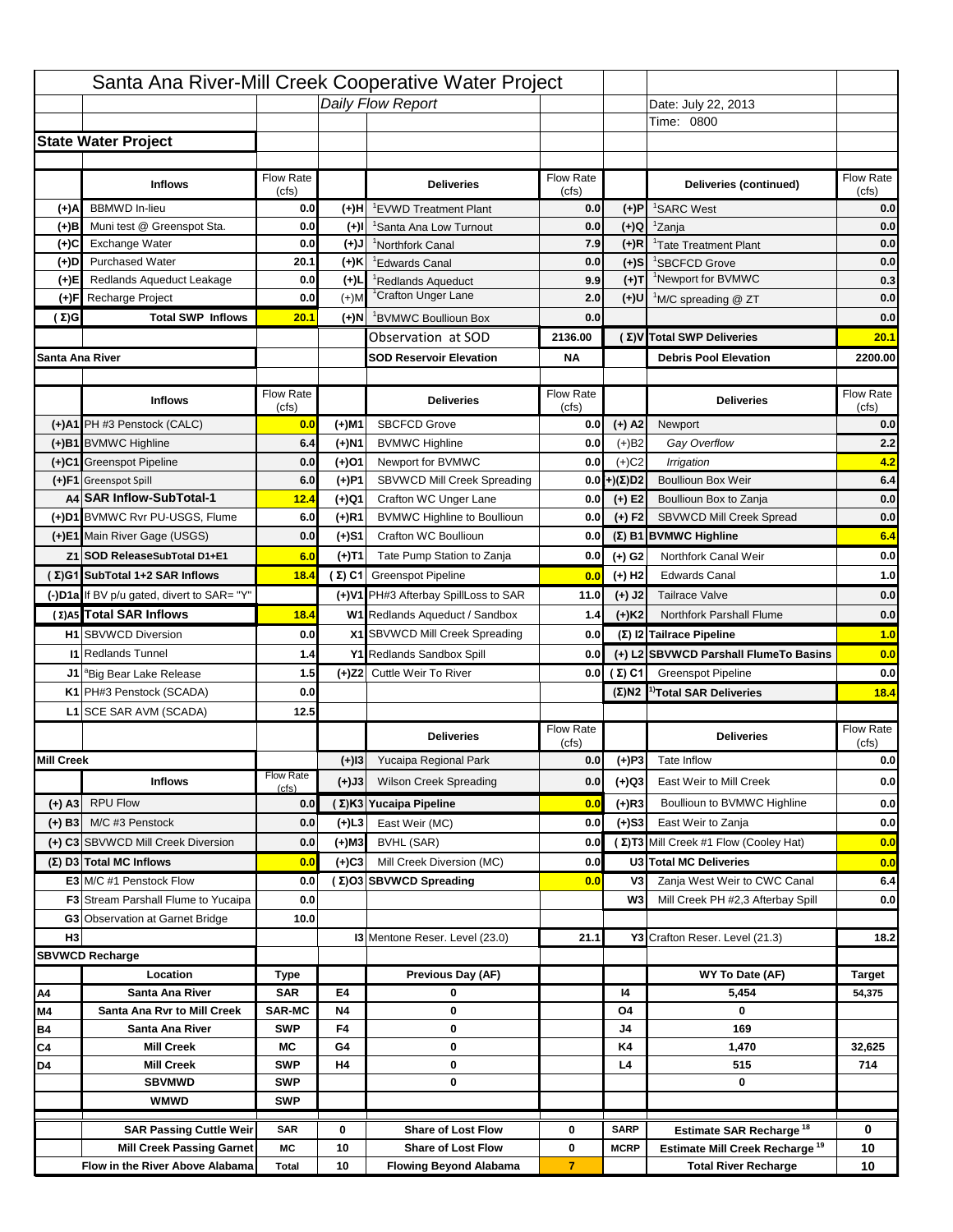# Santa Ana River-Mill Creek Cooperative Water Project

*Daily Flow Report*

Date: July 22, 2013

Time: 0800

## State Water Project

| | Inflows | Flow Rate (cfs) | | Deliveries | Flow Rate (cfs) | | Deliveries (continued) | Flow Rate (cfs) |
|---|---|---|---|---|---|---|---|---|
| (+)A | BBMWD In-lieu | 0.0 | (+)H | [1]EVWD Treatment Plant | 0.0 | (+)P | [1]SARC West | 0.0 |
| (+)B | Muni test @ Greenspot Sta. | 0.0 | (+)I | [1]Santa Ana Low Turnout | 0.0 | (+)Q | [1]Zanja | 0.0 |
| (+)C | Exchange Water | 0.0 | (+)J | [1]Northfork Canal | 7.9 | (+)R | [1]Tate Treatment Plant | 0.0 |
| (+)D | Purchased Water | 20.1 | (+)K | [1]Edwards Canal | 0.0 | (+)S | [1]SBCFCD Grove | 0.0 |
| (+)E | Redlands Aqueduct Leakage | 0.0 | (+)L | [1]Redlands Aqueduct | 9.9 | (+)T | [1]Newport for BVMWC | 0.3 |
| (+)F | Recharge Project | 0.0 | (+)M | [1]Crafton Unger Lane | 2.0 | (+)U | [1]M/C spreading @ ZT | 0.0 |
| (Σ)G | Total SWP Inflows | 20.1 | (+)N | [1]BVMWC Boullioun Box | 0.0 | | | 0.0 |
| | | | | Observation at SOD | 2136.00 | (Σ)V | Total SWP Deliveries | 20.1 |
| Santa Ana River | | | | SOD Reservoir Elevation | NA | | Debris Pool Elevation | 2200.00 |

| | Inflows | Flow Rate (cfs) | | Deliveries | Flow Rate (cfs) | | Deliveries | Flow Rate (cfs) |
|---|---|---|---|---|---|---|---|---|
| (+)A1 | PH #3 Penstock (CALC) | 0.0 | (+)M1 | SBCFCD Grove | 0.0 | (+) A2 | Newport | 0.0 |
| (+)B1 | BVMWC Highline | 6.4 | (+)N1 | BVMWC Highline | 0.0 | (+)B2 | *Gay Overflow* | 2.2 |
| (+)C1 | Greenspot Pipeline | 0.0 | (+)O1 | Newport for BVMWC | 0.0 | (+)C2 | *Irrigation* | 4.2 |
| (+)F1 | Greenspot Spill | 6.0 | (+)P1 | SBVWCD Mill Creek Spreading | 0.0 | +)(Σ)D2 | Boullioun Box Weir | 6.4 |
| A4 | SAR Inflow-SubTotal-1 | 12.4 | (+)Q1 | Crafton WC Unger Lane | 0.0 | (+) E2 | Boullioun Box to Zanja | 0.0 |
| (+)D1 | BVMWC Rvr PU-USGS, Flume | 6.0 | (+)R1 | BVMWC Highline to Boullioun | 0.0 | (+) F2 | SBVWCD Mill Creek Spread | 0.0 |
| (+)E1 | Main River Gage (USGS) | 0.0 | (+)S1 | Crafton WC Boullioun | 0.0 | (Σ) B1 | BVMWC Highline | 6.4 |
| Z1 | SOD ReleaseSubTotal D1+E1 | 6.0 | (+)T1 | Tate Pump Station to Zanja | 0.0 | (+) G2 | Northfork Canal Weir | 0.0 |
| (Σ)G1 | SubTotal 1+2 SAR Inflows | 18.4 | (Σ) C1 | Greenspot Pipeline | 0.0 | (+) H2 | Edwards Canal | 1.0 |
| (-)D1a | If BV p/u gated, divert to SAR= "Y" | | (+)V1 | PH#3 Afterbay SpillLoss to SAR | 11.0 | (+) J2 | Tailrace Valve | 0.0 |
| (Σ)A5 | Total SAR Inflows | 18.4 | W1 | Redlands Aqueduct / Sandbox | 1.4 | (+)K2 | Northfork Parshall Flume | 0.0 |
| H1 | SBVWCD Diversion | 0.0 | X1 | SBVWCD Mill Creek Spreading | 0.0 | (Σ) I2 | Tailrace Pipeline | 1.0 |
| I1 | Redlands Tunnel | 1.4 | Y1 | Redlands Sandbox Spill | 0.0 | (+) L2 | SBVWCD Parshall FlumeTo Basins | 0.0 |
| J1 | [a]Big Bear Lake Release | 1.5 | (+)Z2 | Cuttle Weir To River | 0.0 | (Σ) C1 | Greenspot Pipeline | 0.0 |
| K1 | PH#3 Penstock (SCADA) | 0.0 | | | | (Σ)N2 | [1)]Total SAR Deliveries | 18.4 |
| L1 | SCE SAR AVM (SCADA) | 12.5 | | | | | | |

| | Inflows | Flow Rate (cfs) | | Deliveries | Flow Rate (cfs) | | Deliveries | Flow Rate (cfs) |
|---|---|---|---|---|---|---|---|---|
| Mill Creek | | | (+)I3 | Yucaipa Regional Park | 0.0 | (+)P3 | Tate Inflow | 0.0 |
| | | | (+)J3 | Wilson Creek Spreading | 0.0 | (+)Q3 | East Weir to Mill Creek | 0.0 |
| (+) A3 | RPU Flow | 0.0 | (Σ)K3 | Yucaipa Pipeline | 0.0 | (+)R3 | Boullioun to BVMWC Highline | 0.0 |
| (+) B3 | M/C #3 Penstock | 0.0 | (+)L3 | East Weir (MC) | 0.0 | (+)S3 | East Weir to Zanja | 0.0 |
| (+) C3 | SBVWCD Mill Creek Diversion | 0.0 | (+)M3 | BVHL (SAR) | 0.0 | (Σ)T3 | Mill Creek #1 Flow (Cooley Hat) | 0.0 |
| (Σ) D3 | Total MC Inflows | 0.0 | (+)C3 | Mill Creek Diversion (MC) | 0.0 | U3 | Total MC Deliveries | 0.0 |
| E3 | M/C #1 Penstock Flow | 0.0 | (Σ)O3 | SBVWCD Spreading | 0.0 | V3 | Zanja West Weir to CWC Canal | 6.4 |
| F3 | Stream Parshall Flume to Yucaipa | 0.0 | | | | W3 | Mill Creek PH #2,3 Afterbay Spill | 0.0 |
| G3 | Observation at Garnet Bridge | 10.0 | | | | | | |
| H3 | | | | I3 Mentone Reser. Level (23.0) | 21.1 | | Y3 Crafton Reser. Level (21.3) | 18.2 |

## SBVWCD Recharge

| | Location | Type | | Previous Day (AF) | | | WY To Date (AF) | Target |
|---|---|---|---|---|---|---|---|---|
| A4 | Santa Ana River | SAR | E4 | 0 | | I4 | 5,454 | 54,375 |
| M4 | Santa Ana Rvr to Mill Creek | SAR-MC | N4 | 0 | | O4 | 0 | |
| B4 | Santa Ana River | SWP | F4 | 0 | | J4 | 169 | |
| C4 | Mill Creek | MC | G4 | 0 | | K4 | 1,470 | 32,625 |
| D4 | Mill Creek | SWP | H4 | 0 | | L4 | 515 | 714 |
| | SBVMWD | SWP | | 0 | | | 0 | |
| | WMWD | SWP | | | | | | |

| | | | | | | | | |
|---|---|---|---|---|---|---|---|---|
| | SAR Passing Cuttle Weir | SAR | 0 | Share of Lost Flow | 0 | SARP | Estimate SAR Recharge [18] | 0 |
| | Mill Creek Passing Garnet | MC | 10 | Share of Lost Flow | 0 | MCRP | Estimate Mill Creek Recharge [19] | 10 |
| | Flow in the River Above Alabama | Total | 10 | Flowing Beyond Alabama | 7 | | Total River Recharge | 10 |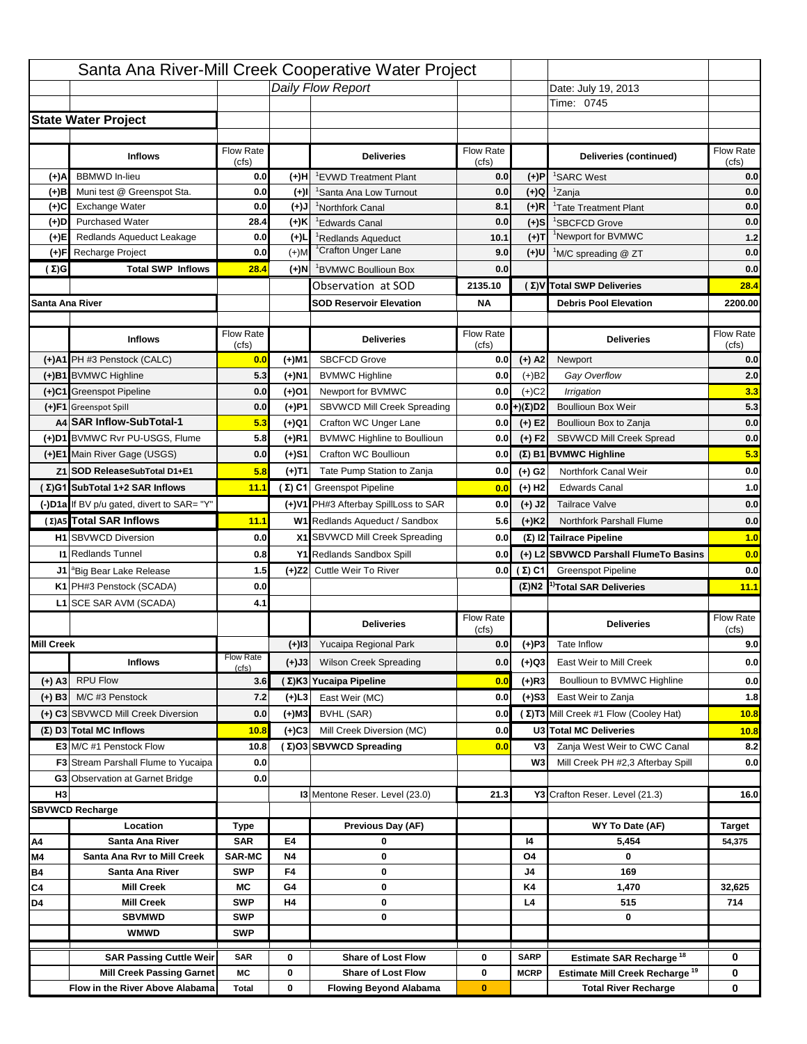# Santa Ana River-Mill Creek Cooperative Water Project

Daily Flow Report

Date: July 19, 2013

Time: 0745

## State Water Project

| | Inflows | Flow Rate (cfs) | | Deliveries | Flow Rate (cfs) | | Deliveries (continued) | Flow Rate (cfs) |
|---|---|---|---|---|---|---|---|---|
| (+)A | BBMWD In-lieu | 0.0 | (+)H | [1]EVWD Treatment Plant | 0.0 | (+)P | [1]SARC West | 0.0 |
| (+)B | Muni test @ Greenspot Sta. | 0.0 | (+)I | [1]Santa Ana Low Turnout | 0.0 | (+)Q | [1]Zanja | 0.0 |
| (+)C | Exchange Water | 0.0 | (+)J | [1]Northfork Canal | 8.1 | (+)R | [1]Tate Treatment Plant | 0.0 |
| (+)D | Purchased Water | 28.4 | (+)K | [1]Edwards Canal | 0.0 | (+)S | [1]SBCFCD Grove | 0.0 |
| (+)E | Redlands Aqueduct Leakage | 0.0 | (+)L | [1]Redlands Aqueduct | 10.1 | (+)T | [1]Newport for BVMWC | 1.2 |
| (+)F | Recharge Project | 0.0 | (+)M | [1]Crafton Unger Lane | 9.0 | (+)U | [1]M/C spreading @ ZT | 0.0 |
| (Σ)G | Total SWP Inflows | 28.4 | (+)N | [1]BVMWC Boullioun Box | 0.0 | | | 0.0 |
| | | | | Observation at SOD | 2135.10 | (Σ)V | Total SWP Deliveries | 28.4 |
| Santa Ana River | | | | SOD Reservoir Elevation | NA | | Debris Pool Elevation | 2200.00 |

| | Inflows | Flow Rate (cfs) | | Deliveries | Flow Rate (cfs) | | Deliveries | Flow Rate (cfs) |
|---|---|---|---|---|---|---|---|---|
| (+)A1 | PH #3 Penstock (CALC) | 0.0 | (+)M1 | SBCFCD Grove | 0.0 | (+) A2 | Newport | 0.0 |
| (+)B1 | BVMWC Highline | 5.3 | (+)N1 | BVMWC Highline | 0.0 | (+)B2 | *Gay Overflow* | 2.0 |
| (+)C1 | Greenspot Pipeline | 0.0 | (+)O1 | Newport for BVMWC | 0.0 | (+)C2 | *Irrigation* | 3.3 |
| (+)F1 | Greenspot Spill | 0.0 | (+)P1 | SBVWCD Mill Creek Spreading | 0.0 | +)(Σ)D2 | Boullioun Box Weir | 5.3 |
| A4 | SAR Inflow-SubTotal-1 | 5.3 | (+)Q1 | Crafton WC Unger Lane | 0.0 | (+) E2 | Boullioun Box to Zanja | 0.0 |
| (+)D1 | BVMWC Rvr PU-USGS, Flume | 5.8 | (+)R1 | BVMWC Highline to Boullioun | 0.0 | (+) F2 | SBVWCD Mill Creek Spread | 0.0 |
| (+)E1 | Main River Gage (USGS) | 0.0 | (+)S1 | Crafton WC Boullioun | 0.0 | (Σ) B1 | BVMWC Highline | 5.3 |
| Z1 | SOD ReleaseSubTotal D1+E1 | 5.8 | (+)T1 | Tate Pump Station to Zanja | 0.0 | (+) G2 | Northfork Canal Weir | 0.0 |
| (Σ)G1 | SubTotal 1+2 SAR Inflows | 11.1 | (Σ) C1 | Greenspot Pipeline | 0.0 | (+) H2 | Edwards Canal | 1.0 |
| (-)D1a | If BV p/u gated, divert to SAR= "Y" | | (+)V1 | PH#3 Afterbay SpillLoss to SAR | 0.0 | (+) J2 | Tailrace Valve | 0.0 |
| (Σ)A5 | Total SAR Inflows | 11.1 | W1 | Redlands Aqueduct / Sandbox | 5.6 | (+)K2 | Northfork Parshall Flume | 0.0 |
| H1 | SBVWCD Diversion | 0.0 | X1 | SBVWCD Mill Creek Spreading | 0.0 | (Σ) I2 | Tailrace Pipeline | 1.0 |
| I1 | Redlands Tunnel | 0.8 | Y1 | Redlands Sandbox Spill | 0.0 | (+) L2 | SBVWCD Parshall FlumeTo Basins | 0.0 |
| J1 | [a]Big Bear Lake Release | 1.5 | (+)Z2 | Cuttle Weir To River | 0.0 | (Σ) C1 | Greenspot Pipeline | 0.0 |
| K1 | PH#3 Penstock (SCADA) | 0.0 | | | | (Σ)N2 | [1)]Total SAR Deliveries | 11.1 |
| L1 | SCE SAR AVM (SCADA) | 4.1 | | | | | | |

| | Inflows | Flow Rate (cfs) | | Deliveries | Flow Rate (cfs) | | Deliveries | Flow Rate (cfs) |
|---|---|---|---|---|---|---|---|---|
| Mill Creek | | | (+)I3 | Yucaipa Regional Park | 0.0 | (+)P3 | Tate Inflow | 9.0 |
| | Inflows | Flow Rate (cfs) | (+)J3 | Wilson Creek Spreading | 0.0 | (+)Q3 | East Weir to Mill Creek | 0.0 |
| (+) A3 | RPU Flow | 3.6 | (Σ)K3 | Yucaipa Pipeline | 0.0 | (+)R3 | Boullioun to BVMWC Highline | 0.0 |
| (+) B3 | M/C #3 Penstock | 7.2 | (+)L3 | East Weir (MC) | 0.0 | (+)S3 | East Weir to Zanja | 1.8 |
| (+) C3 | SBVWCD Mill Creek Diversion | 0.0 | (+)M3 | BVHL (SAR) | 0.0 | (Σ)T3 | Mill Creek #1 Flow (Cooley Hat) | 10.8 |
| (Σ) D3 | Total MC Inflows | 10.8 | (+)C3 | Mill Creek Diversion (MC) | 0.0 | U3 | Total MC Deliveries | 10.8 |
| E3 | M/C #1 Penstock Flow | 10.8 | (Σ)O3 | SBVWCD Spreading | 0.0 | V3 | Zanja West Weir to CWC Canal | 8.2 |
| F3 | Stream Parshall Flume to Yucaipa | 0.0 | | | | W3 | Mill Creek PH #2,3 Afterbay Spill | 0.0 |
| G3 | Observation at Garnet Bridge | 0.0 | | | | | | |
| H3 | | | I3 | Mentone Reser. Level (23.0) | 21.3 | Y3 | Crafton Reser. Level (21.3) | 16.0 |

## SBVWCD Recharge

| | Location | Type | | Previous Day (AF) | | | WY To Date (AF) | Target |
|---|---|---|---|---|---|---|---|---|
| A4 | Santa Ana River | SAR | E4 | 0 | | I4 | 5,454 | 54,375 |
| M4 | Santa Ana Rvr to Mill Creek | SAR-MC | N4 | 0 | | O4 | 0 | |
| B4 | Santa Ana River | SWP | F4 | 0 | | J4 | 169 | |
| C4 | Mill Creek | MC | G4 | 0 | | K4 | 1,470 | 32,625 |
| D4 | Mill Creek | SWP | H4 | 0 | | L4 | 515 | 714 |
| | SBVMWD | SWP | | 0 | | | 0 | |
| | WMWD | SWP | | | | | | |
| | SAR Passing Cuttle Weir | SAR | 0 | Share of Lost Flow | 0 | SARP | Estimate SAR Recharge [18] | 0 |
| | Mill Creek Passing Garnet | MC | 0 | Share of Lost Flow | 0 | MCRP | Estimate Mill Creek Recharge [19] | 0 |
| | Flow in the River Above Alabama | Total | 0 | Flowing Beyond Alabama | 0 | | Total River Recharge | 0 |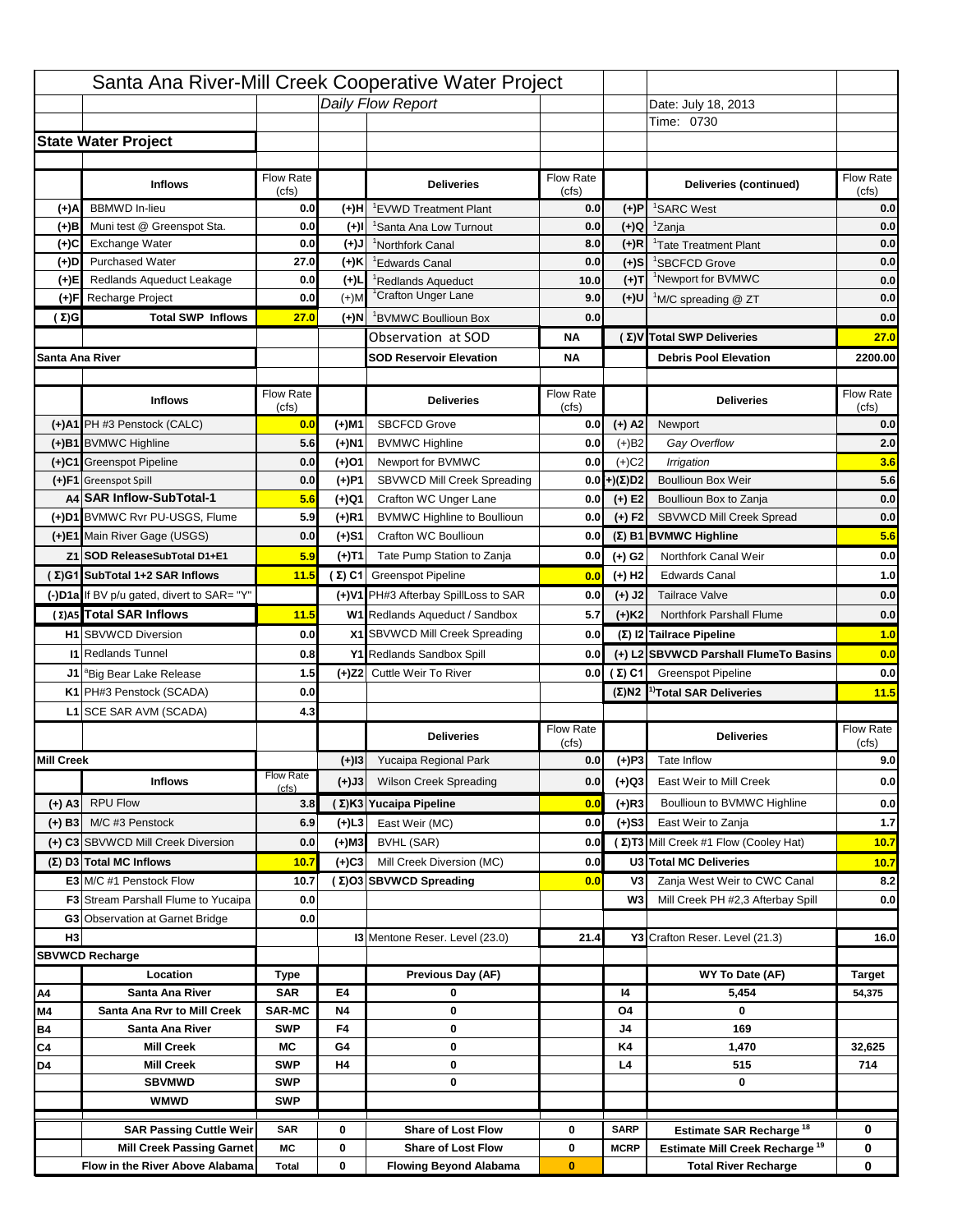# Santa Ana River-Mill Creek Cooperative Water Project

*Daily Flow Report*

Date: July 18, 2013

Time: 0730

## State Water Project

| | Inflows | Flow Rate (cfs) | | Deliveries | Flow Rate (cfs) | | Deliveries (continued) | Flow Rate (cfs) |
|---|---|---|---|---|---|---|---|---|
| (+)A | BBMWD In-lieu | 0.0 | (+)H | [1]EVWD Treatment Plant | 0.0 | (+)P | [1]SARC West | 0.0 |
| (+)B | Muni test @ Greenspot Sta. | 0.0 | (+)I | [1]Santa Ana Low Turnout | 0.0 | (+)Q | [1]Zanja | 0.0 |
| (+)C | Exchange Water | 0.0 | (+)J | [1]Northfork Canal | 8.0 | (+)R | [1]Tate Treatment Plant | 0.0 |
| (+)D | Purchased Water | 27.0 | (+)K | [1]Edwards Canal | 0.0 | (+)S | [1]SBCFCD Grove | 0.0 |
| (+)E | Redlands Aqueduct Leakage | 0.0 | (+)L | [1]Redlands Aqueduct | 10.0 | (+)T | [1]Newport for BVMWC | 0.0 |
| (+)F | Recharge Project | 0.0 | (+)M | [1]Crafton Unger Lane | 9.0 | (+)U | [1]M/C spreading @ ZT | 0.0 |
| (Σ)G | Total SWP Inflows | 27.0 | (+)N | [1]BVMWC Boullioun Box | 0.0 | | | 0.0 |
| | | | | Observation at SOD | NA | (Σ)V | Total SWP Deliveries | 27.0 |
| Santa Ana River | | | | SOD Reservoir Elevation | NA | | Debris Pool Elevation | 2200.00 |

## Santa Ana River

| | Inflows | Flow Rate (cfs) | | Deliveries | Flow Rate (cfs) | | Deliveries | Flow Rate (cfs) |
|---|---|---|---|---|---|---|---|---|
| (+)A1 | PH #3 Penstock (CALC) | 0.0 | (+)M1 | SBCFCD Grove | 0.0 | (+) A2 | Newport | 0.0 |
| (+)B1 | BVMWC Highline | 5.6 | (+)N1 | BVMWC Highline | 0.0 | (+)B2 | *Gay Overflow* | 2.0 |
| (+)C1 | Greenspot Pipeline | 0.0 | (+)O1 | Newport for BVMWC | 0.0 | (+)C2 | *Irrigation* | 3.6 |
| (+)F1 | Greenspot Spill | 0.0 | (+)P1 | SBVWCD Mill Creek Spreading | 0.0 | (+)(Σ)D2 | Boullioun Box Weir | 5.6 |
| A4 | SAR Inflow-SubTotal-1 | 5.6 | (+)Q1 | Crafton WC Unger Lane | 0.0 | (+) E2 | Boullioun Box to Zanja | 0.0 |
| (+)D1 | BVMWC Rvr PU-USGS, Flume | 5.9 | (+)R1 | BVMWC Highline to Boullioun | 0.0 | (+) F2 | SBVWCD Mill Creek Spread | 0.0 |
| (+)E1 | Main River Gage (USGS) | 0.0 | (+)S1 | Crafton WC Boullioun | 0.0 | (Σ) B1 | BVMWC Highline | 5.6 |
| Z1 | SOD ReleaseSubTotal D1+E1 | 5.9 | (+)T1 | Tate Pump Station to Zanja | 0.0 | (+) G2 | Northfork Canal Weir | 0.0 |
| (Σ)G1 | SubTotal 1+2 SAR Inflows | 11.5 | (Σ) C1 | Greenspot Pipeline | 0.0 | (+) H2 | Edwards Canal | 1.0 |
| (-)D1a | If BV p/u gated, divert to SAR= "Y" | | (+)V1 | PH#3 Afterbay SpillLoss to SAR | 0.0 | (+) J2 | Tailrace Valve | 0.0 |
| (Σ)A5 | Total SAR Inflows | 11.5 | W1 | Redlands Aqueduct / Sandbox | 5.7 | (+)K2 | Northfork Parshall Flume | 0.0 |
| H1 | SBVWCD Diversion | 0.0 | X1 | SBVWCD Mill Creek Spreading | 0.0 | (Σ) I2 | Tailrace Pipeline | 1.0 |
| I1 | Redlands Tunnel | 0.8 | Y1 | Redlands Sandbox Spill | 0.0 | (+) L2 | SBVWCD Parshall FlumeTo Basins | 0.0 |
| J1 | [a]Big Bear Lake Release | 1.5 | (+)Z2 | Cuttle Weir To River | 0.0 | (Σ) C1 | Greenspot Pipeline | 0.0 |
| K1 | PH#3 Penstock (SCADA) | 0.0 | | | | (Σ)N2 | [1)]Total SAR Deliveries | 11.5 |
| L1 | SCE SAR AVM (SCADA) | 4.3 | | | | | | |

## Mill Creek

| | Inflows | Flow Rate (cfs) | | Deliveries | Flow Rate (cfs) | | Deliveries | Flow Rate (cfs) |
|---|---|---|---|---|---|---|---|---|
| | | | (+)I3 | Yucaipa Regional Park | 0.0 | (+)P3 | Tate Inflow | 9.0 |
| | | | (+)J3 | Wilson Creek Spreading | 0.0 | (+)Q3 | East Weir to Mill Creek | 0.0 |
| (+) A3 | RPU Flow | 3.8 | (Σ)K3 | Yucaipa Pipeline | 0.0 | (+)R3 | Boullioun to BVMWC Highline | 0.0 |
| (+) B3 | M/C #3 Penstock | 6.9 | (+)L3 | East Weir (MC) | 0.0 | (+)S3 | East Weir to Zanja | 1.7 |
| (+) C3 | SBVWCD Mill Creek Diversion | 0.0 | (+)M3 | BVHL (SAR) | 0.0 | (Σ)T3 | Mill Creek #1 Flow (Cooley Hat) | 10.7 |
| (Σ) D3 | Total MC Inflows | 10.7 | (+)C3 | Mill Creek Diversion (MC) | 0.0 | U3 | Total MC Deliveries | 10.7 |
| E3 | M/C #1 Penstock Flow | 10.7 | (Σ)O3 | SBVWCD Spreading | 0.0 | V3 | Zanja West Weir to CWC Canal | 8.2 |
| F3 | Stream Parshall Flume to Yucaipa | 0.0 | | | | W3 | Mill Creek PH #2,3 Afterbay Spill | 0.0 |
| G3 | Observation at Garnet Bridge | 0.0 | | | | | | |
| H3 | | | I3 | Mentone Reser. Level (23.0) | 21.4 | Y3 | Crafton Reser. Level (21.3) | 16.0 |

## SBVWCD Recharge

| | Location | Type | | Previous Day (AF) | | | WY To Date (AF) | Target |
|---|---|---|---|---|---|---|---|---|
| A4 | Santa Ana River | SAR | E4 | 0 | | I4 | 5,454 | 54,375 |
| M4 | Santa Ana Rvr to Mill Creek | SAR-MC | N4 | 0 | | O4 | 0 | |
| B4 | Santa Ana River | SWP | F4 | 0 | | J4 | 169 | |
| C4 | Mill Creek | MC | G4 | 0 | | K4 | 1,470 | 32,625 |
| D4 | Mill Creek | SWP | H4 | 0 | | L4 | 515 | 714 |
| | SBVMWD | SWP | | 0 | | | 0 | |
| | WMWD | SWP | | | | | | |

| | | | | | | | |
|---|---|---|---|---|---|---|---|
| SAR Passing Cuttle Weir | SAR | 0 | Share of Lost Flow | 0 | SARP | Estimate SAR Recharge [18] | 0 |
| Mill Creek Passing Garnet | MC | 0 | Share of Lost Flow | 0 | MCRP | Estimate Mill Creek Recharge [19] | 0 |
| Flow in the River Above Alabama | Total | 0 | Flowing Beyond Alabama | 0 | | Total River Recharge | 0 |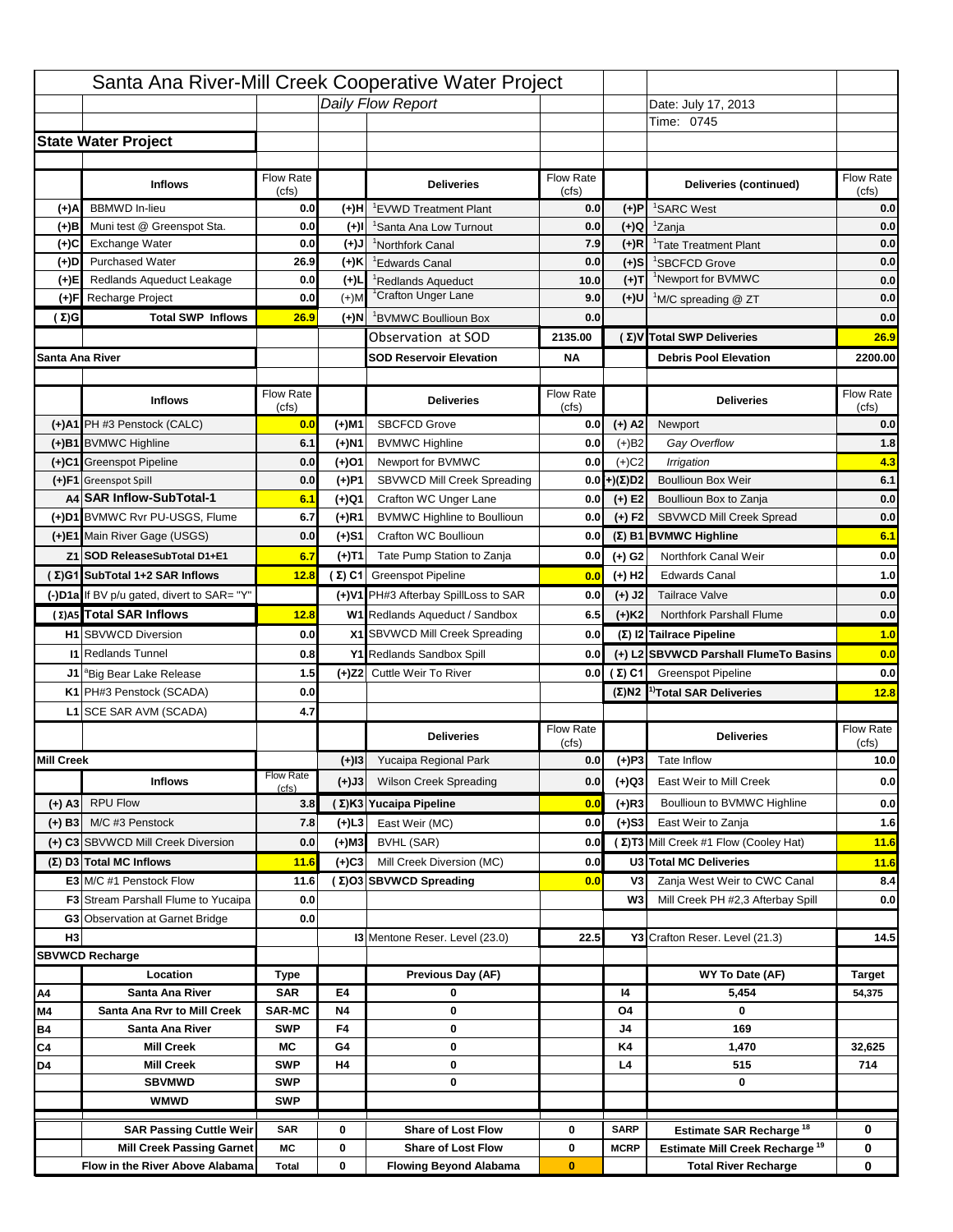# Santa Ana River-Mill Creek Cooperative Water Project

*Daily Flow Report*

Date: July 17, 2013
Time: 0745

## State Water Project

| | Inflows | Flow Rate (cfs) | | Deliveries | Flow Rate (cfs) | | Deliveries (continued) | Flow Rate (cfs) |
|---|---|---|---|---|---|---|---|---|
| (+)A | BBMWD In-lieu | 0.0 | (+)H | [1]EVWD Treatment Plant | 0.0 | (+)P | [1]SARC West | 0.0 |
| (+)B | Muni test @ Greenspot Sta. | 0.0 | (+)I | [1]Santa Ana Low Turnout | 0.0 | (+)Q | [1]Zanja | 0.0 |
| (+)C | Exchange Water | 0.0 | (+)J | [1]Northfork Canal | 7.9 | (+)R | [1]Tate Treatment Plant | 0.0 |
| (+)D | Purchased Water | 26.9 | (+)K | [1]Edwards Canal | 0.0 | (+)S | [1]SBCFCD Grove | 0.0 |
| (+)E | Redlands Aqueduct Leakage | 0.0 | (+)L | [1]Redlands Aqueduct | 10.0 | (+)T | [1]Newport for BVMWC | 0.0 |
| (+)F | Recharge Project | 0.0 | (+)M | [1]Crafton Unger Lane | 9.0 | (+)U | [1]M/C spreading @ ZT | 0.0 |
| (Σ)G | Total SWP Inflows | 26.9 | (+)N | [1]BVMWC Boullioun Box | 0.0 | | | 0.0 |
| | | | | Observation at SOD | 2135.00 | (Σ)V | Total SWP Deliveries | 26.9 |
| Santa Ana River | | | | SOD Reservoir Elevation | NA | | Debris Pool Elevation | 2200.00 |

| | Inflows | Flow Rate (cfs) | | Deliveries | Flow Rate (cfs) | | Deliveries | Flow Rate (cfs) |
|---|---|---|---|---|---|---|---|---|
| (+)A1 | PH #3 Penstock (CALC) | 0.0 | (+)M1 | SBCFCD Grove | 0.0 | (+) A2 | Newport | 0.0 |
| (+)B1 | BVMWC Highline | 6.1 | (+)N1 | BVMWC Highline | 0.0 | (+)B2 | *Gay Overflow* | 1.8 |
| (+)C1 | Greenspot Pipeline | 0.0 | (+)O1 | Newport for BVMWC | 0.0 | (+)C2 | *Irrigation* | 4.3 |
| (+)F1 | Greenspot Spill | 0.0 | (+)P1 | SBVWCD Mill Creek Spreading | 0.0 | (+)(Σ)D2 | Boullioun Box Weir | 6.1 |
| A4 | SAR Inflow-SubTotal-1 | 6.1 | (+)Q1 | Crafton WC Unger Lane | 0.0 | (+) E2 | Boullioun Box to Zanja | 0.0 |
| (+)D1 | BVMWC Rvr PU-USGS, Flume | 6.7 | (+)R1 | BVMWC Highline to Boullioun | 0.0 | (+) F2 | SBVWCD Mill Creek Spread | 0.0 |
| (+)E1 | Main River Gage (USGS) | 0.0 | (+)S1 | Crafton WC Boullioun | 0.0 | (Σ) B1 | BVMWC Highline | 6.1 |
| Z1 | SOD ReleaseSubTotal D1+E1 | 6.7 | (+)T1 | Tate Pump Station to Zanja | 0.0 | (+) G2 | Northfork Canal Weir | 0.0 |
| (Σ)G1 | SubTotal 1+2 SAR Inflows | 12.8 | (Σ) C1 | Greenspot Pipeline | 0.0 | (+) H2 | Edwards Canal | 1.0 |
| (-)D1a | If BV p/u gated, divert to SAR= "Y" | | (+)V1 | PH#3 Afterbay SpillLoss to SAR | 0.0 | (+) J2 | Tailrace Valve | 0.0 |
| (Σ)A5 | Total SAR Inflows | 12.8 | W1 | Redlands Aqueduct / Sandbox | 6.5 | (+)K2 | Northfork Parshall Flume | 0.0 |
| H1 | SBVWCD Diversion | 0.0 | X1 | SBVWCD Mill Creek Spreading | 0.0 | (Σ) I2 | Tailrace Pipeline | 1.0 |
| I1 | Redlands Tunnel | 0.8 | Y1 | Redlands Sandbox Spill | 0.0 | (+) L2 | SBVWCD Parshall FlumeTo Basins | 0.0 |
| J1 | [a]Big Bear Lake Release | 1.5 | (+)Z2 | Cuttle Weir To River | 0.0 | (Σ) C1 | Greenspot Pipeline | 0.0 |
| K1 | PH#3 Penstock (SCADA) | 0.0 | | | | (Σ)N2 | [1)]Total SAR Deliveries | 12.8 |
| L1 | SCE SAR AVM (SCADA) | 4.7 | | | | | | |

| | Inflows | Flow Rate (cfs) | | Deliveries | Flow Rate (cfs) | | Deliveries | Flow Rate (cfs) |
|---|---|---|---|---|---|---|---|---|
| Mill Creek | | | (+)I3 | Yucaipa Regional Park | 0.0 | (+)P3 | Tate Inflow | 10.0 |
| | | | (+)J3 | Wilson Creek Spreading | 0.0 | (+)Q3 | East Weir to Mill Creek | 0.0 |
| (+) A3 | RPU Flow | 3.8 | (Σ)K3 | Yucaipa Pipeline | 0.0 | (+)R3 | Boullioun to BVMWC Highline | 0.0 |
| (+) B3 | M/C #3 Penstock | 7.8 | (+)L3 | East Weir (MC) | 0.0 | (+)S3 | East Weir to Zanja | 1.6 |
| (+) C3 | SBVWCD Mill Creek Diversion | 0.0 | (+)M3 | BVHL (SAR) | 0.0 | (Σ)T3 | Mill Creek #1 Flow (Cooley Hat) | 11.6 |
| (Σ) D3 | Total MC Inflows | 11.6 | (+)C3 | Mill Creek Diversion (MC) | 0.0 | U3 | Total MC Deliveries | 11.6 |
| E3 | M/C #1 Penstock Flow | 11.6 | (Σ)O3 | SBVWCD Spreading | 0.0 | V3 | Zanja West Weir to CWC Canal | 8.4 |
| F3 | Stream Parshall Flume to Yucaipa | 0.0 | | | | W3 | Mill Creek PH #2,3 Afterbay Spill | 0.0 |
| G3 | Observation at Garnet Bridge | 0.0 | | | | | | |
| H3 | | | I3 | Mentone Reser. Level (23.0) | 22.5 | Y3 | Crafton Reser. Level (21.3) | 14.5 |

## SBVWCD Recharge

| | Location | Type | | Previous Day (AF) | | | WY To Date (AF) | Target |
|---|---|---|---|---|---|---|---|---|
| A4 | Santa Ana River | SAR | E4 | 0 | | I4 | 5,454 | 54,375 |
| M4 | Santa Ana Rvr to Mill Creek | SAR-MC | N4 | 0 | | O4 | 0 | |
| B4 | Santa Ana River | SWP | F4 | 0 | | J4 | 169 | |
| C4 | Mill Creek | MC | G4 | 0 | | K4 | 1,470 | 32,625 |
| D4 | Mill Creek | SWP | H4 | 0 | | L4 | 515 | 714 |
| | SBVMWD | SWP | | 0 | | | 0 | |
| | WMWD | SWP | | | | | | |

| | | | | | | |
|---|---|---|---|---|---|---|
| SAR Passing Cuttle Weir | SAR | 0 | Share of Lost Flow | 0 | SARP | Estimate SAR Recharge [18] | 0 |
| Mill Creek Passing Garnet | MC | 0 | Share of Lost Flow | 0 | MCRP | Estimate Mill Creek Recharge [19] | 0 |
| Flow in the River Above Alabama | Total | 0 | Flowing Beyond Alabama | 0 | | Total River Recharge | 0 |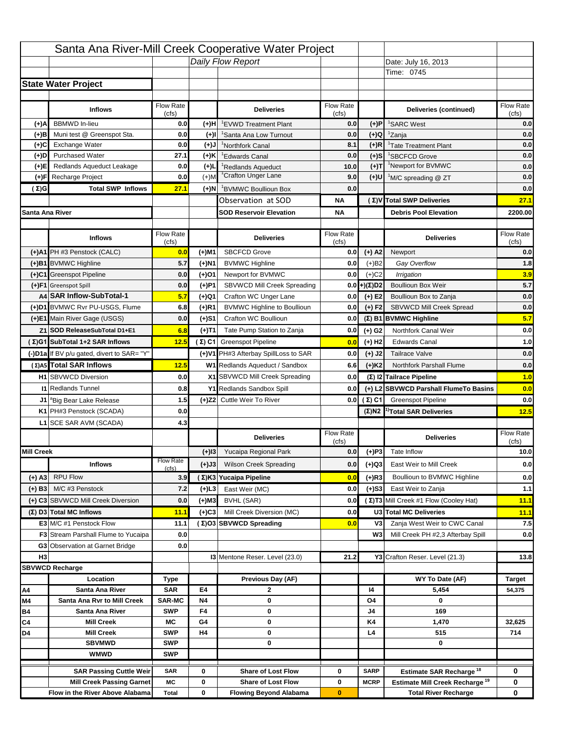# Santa Ana River-Mill Creek Cooperative Water Project

*Daily Flow Report*

Date: July 16, 2013
Time: 0745

## State Water Project

| | Inflows | Flow Rate (cfs) | | Deliveries | Flow Rate (cfs) | | Deliveries (continued) | Flow Rate (cfs) |
|---|---|---|---|---|---|---|---|---|
| (+)A | BBMWD In-lieu | 0.0 | (+)H | [1]EVWD Treatment Plant | 0.0 | (+)P | [1]SARC West | 0.0 |
| (+)B | Muni test @ Greenspot Sta. | 0.0 | (+)I | [1]Santa Ana Low Turnout | 0.0 | (+)Q | [1]Zanja | 0.0 |
| (+)C | Exchange Water | 0.0 | (+)J | [1]Northfork Canal | 8.1 | (+)R | [1]Tate Treatment Plant | 0.0 |
| (+)D | Purchased Water | 27.1 | (+)K | [1]Edwards Canal | 0.0 | (+)S | [1]SBCFCD Grove | 0.0 |
| (+)E | Redlands Aqueduct Leakage | 0.0 | (+)L | [1]Redlands Aqueduct | 10.0 | (+)T | [1]Newport for BVMWC | 0.0 |
| (+)F | Recharge Project | 0.0 | (+)M | [1]Crafton Unger Lane | 9.0 | (+)U | [1]M/C spreading @ ZT | 0.0 |
| (Σ)G | Total SWP Inflows | 27.1 | (+)N | [1]BVMWC Boullioun Box | 0.0 | | | 0.0 |
| | | | | Observation at SOD | NA | (Σ)V | Total SWP Deliveries | 27.1 |
| Santa Ana River | | | | SOD Reservoir Elevation | NA | | Debris Pool Elevation | 2200.00 |

| | Inflows | Flow Rate (cfs) | | Deliveries | Flow Rate (cfs) | | Deliveries | Flow Rate (cfs) |
|---|---|---|---|---|---|---|---|---|
| (+)A1 | PH #3 Penstock (CALC) | 0.0 | (+)M1 | SBCFCD Grove | 0.0 | (+) A2 | Newport | 0.0 |
| (+)B1 | BVMWC Highline | 5.7 | (+)N1 | BVMWC Highline | 0.0 | (+)B2 | *Gay Overflow* | 1.8 |
| (+)C1 | Greenspot Pipeline | 0.0 | (+)O1 | Newport for BVMWC | 0.0 | (+)C2 | *Irrigation* | 3.9 |
| (+)F1 | Greenspot Spill | 0.0 | (+)P1 | SBVWCD Mill Creek Spreading | 0.0 | +)(Σ)D2 | Boullioun Box Weir | 5.7 |
| A4 | SAR Inflow-SubTotal-1 | 5.7 | (+)Q1 | Crafton WC Unger Lane | 0.0 | (+) E2 | Boullioun Box to Zanja | 0.0 |
| (+)D1 | BVMWC Rvr PU-USGS, Flume | 6.8 | (+)R1 | BVMWC Highline to Boullioun | 0.0 | (+) F2 | SBVWCD Mill Creek Spread | 0.0 |
| (+)E1 | Main River Gage (USGS) | 0.0 | (+)S1 | Crafton WC Boullioun | 0.0 | (Σ) B1 | BVMWC Highline | 5.7 |
| Z1 | SOD ReleaseSubTotal D1+E1 | 6.8 | (+)T1 | Tate Pump Station to Zanja | 0.0 | (+) G2 | Northfork Canal Weir | 0.0 |
| (Σ)G1 | SubTotal 1+2 SAR Inflows | 12.5 | (Σ) C1 | Greenspot Pipeline | 0.0 | (+) H2 | Edwards Canal | 1.0 |
| (-)D1a | If BV p/u gated, divert to SAR= "Y" | | (+)V1 | PH#3 Afterbay SpillLoss to SAR | 0.0 | (+) J2 | Tailrace Valve | 0.0 |
| (Σ)A5 | Total SAR Inflows | 12.5 | W1 | Redlands Aqueduct / Sandbox | 6.6 | (+)K2 | Northfork Parshall Flume | 0.0 |
| H1 | SBVWCD Diversion | 0.0 | X1 | SBVWCD Mill Creek Spreading | 0.0 | (Σ) I2 | Tailrace Pipeline | 1.0 |
| I1 | Redlands Tunnel | 0.8 | Y1 | Redlands Sandbox Spill | 0.0 | (+) L2 | SBVWCD Parshall FlumeTo Basins | 0.0 |
| J1 | [a]Big Bear Lake Release | 1.5 | (+)Z2 | Cuttle Weir To River | 0.0 | (Σ) C1 | Greenspot Pipeline | 0.0 |
| K1 | PH#3 Penstock (SCADA) | 0.0 | | | | (Σ)N2 | [1)]Total SAR Deliveries | 12.5 |
| L1 | SCE SAR AVM (SCADA) | 4.3 | | | | | | |

| | Inflows | Flow Rate (cfs) | | Deliveries | Flow Rate (cfs) | | Deliveries | Flow Rate (cfs) |
|---|---|---|---|---|---|---|---|---|
| Mill Creek | | | (+)I3 | Yucaipa Regional Park | 0.0 | (+)P3 | Tate Inflow | 10.0 |
| | | | (+)J3 | Wilson Creek Spreading | 0.0 | (+)Q3 | East Weir to Mill Creek | 0.0 |
| (+) A3 | RPU Flow | 3.9 | (Σ)K3 | Yucaipa Pipeline | 0.0 | (+)R3 | Boullioun to BVMWC Highline | 0.0 |
| (+) B3 | M/C #3 Penstock | 7.2 | (+)L3 | East Weir (MC) | 0.0 | (+)S3 | East Weir to Zanja | 1.1 |
| (+) C3 | SBVWCD Mill Creek Diversion | 0.0 | (+)M3 | BVHL (SAR) | 0.0 | (Σ)T3 | Mill Creek #1 Flow (Cooley Hat) | 11.1 |
| (Σ) D3 | Total MC Inflows | 11.1 | (+)C3 | Mill Creek Diversion (MC) | 0.0 | U3 | Total MC Deliveries | 11.1 |
| E3 | M/C #1 Penstock Flow | 11.1 | (Σ)O3 | SBVWCD Spreading | 0.0 | V3 | Zanja West Weir to CWC Canal | 7.5 |
| F3 | Stream Parshall Flume to Yucaipa | 0.0 | | | | W3 | Mill Creek PH #2,3 Afterbay Spill | 0.0 |
| G3 | Observation at Garnet Bridge | 0.0 | | | | | | |
| H3 | | | I3 | Mentone Reser. Level (23.0) | 21.2 | Y3 | Crafton Reser. Level (21.3) | 13.8 |

## SBVWCD Recharge

| | Location | Type | | Previous Day (AF) | | | WY To Date (AF) | Target |
|---|---|---|---|---|---|---|---|---|
| A4 | Santa Ana River | SAR | E4 | 2 | | I4 | 5,454 | 54,375 |
| M4 | Santa Ana Rvr to Mill Creek | SAR-MC | N4 | 0 | | O4 | 0 | |
| B4 | Santa Ana River | SWP | F4 | 0 | | J4 | 169 | |
| C4 | Mill Creek | MC | G4 | 0 | | K4 | 1,470 | 32,625 |
| D4 | Mill Creek | SWP | H4 | 0 | | L4 | 515 | 714 |
| | SBVMWD | SWP | | 0 | | | 0 | |
| | WMWD | SWP | | | | | | |
| | SAR Passing Cuttle Weir | SAR | 0 | Share of Lost Flow | 0 | SARP | Estimate SAR Recharge [18] | 0 |
| | Mill Creek Passing Garnet | MC | 0 | Share of Lost Flow | 0 | MCRP | Estimate Mill Creek Recharge [19] | 0 |
| | Flow in the River Above Alabama | Total | 0 | Flowing Beyond Alabama | 0 | | Total River Recharge | 0 |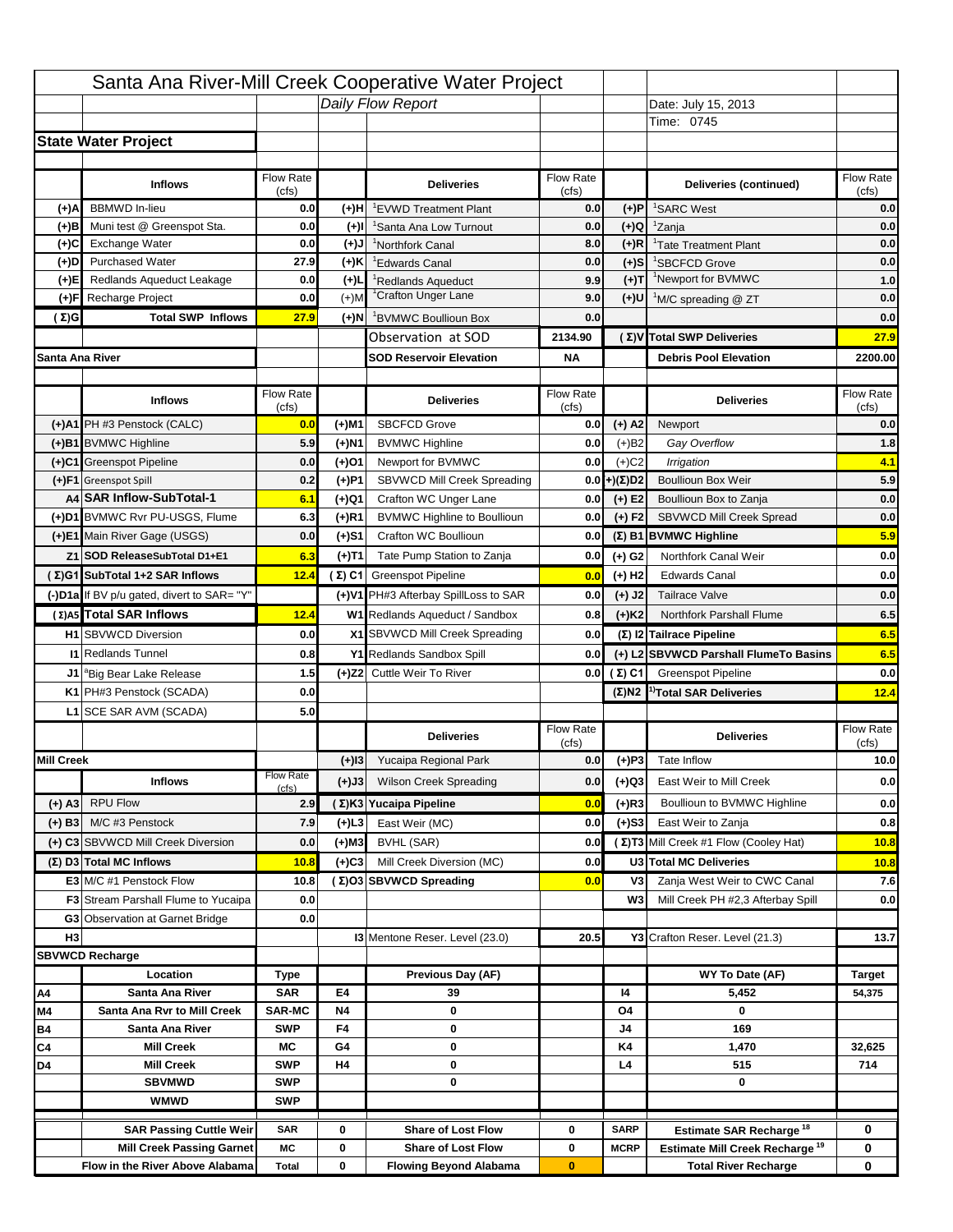# Santa Ana River-Mill Creek Cooperative Water Project

*Daily Flow Report*

Date: July 15, 2013

Time: 0745

## State Water Project

| | Inflows | Flow Rate (cfs) | | Deliveries | Flow Rate (cfs) | | Deliveries (continued) | Flow Rate (cfs) |
|---|---|---|---|---|---|---|---|---|
| (+)A | BBMWD In-lieu | 0.0 | (+)H | [1]EVWD Treatment Plant | 0.0 | (+)P | [1]SARC West | 0.0 |
| (+)B | Muni test @ Greenspot Sta. | 0.0 | (+)I | [1]Santa Ana Low Turnout | 0.0 | (+)Q | [1]Zanja | 0.0 |
| (+)C | Exchange Water | 0.0 | (+)J | [1]Northfork Canal | 8.0 | (+)R | [1]Tate Treatment Plant | 0.0 |
| (+)D | Purchased Water | 27.9 | (+)K | [1]Edwards Canal | 0.0 | (+)S | [1]SBCFCD Grove | 0.0 |
| (+)E | Redlands Aqueduct Leakage | 0.0 | (+)L | [1]Redlands Aqueduct | 9.9 | (+)T | [1]Newport for BVMWC | 1.0 |
| (+)F | Recharge Project | 0.0 | (+)M | [1]Crafton Unger Lane | 9.0 | (+)U | [1]M/C spreading @ ZT | 0.0 |
| (Σ)G | Total SWP Inflows | 27.9 | (+)N | [1]BVMWC Boullioun Box | 0.0 | | | 0.0 |
| | | | | Observation at SOD | 2134.90 | (Σ)V | Total SWP Deliveries | 27.9 |
| Santa Ana River | | | | SOD Reservoir Elevation | NA | | Debris Pool Elevation | 2200.00 |

| | Inflows | Flow Rate (cfs) | | Deliveries | Flow Rate (cfs) | | Deliveries | Flow Rate (cfs) |
|---|---|---|---|---|---|---|---|---|
| (+)A1 | PH #3 Penstock (CALC) | 0.0 | (+)M1 | SBCFCD Grove | 0.0 | (+) A2 | Newport | 0.0 |
| (+)B1 | BVMWC Highline | 5.9 | (+)N1 | BVMWC Highline | 0.0 | (+)B2 | *Gay Overflow* | 1.8 |
| (+)C1 | Greenspot Pipeline | 0.0 | (+)O1 | Newport for BVMWC | 0.0 | (+)C2 | *Irrigation* | 4.1 |
| (+)F1 | Greenspot Spill | 0.2 | (+)P1 | SBVWCD Mill Creek Spreading | 0.0 | (+)(Σ)D2 | Boullioun Box Weir | 5.9 |
| A4 | SAR Inflow-SubTotal-1 | 6.1 | (+)Q1 | Crafton WC Unger Lane | 0.0 | (+) E2 | Boullioun Box to Zanja | 0.0 |
| (+)D1 | BVMWC Rvr PU-USGS, Flume | 6.3 | (+)R1 | BVMWC Highline to Boullioun | 0.0 | (+) F2 | SBVWCD Mill Creek Spread | 0.0 |
| (+)E1 | Main River Gage (USGS) | 0.0 | (+)S1 | Crafton WC Boullioun | 0.0 | (Σ) B1 | BVMWC Highline | 5.9 |
| Z1 | SOD ReleaseSubTotal D1+E1 | 6.3 | (+)T1 | Tate Pump Station to Zanja | 0.0 | (+) G2 | Northfork Canal Weir | 0.0 |
| (Σ)G1 | SubTotal 1+2 SAR Inflows | 12.4 | (Σ) C1 | Greenspot Pipeline | 0.0 | (+) H2 | Edwards Canal | 0.0 |
| (-)D1a | If BV p/u gated, divert to SAR= "Y" | | (+)V1 | PH#3 Afterbay SpillLoss to SAR | 0.0 | (+) J2 | Tailrace Valve | 0.0 |
| (Σ)A5 | Total SAR Inflows | 12.4 | W1 | Redlands Aqueduct / Sandbox | 0.8 | (+)K2 | Northfork Parshall Flume | 6.5 |
| H1 | SBVWCD Diversion | 0.0 | X1 | SBVWCD Mill Creek Spreading | 0.0 | (Σ) I2 | Tailrace Pipeline | 6.5 |
| I1 | Redlands Tunnel | 0.8 | Y1 | Redlands Sandbox Spill | 0.0 | (+) L2 | SBVWCD Parshall FlumeTo Basins | 6.5 |
| J1 | [a]Big Bear Lake Release | 1.5 | (+)Z2 | Cuttle Weir To River | 0.0 | (Σ) C1 | Greenspot Pipeline | 0.0 |
| K1 | PH#3 Penstock (SCADA) | 0.0 | | | | (Σ)N2 | [1)]Total SAR Deliveries | 12.4 |
| L1 | SCE SAR AVM (SCADA) | 5.0 | | | | | | |

| | Inflows | Flow Rate (cfs) | | Deliveries | Flow Rate (cfs) | | Deliveries | Flow Rate (cfs) |
|---|---|---|---|---|---|---|---|---|
| Mill Creek | | | (+)I3 | Yucaipa Regional Park | 0.0 | (+)P3 | Tate Inflow | 10.0 |
| | | | (+)J3 | Wilson Creek Spreading | 0.0 | (+)Q3 | East Weir to Mill Creek | 0.0 |
| (+) A3 | RPU Flow | 2.9 | (Σ)K3 | Yucaipa Pipeline | 0.0 | (+)R3 | Boullioun to BVMWC Highline | 0.0 |
| (+) B3 | M/C #3 Penstock | 7.9 | (+)L3 | East Weir (MC) | 0.0 | (+)S3 | East Weir to Zanja | 0.8 |
| (+) C3 | SBVWCD Mill Creek Diversion | 0.0 | (+)M3 | BVHL (SAR) | 0.0 | (Σ)T3 | Mill Creek #1 Flow (Cooley Hat) | 10.8 |
| (Σ) D3 | Total MC Inflows | 10.8 | (+)C3 | Mill Creek Diversion (MC) | 0.0 | U3 | Total MC Deliveries | 10.8 |
| E3 | M/C #1 Penstock Flow | 10.8 | (Σ)O3 | SBVWCD Spreading | 0.0 | V3 | Zanja West Weir to CWC Canal | 7.6 |
| F3 | Stream Parshall Flume to Yucaipa | 0.0 | | | | W3 | Mill Creek PH #2,3 Afterbay Spill | 0.0 |
| G3 | Observation at Garnet Bridge | 0.0 | | | | | | |
| H3 | | | I3 | Mentone Reser. Level (23.0) | 20.5 | Y3 | Crafton Reser. Level (21.3) | 13.7 |

## SBVWCD Recharge

| | Location | Type | | Previous Day (AF) | | | WY To Date (AF) | Target |
|---|---|---|---|---|---|---|---|---|
| A4 | Santa Ana River | SAR | E4 | 39 | | I4 | 5,452 | 54,375 |
| M4 | Santa Ana Rvr to Mill Creek | SAR-MC | N4 | 0 | | O4 | 0 | |
| B4 | Santa Ana River | SWP | F4 | 0 | | J4 | 169 | |
| C4 | Mill Creek | MC | G4 | 0 | | K4 | 1,470 | 32,625 |
| D4 | Mill Creek | SWP | H4 | 0 | | L4 | 515 | 714 |
| | SBVMWD | SWP | | 0 | | | 0 | |
| | WMWD | SWP | | | | | | |

| SAR Passing Cuttle Weir | SAR | 0 | Share of Lost Flow | 0 | SARP | Estimate SAR Recharge [18] | 0 |
|---|---|---|---|---|---|---|---|
| Mill Creek Passing Garnet | MC | 0 | Share of Lost Flow | 0 | MCRP | Estimate Mill Creek Recharge [19] | 0 |
| Flow in the River Above Alabama | Total | 0 | Flowing Beyond Alabama | 0 | | Total River Recharge | 0 |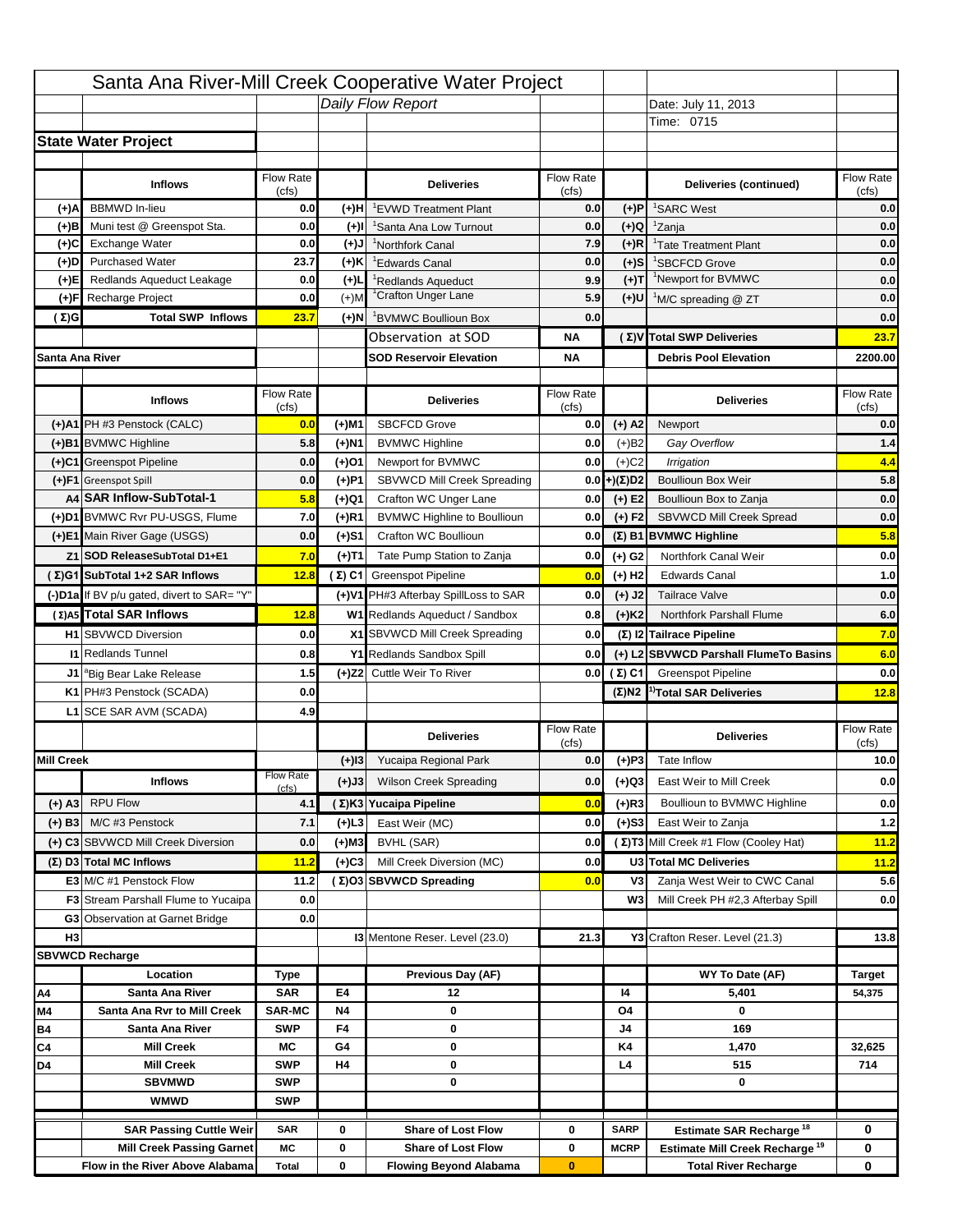# Santa Ana River-Mill Creek Cooperative Water Project

*Daily Flow Report*

Date: July 11, 2013
Time: 0715

## State Water Project

| | Inflows | Flow Rate (cfs) | | Deliveries | Flow Rate (cfs) | | Deliveries (continued) | Flow Rate (cfs) |
|---|---|---|---|---|---|---|---|---|
| (+)A | BBMWD In-lieu | 0.0 | (+)H | [1]EVWD Treatment Plant | 0.0 | (+)P | [1]SARC West | 0.0 |
| (+)B | Muni test @ Greenspot Sta. | 0.0 | (+)I | [1]Santa Ana Low Turnout | 0.0 | (+)Q | [1]Zanja | 0.0 |
| (+)C | Exchange Water | 0.0 | (+)J | [1]Northfork Canal | 7.9 | (+)R | [1]Tate Treatment Plant | 0.0 |
| (+)D | Purchased Water | 23.7 | (+)K | [1]Edwards Canal | 0.0 | (+)S | [1]SBCFCD Grove | 0.0 |
| (+)E | Redlands Aqueduct Leakage | 0.0 | (+)L | [1]Redlands Aqueduct | 9.9 | (+)T | [1]Newport for BVMWC | 0.0 |
| (+)F | Recharge Project | 0.0 | (+)M | [1]Crafton Unger Lane | 5.9 | (+)U | [1]M/C spreading @ ZT | 0.0 |
| (Σ)G | Total SWP Inflows | 23.7 | (+)N | [1]BVMWC Boullioun Box | 0.0 | | | 0.0 |
| | | | | Observation at SOD | NA | (Σ)V | Total SWP Deliveries | 23.7 |
| Santa Ana River | | | | SOD Reservoir Elevation | NA | | Debris Pool Elevation | 2200.00 |

| | Inflows | Flow Rate (cfs) | | Deliveries | Flow Rate (cfs) | | Deliveries | Flow Rate (cfs) |
|---|---|---|---|---|---|---|---|---|
| (+)A1 | PH #3 Penstock (CALC) | 0.0 | (+)M1 | SBCFCD Grove | 0.0 | (+) A2 | Newport | 0.0 |
| (+)B1 | BVMWC Highline | 5.8 | (+)N1 | BVMWC Highline | 0.0 | (+)B2 | *Gay Overflow* | 1.4 |
| (+)C1 | Greenspot Pipeline | 0.0 | (+)O1 | Newport for BVMWC | 0.0 | (+)C2 | *Irrigation* | 4.4 |
| (+)F1 | Greenspot Spill | 0.0 | (+)P1 | SBVWCD Mill Creek Spreading | 0.0 | +)(Σ)D2 | Boullioun Box Weir | 5.8 |
| A4 | SAR Inflow-SubTotal-1 | 5.8 | (+)Q1 | Crafton WC Unger Lane | 0.0 | (+) E2 | Boullioun Box to Zanja | 0.0 |
| (+)D1 | BVMWC Rvr PU-USGS, Flume | 7.0 | (+)R1 | BVMWC Highline to Boullioun | 0.0 | (+) F2 | SBVWCD Mill Creek Spread | 0.0 |
| (+)E1 | Main River Gage (USGS) | 0.0 | (+)S1 | Crafton WC Boullioun | 0.0 | (Σ) B1 | BVMWC Highline | 5.8 |
| Z1 | SOD ReleaseSubTotal D1+E1 | 7.0 | (+)T1 | Tate Pump Station to Zanja | 0.0 | (+) G2 | Northfork Canal Weir | 0.0 |
| (Σ)G1 | SubTotal 1+2 SAR Inflows | 12.8 | (Σ) C1 | Greenspot Pipeline | 0.0 | (+) H2 | Edwards Canal | 1.0 |
| (-)D1a | If BV p/u gated, divert to SAR= "Y" | | (+)V1 | PH#3 Afterbay SpillLoss to SAR | 0.0 | (+) J2 | Tailrace Valve | 0.0 |
| (Σ)A5 | Total SAR Inflows | 12.8 | W1 | Redlands Aqueduct / Sandbox | 0.8 | (+)K2 | Northfork Parshall Flume | 6.0 |
| H1 | SBVWCD Diversion | 0.0 | X1 | SBVWCD Mill Creek Spreading | 0.0 | (Σ) I2 | Tailrace Pipeline | 7.0 |
| I1 | Redlands Tunnel | 0.8 | Y1 | Redlands Sandbox Spill | 0.0 | (+) L2 | SBVWCD Parshall FlumeTo Basins | 6.0 |
| J1 | [a]Big Bear Lake Release | 1.5 | (+)Z2 | Cuttle Weir To River | 0.0 | (Σ) C1 | Greenspot Pipeline | 0.0 |
| K1 | PH#3 Penstock (SCADA) | 0.0 | | | | (Σ)N2 | [1)]Total SAR Deliveries | 12.8 |
| L1 | SCE SAR AVM (SCADA) | 4.9 | | | | | | |

| | Inflows | Flow Rate (cfs) | | Deliveries | Flow Rate (cfs) | | Deliveries | Flow Rate (cfs) |
|---|---|---|---|---|---|---|---|---|
| Mill Creek | | | (+)I3 | Yucaipa Regional Park | 0.0 | (+)P3 | Tate Inflow | 10.0 |
| | | | (+)J3 | Wilson Creek Spreading | 0.0 | (+)Q3 | East Weir to Mill Creek | 0.0 |
| (+) A3 | RPU Flow | 4.1 | (Σ)K3 | Yucaipa Pipeline | 0.0 | (+)R3 | Boullioun to BVMWC Highline | 0.0 |
| (+) B3 | M/C #3 Penstock | 7.1 | (+)L3 | East Weir (MC) | 0.0 | (+)S3 | East Weir to Zanja | 1.2 |
| (+) C3 | SBVWCD Mill Creek Diversion | 0.0 | (+)M3 | BVHL (SAR) | 0.0 | (Σ)T3 | Mill Creek #1 Flow (Cooley Hat) | 11.2 |
| (Σ) D3 | Total MC Inflows | 11.2 | (+)C3 | Mill Creek Diversion (MC) | 0.0 | U3 | Total MC Deliveries | 11.2 |
| E3 | M/C #1 Penstock Flow | 11.2 | (Σ)O3 | SBVWCD Spreading | 0.0 | V3 | Zanja West Weir to CWC Canal | 5.6 |
| F3 | Stream Parshall Flume to Yucaipa | 0.0 | | | | W3 | Mill Creek PH #2,3 Afterbay Spill | 0.0 |
| G3 | Observation at Garnet Bridge | 0.0 | | | | | | |
| H3 | | | I3 | Mentone Reser. Level (23.0) | 21.3 | Y3 | Crafton Reser. Level (21.3) | 13.8 |

## SBVWCD Recharge

| | Location | Type | | Previous Day (AF) | | | WY To Date (AF) | Target |
|---|---|---|---|---|---|---|---|---|
| A4 | Santa Ana River | SAR | E4 | 12 | | I4 | 5,401 | 54,375 |
| M4 | Santa Ana Rvr to Mill Creek | SAR-MC | N4 | 0 | | O4 | 0 | |
| B4 | Santa Ana River | SWP | F4 | 0 | | J4 | 169 | |
| C4 | Mill Creek | MC | G4 | 0 | | K4 | 1,470 | 32,625 |
| D4 | Mill Creek | SWP | H4 | 0 | | L4 | 515 | 714 |
| | SBVMWD | SWP | | 0 | | | 0 | |
| | WMWD | SWP | | | | | | |
| | SAR Passing Cuttle Weir | SAR | 0 | Share of Lost Flow | 0 | SARP | Estimate SAR Recharge [18] | 0 |
| | Mill Creek Passing Garnet | MC | 0 | Share of Lost Flow | 0 | MCRP | Estimate Mill Creek Recharge [19] | 0 |
| | Flow in the River Above Alabama | Total | 0 | Flowing Beyond Alabama | 0 | | Total River Recharge | 0 |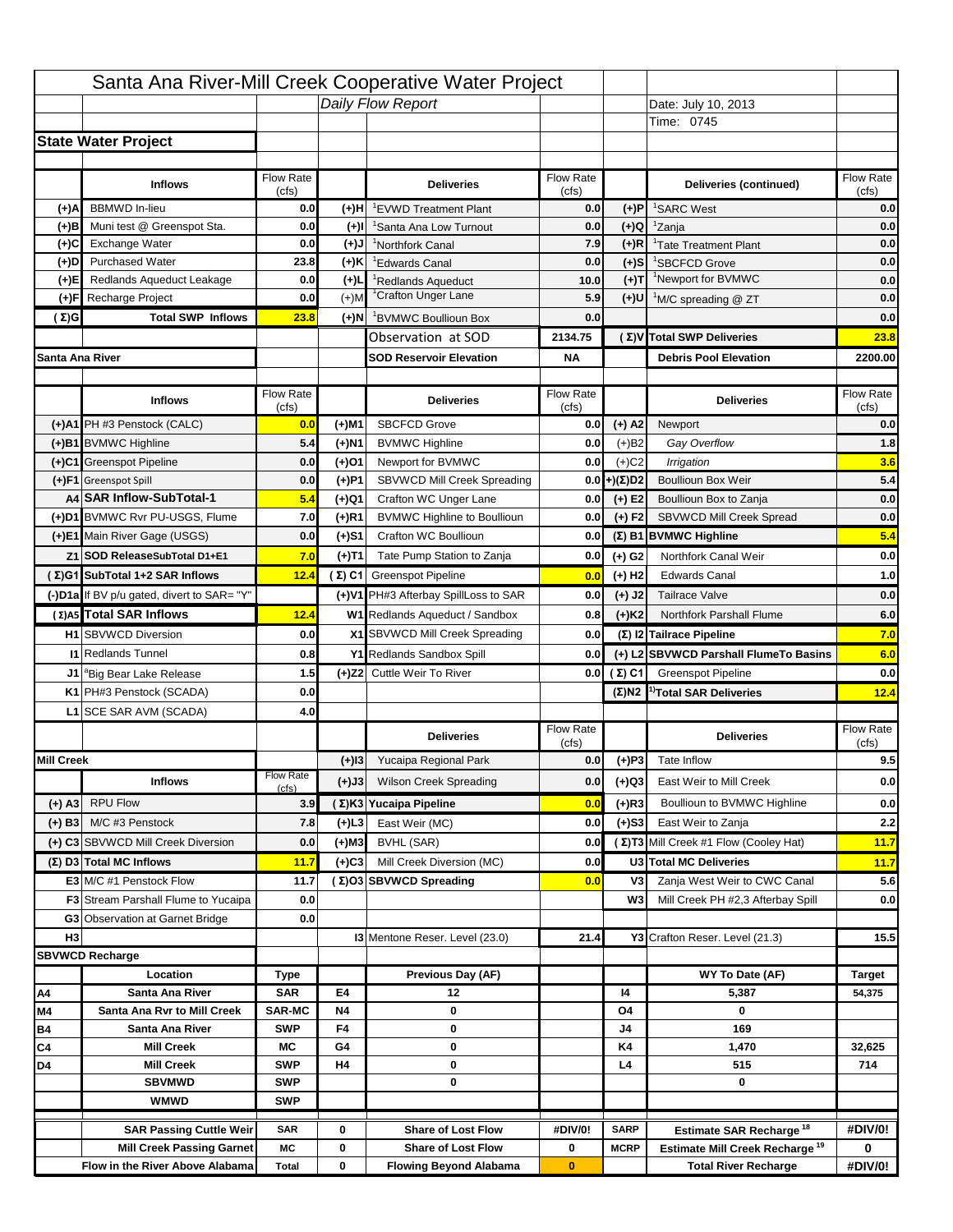# Santa Ana River-Mill Creek Cooperative Water Project

Daily Flow Report

Date: July 10, 2013

Time: 0745

## State Water Project

| | Inflows | Flow Rate (cfs) | | Deliveries | Flow Rate (cfs) | | Deliveries (continued) | Flow Rate (cfs) |
|---|---|---|---|---|---|---|---|---|
| (+)A | BBMWD In-lieu | 0.0 | (+)H | [1]EVWD Treatment Plant | 0.0 | (+)P | [1]SARC West | 0.0 |
| (+)B | Muni test @ Greenspot Sta. | 0.0 | (+)I | [1]Santa Ana Low Turnout | 0.0 | (+)Q | [1]Zanja | 0.0 |
| (+)C | Exchange Water | 0.0 | (+)J | [1]Northfork Canal | 7.9 | (+)R | [1]Tate Treatment Plant | 0.0 |
| (+)D | Purchased Water | 23.8 | (+)K | [1]Edwards Canal | 0.0 | (+)S | [1]SBCFCD Grove | 0.0 |
| (+)E | Redlands Aqueduct Leakage | 0.0 | (+)L | [1]Redlands Aqueduct | 10.0 | (+)T | [1]Newport for BVMWC | 0.0 |
| (+)F | Recharge Project | 0.0 | (+)M | [1]Crafton Unger Lane | 5.9 | (+)U | [1]M/C spreading @ ZT | 0.0 |
| (Σ)G | Total SWP Inflows | 23.8 | (+)N | [1]BVMWC Boullioun Box | 0.0 | | | 0.0 |
| | | | | Observation at SOD | 2134.75 | (Σ)V | Total SWP Deliveries | 23.8 |

| Santa Ana River | | SOD Reservoir Elevation | NA | Debris Pool Elevation | 2200.00 |
|---|---|---|---|---|---|

| | Inflows | Flow Rate (cfs) | | Deliveries | Flow Rate (cfs) | | Deliveries | Flow Rate (cfs) |
|---|---|---|---|---|---|---|---|---|
| (+)A1 | PH #3 Penstock (CALC) | 0.0 | (+)M1 | SBCFCD Grove | 0.0 | (+) A2 | Newport | 0.0 |
| (+)B1 | BVMWC Highline | 5.4 | (+)N1 | BVMWC Highline | 0.0 | (+)B2 | *Gay Overflow* | 1.8 |
| (+)C1 | Greenspot Pipeline | 0.0 | (+)O1 | Newport for BVMWC | 0.0 | (+)C2 | *Irrigation* | 3.6 |
| (+)F1 | Greenspot Spill | 0.0 | (+)P1 | SBVWCD Mill Creek Spreading | 0.0 | +)(Σ)D2 | Boullioun Box Weir | 5.4 |
| A4 | SAR Inflow-SubTotal-1 | 5.4 | (+)Q1 | Crafton WC Unger Lane | 0.0 | (+) E2 | Boullioun Box to Zanja | 0.0 |
| (+)D1 | BVMWC Rvr PU-USGS, Flume | 7.0 | (+)R1 | BVMWC Highline to Boullioun | 0.0 | (+) F2 | SBVWCD Mill Creek Spread | 0.0 |
| (+)E1 | Main River Gage (USGS) | 0.0 | (+)S1 | Crafton WC Boullioun | 0.0 | (Σ) B1 | BVMWC Highline | 5.4 |
| Z1 | SOD ReleaseSubTotal D1+E1 | 7.0 | (+)T1 | Tate Pump Station to Zanja | 0.0 | (+) G2 | Northfork Canal Weir | 0.0 |
| (Σ)G1 | SubTotal 1+2 SAR Inflows | 12.4 | (Σ) C1 | Greenspot Pipeline | 0.0 | (+) H2 | Edwards Canal | 1.0 |
| (-)D1a | If BV p/u gated, divert to SAR= "Y" | | (+)V1 | PH#3 Afterbay SpillLoss to SAR | 0.0 | (+) J2 | Tailrace Valve | 0.0 |
| (Σ)A5 | Total SAR Inflows | 12.4 | W1 | Redlands Aqueduct / Sandbox | 0.8 | (+)K2 | Northfork Parshall Flume | 6.0 |
| H1 | SBVWCD Diversion | 0.0 | X1 | SBVWCD Mill Creek Spreading | 0.0 | (Σ) I2 | Tailrace Pipeline | 7.0 |
| I1 | Redlands Tunnel | 0.8 | Y1 | Redlands Sandbox Spill | 0.0 | (+) L2 | SBVWCD Parshall FlumeTo Basins | 6.0 |
| J1 | [a]Big Bear Lake Release | 1.5 | (+)Z2 | Cuttle Weir To River | 0.0 | (Σ) C1 | Greenspot Pipeline | 0.0 |
| K1 | PH#3 Penstock (SCADA) | 0.0 | | | | (Σ)N2 | [1)]Total SAR Deliveries | 12.4 |
| L1 | SCE SAR AVM (SCADA) | 4.0 | | | | | | |

| Mill Creek | | | | Deliveries | Flow Rate (cfs) | | Deliveries | Flow Rate (cfs) |
|---|---|---|---|---|---|---|---|---|
| | | | (+)I3 | Yucaipa Regional Park | 0.0 | (+)P3 | Tate Inflow | 9.5 |
| | Inflows | Flow Rate (cfs) | (+)J3 | Wilson Creek Spreading | 0.0 | (+)Q3 | East Weir to Mill Creek | 0.0 |
| (+) A3 | RPU Flow | 3.9 | (Σ)K3 | Yucaipa Pipeline | 0.0 | (+)R3 | Boullioun to BVMWC Highline | 0.0 |
| (+) B3 | M/C #3 Penstock | 7.8 | (+)L3 | East Weir (MC) | 0.0 | (+)S3 | East Weir to Zanja | 2.2 |
| (+) C3 | SBVWCD Mill Creek Diversion | 0.0 | (+)M3 | BVHL (SAR) | 0.0 | (Σ)T3 | Mill Creek #1 Flow (Cooley Hat) | 11.7 |
| (Σ) D3 | Total MC Inflows | 11.7 | (+)C3 | Mill Creek Diversion (MC) | 0.0 | U3 | Total MC Deliveries | 11.7 |
| E3 | M/C #1 Penstock Flow | 11.7 | (Σ)O3 | SBVWCD Spreading | 0.0 | V3 | Zanja West Weir to CWC Canal | 5.6 |
| F3 | Stream Parshall Flume to Yucaipa | 0.0 | | | | W3 | Mill Creek PH #2,3 Afterbay Spill | 0.0 |
| G3 | Observation at Garnet Bridge | 0.0 | | | | | | |
| H3 | | | | I3 Mentone Reser. Level (23.0) | 21.4 | | Y3 Crafton Reser. Level (21.3) | 15.5 |

## SBVWCD Recharge

| | Location | Type | | Previous Day (AF) | | | WY To Date (AF) | Target |
|---|---|---|---|---|---|---|---|---|
| A4 | Santa Ana River | SAR | E4 | 12 | | I4 | 5,387 | 54,375 |
| M4 | Santa Ana Rvr to Mill Creek | SAR-MC | N4 | 0 | | O4 | 0 | |
| B4 | Santa Ana River | SWP | F4 | 0 | | J4 | 169 | |
| C4 | Mill Creek | MC | G4 | 0 | | K4 | 1,470 | 32,625 |
| D4 | Mill Creek | SWP | H4 | 0 | | L4 | 515 | 714 |
| | SBVMWD | SWP | | 0 | | | 0 | |
| | WMWD | SWP | | | | | | |

| | SAR Passing Cuttle Weir | SAR | 0 | Share of Lost Flow | #DIV/0! | SARP | Estimate SAR Recharge [18] | #DIV/0! |
|---|---|---|---|---|---|---|---|---|
| | Mill Creek Passing Garnet | MC | 0 | Share of Lost Flow | 0 | MCRP | Estimate Mill Creek Recharge [19] | 0 |
| | Flow in the River Above Alabama | Total | 0 | Flowing Beyond Alabama | 0 | | Total River Recharge | #DIV/0! |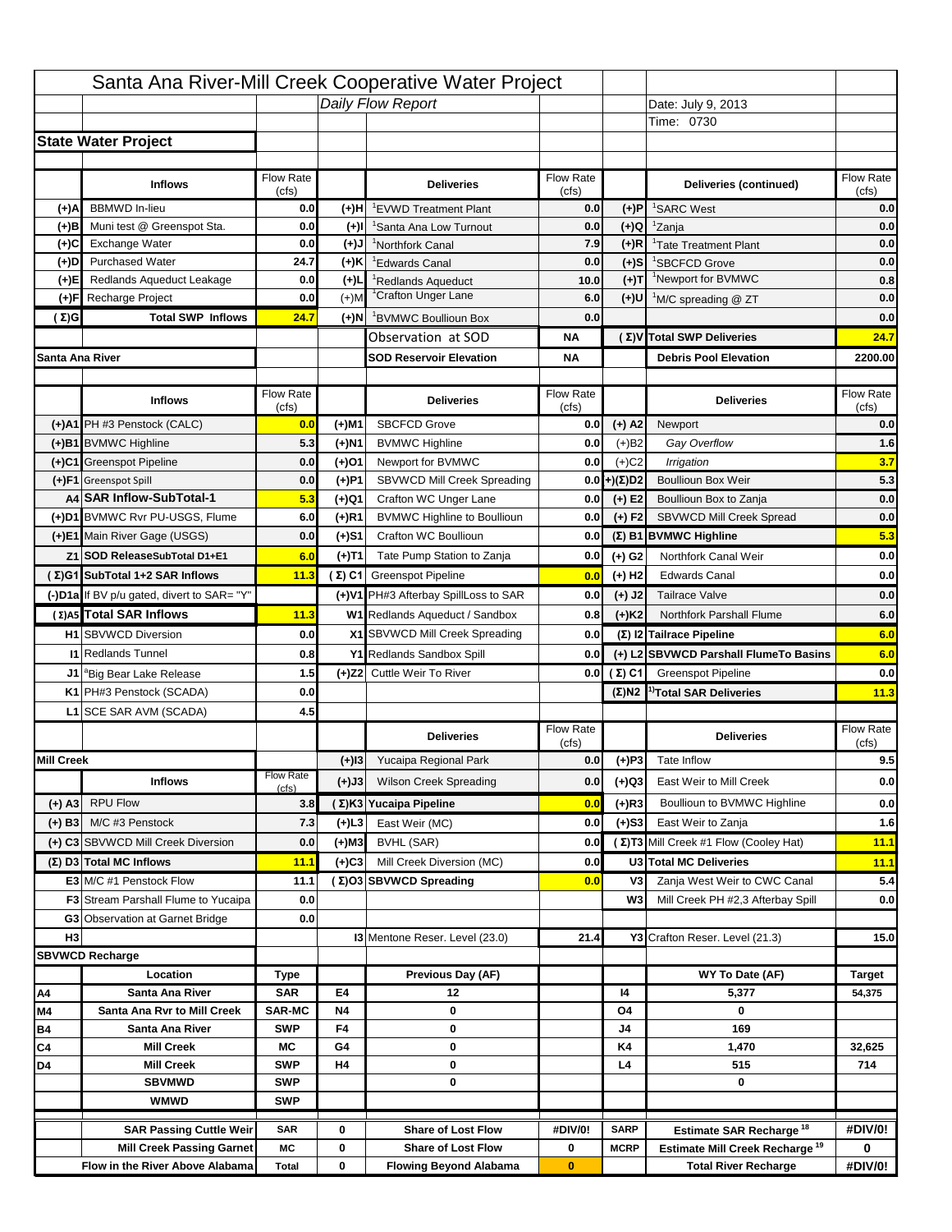# Santa Ana River-Mill Creek Cooperative Water Project

*Daily Flow Report*

Date: July 9, 2013
Time: 0730

## State Water Project

| | Inflows | Flow Rate (cfs) | | Deliveries | Flow Rate (cfs) | | Deliveries (continued) | Flow Rate (cfs) |
|---|---|---|---|---|---|---|---|---|
| (+)A | BBMWD In-lieu | 0.0 | (+)H | [1]EVWD Treatment Plant | 0.0 | (+)P | [1]SARC West | 0.0 |
| (+)B | Muni test @ Greenspot Sta. | 0.0 | (+)I | [1]Santa Ana Low Turnout | 0.0 | (+)Q | [1]Zanja | 0.0 |
| (+)C | Exchange Water | 0.0 | (+)J | [1]Northfork Canal | 7.9 | (+)R | [1]Tate Treatment Plant | 0.0 |
| (+)D | Purchased Water | 24.7 | (+)K | [1]Edwards Canal | 0.0 | (+)S | [1]SBCFCD Grove | 0.0 |
| (+)E | Redlands Aqueduct Leakage | 0.0 | (+)L | [1]Redlands Aqueduct | 10.0 | (+)T | [1]Newport for BVMWC | 0.8 |
| (+)F | Recharge Project | 0.0 | (+)M | [1]Crafton Unger Lane | 6.0 | (+)U | [1]M/C spreading @ ZT | 0.0 |
| (Σ)G | Total SWP Inflows | 24.7 | (+)N | [1]BVMWC Boullioun Box | 0.0 | | | 0.0 |
| | | | | Observation at SOD | NA | (Σ)V | Total SWP Deliveries | 24.7 |
| | | | | SOD Reservoir Elevation | NA | | Debris Pool Elevation | 2200.00 |

## Santa Ana River

| | Inflows | Flow Rate (cfs) | | Deliveries | Flow Rate (cfs) | | Deliveries | Flow Rate (cfs) |
|---|---|---|---|---|---|---|---|---|
| (+)A1 | PH #3 Penstock (CALC) | 0.0 | (+)M1 | SBCFCD Grove | 0.0 | (+) A2 | Newport | 0.0 |
| (+)B1 | BVMWC Highline | 5.3 | (+)N1 | BVMWC Highline | 0.0 | (+)B2 | *Gay Overflow* | 1.6 |
| (+)C1 | Greenspot Pipeline | 0.0 | (+)O1 | Newport for BVMWC | 0.0 | (+)C2 | *Irrigation* | 3.7 |
| (+)F1 | Greenspot Spill | 0.0 | (+)P1 | SBVWCD Mill Creek Spreading | 0.0 | (+)(Σ)D2 | Boullioun Box Weir | 5.3 |
| A4 | SAR Inflow-SubTotal-1 | 5.3 | (+)Q1 | Crafton WC Unger Lane | 0.0 | (+) E2 | Boullioun Box to Zanja | 0.0 |
| (+)D1 | BVMWC Rvr PU-USGS, Flume | 6.0 | (+)R1 | BVMWC Highline to Boullioun | 0.0 | (+) F2 | SBVWCD Mill Creek Spread | 0.0 |
| (+)E1 | Main River Gage (USGS) | 0.0 | (+)S1 | Crafton WC Boullioun | 0.0 | (Σ) B1 | BVMWC Highline | 5.3 |
| Z1 | SOD ReleaseSubTotal D1+E1 | 6.0 | (+)T1 | Tate Pump Station to Zanja | 0.0 | (+) G2 | Northfork Canal Weir | 0.0 |
| (Σ)G1 | SubTotal 1+2 SAR Inflows | 11.3 | (Σ) C1 | Greenspot Pipeline | 0.0 | (+) H2 | Edwards Canal | 0.0 |
| (-)D1a | If BV p/u gated, divert to SAR= "Y" | | (+)V1 | PH#3 Afterbay SpillLoss to SAR | 0.0 | (+) J2 | Tailrace Valve | 0.0 |
| (Σ)A5 | Total SAR Inflows | 11.3 | W1 | Redlands Aqueduct / Sandbox | 0.8 | (+)K2 | Northfork Parshall Flume | 6.0 |
| H1 | SBVWCD Diversion | 0.0 | X1 | SBVWCD Mill Creek Spreading | 0.0 | (Σ) I2 | Tailrace Pipeline | 6.0 |
| I1 | Redlands Tunnel | 0.8 | Y1 | Redlands Sandbox Spill | 0.0 | (+) L2 | SBVWCD Parshall FlumeTo Basins | 6.0 |
| J1 | [a]Big Bear Lake Release | 1.5 | (+)Z2 | Cuttle Weir To River | 0.0 | (Σ) C1 | Greenspot Pipeline | 0.0 |
| K1 | PH#3 Penstock (SCADA) | 0.0 | | | | (Σ)N2 | [1)]Total SAR Deliveries | 11.3 |
| L1 | SCE SAR AVM (SCADA) | 4.5 | | | | | | |

## Mill Creek

| | Inflows | Flow Rate (cfs) | | Deliveries | Flow Rate (cfs) | | Deliveries | Flow Rate (cfs) |
|---|---|---|---|---|---|---|---|---|
| | | | (+)I3 | Yucaipa Regional Park | 0.0 | (+)P3 | Tate Inflow | 9.5 |
| | | | (+)J3 | Wilson Creek Spreading | 0.0 | (+)Q3 | East Weir to Mill Creek | 0.0 |
| (+) A3 | RPU Flow | 3.8 | (Σ)K3 | Yucaipa Pipeline | 0.0 | (+)R3 | Boullioun to BVMWC Highline | 0.0 |
| (+) B3 | M/C #3 Penstock | 7.3 | (+)L3 | East Weir (MC) | 0.0 | (+)S3 | East Weir to Zanja | 1.6 |
| (+) C3 | SBVWCD Mill Creek Diversion | 0.0 | (+)M3 | BVHL (SAR) | 0.0 | (Σ)T3 | Mill Creek #1 Flow (Cooley Hat) | 11.1 |
| (Σ) D3 | Total MC Inflows | 11.1 | (+)C3 | Mill Creek Diversion (MC) | 0.0 | U3 | Total MC Deliveries | 11.1 |
| E3 | M/C #1 Penstock Flow | 11.1 | (Σ)O3 | SBVWCD Spreading | 0.0 | V3 | Zanja West Weir to CWC Canal | 5.4 |
| F3 | Stream Parshall Flume to Yucaipa | 0.0 | | | | W3 | Mill Creek PH #2,3 Afterbay Spill | 0.0 |
| G3 | Observation at Garnet Bridge | 0.0 | | | | | | |
| H3 | | | I3 | Mentone Reser. Level (23.0) | 21.4 | Y3 | Crafton Reser. Level (21.3) | 15.0 |

## SBVWCD Recharge

| | Location | Type | | Previous Day (AF) | | | WY To Date (AF) | Target |
|---|---|---|---|---|---|---|---|---|
| A4 | Santa Ana River | SAR | E4 | 12 | | I4 | 5,377 | 54,375 |
| M4 | Santa Ana Rvr to Mill Creek | SAR-MC | N4 | 0 | | O4 | 0 | |
| B4 | Santa Ana River | SWP | F4 | 0 | | J4 | 169 | |
| C4 | Mill Creek | MC | G4 | 0 | | K4 | 1,470 | 32,625 |
| D4 | Mill Creek | SWP | H4 | 0 | | L4 | 515 | 714 |
| | SBVMWD | SWP | | 0 | | | 0 | |
| | WMWD | SWP | | | | | | |

| | | | | | | |
|---|---|---|---|---|---|---|
| SAR Passing Cuttle Weir | SAR | 0 | Share of Lost Flow | #DIV/0! | SARP | Estimate SAR Recharge [18] | #DIV/0! |
| Mill Creek Passing Garnet | MC | 0 | Share of Lost Flow | 0 | MCRP | Estimate Mill Creek Recharge [19] | 0 |
| Flow in the River Above Alabama | Total | 0 | Flowing Beyond Alabama | 0 | | Total River Recharge | #DIV/0! |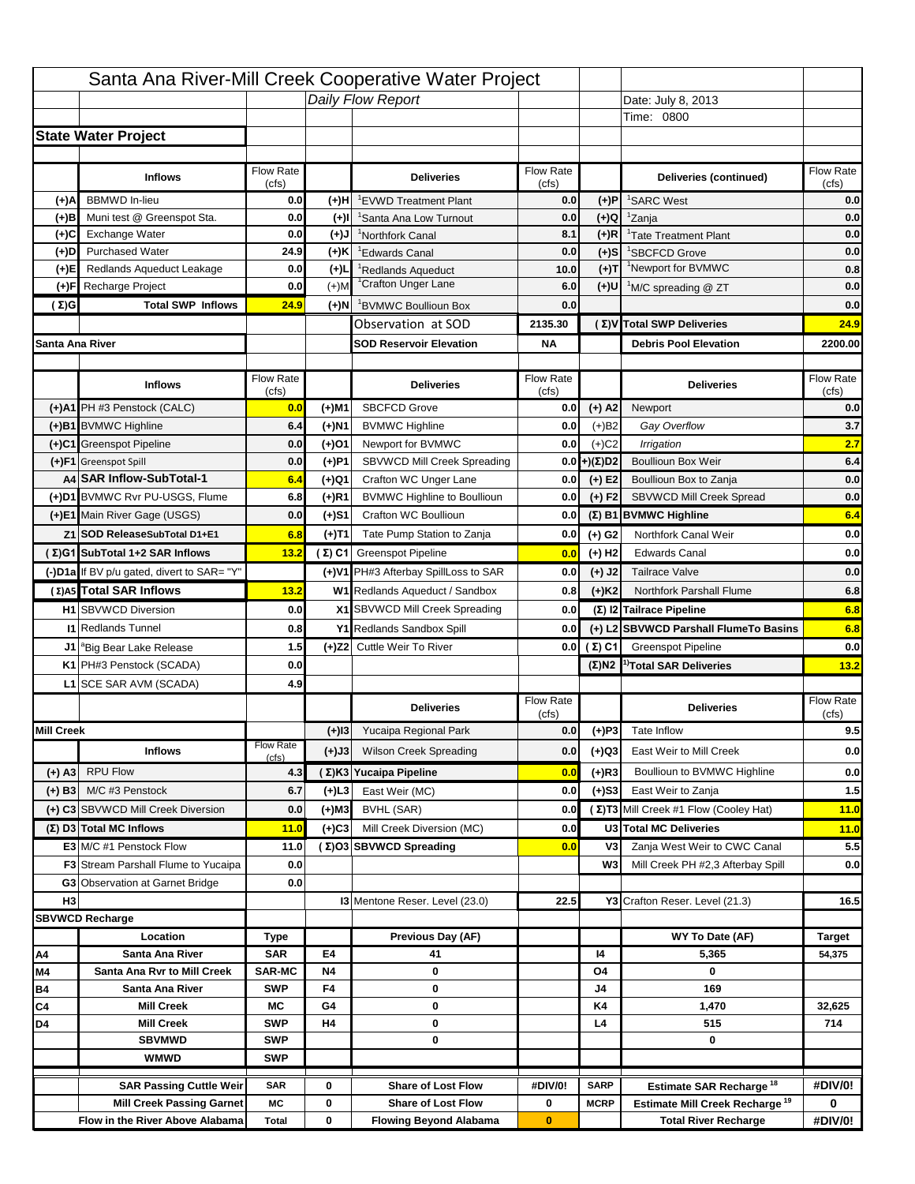# Santa Ana River-Mill Creek Cooperative Water Project

*Daily Flow Report*

Date: July 8, 2013

Time: 0800

## State Water Project

| | Inflows | Flow Rate (cfs) | | Deliveries | Flow Rate (cfs) | | Deliveries (continued) | Flow Rate (cfs) |
|---|---|---|---|---|---|---|---|---|
| (+)A | BBMWD In-lieu | 0.0 | (+)H | [1]EVWD Treatment Plant | 0.0 | (+)P | [1]SARC West | 0.0 |
| (+)B | Muni test @ Greenspot Sta. | 0.0 | (+)I | [1]Santa Ana Low Turnout | 0.0 | (+)Q | [1]Zanja | 0.0 |
| (+)C | Exchange Water | 0.0 | (+)J | [1]Northfork Canal | 8.1 | (+)R | [1]Tate Treatment Plant | 0.0 |
| (+)D | Purchased Water | 24.9 | (+)K | [1]Edwards Canal | 0.0 | (+)S | [1]SBCFCD Grove | 0.0 |
| (+)E | Redlands Aqueduct Leakage | 0.0 | (+)L | [1]Redlands Aqueduct | 10.0 | (+)T | [1]Newport for BVMWC | 0.8 |
| (+)F | Recharge Project | 0.0 | (+)M | [1]Crafton Unger Lane | 6.0 | (+)U | [1]M/C spreading @ ZT | 0.0 |
| (Σ)G | Total SWP Inflows | 24.9 | (+)N | [1]BVMWC Boullioun Box | 0.0 | | | 0.0 |
| | | | | Observation at SOD | 2135.30 | (Σ)V | Total SWP Deliveries | 24.9 |
| Santa Ana River | | | | SOD Reservoir Elevation | NA | | Debris Pool Elevation | 2200.00 |

| | Inflows | Flow Rate (cfs) | | Deliveries | Flow Rate (cfs) | | Deliveries | Flow Rate (cfs) |
|---|---|---|---|---|---|---|---|---|
| (+)A1 | PH #3 Penstock (CALC) | 0.0 | (+)M1 | SBCFCD Grove | 0.0 | (+) A2 | Newport | 0.0 |
| (+)B1 | BVMWC Highline | 6.4 | (+)N1 | BVMWC Highline | 0.0 | (+)B2 | *Gay Overflow* | 3.7 |
| (+)C1 | Greenspot Pipeline | 0.0 | (+)O1 | Newport for BVMWC | 0.0 | (+)C2 | *Irrigation* | 2.7 |
| (+)F1 | Greenspot Spill | 0.0 | (+)P1 | SBVWCD Mill Creek Spreading | 0.0 | (+)(Σ)D2 | Boullioun Box Weir | 6.4 |
| A4 | SAR Inflow-SubTotal-1 | 6.4 | (+)Q1 | Crafton WC Unger Lane | 0.0 | (+) E2 | Boullioun Box to Zanja | 0.0 |
| (+)D1 | BVMWC Rvr PU-USGS, Flume | 6.8 | (+)R1 | BVMWC Highline to Boullioun | 0.0 | (+) F2 | SBVWCD Mill Creek Spread | 0.0 |
| (+)E1 | Main River Gage (USGS) | 0.0 | (+)S1 | Crafton WC Boullioun | 0.0 | (Σ) B1 | BVMWC Highline | 6.4 |
| Z1 | SOD ReleaseSubTotal D1+E1 | 6.8 | (+)T1 | Tate Pump Station to Zanja | 0.0 | (+) G2 | Northfork Canal Weir | 0.0 |
| (Σ)G1 | SubTotal 1+2 SAR Inflows | 13.2 | (Σ) C1 | Greenspot Pipeline | 0.0 | (+) H2 | Edwards Canal | 0.0 |
| (-)D1a | If BV p/u gated, divert to SAR= "Y" | | (+)V1 | PH#3 Afterbay SpillLoss to SAR | 0.0 | (+) J2 | Tailrace Valve | 0.0 |
| (Σ)A5 | Total SAR Inflows | 13.2 | W1 | Redlands Aqueduct / Sandbox | 0.8 | (+)K2 | Northfork Parshall Flume | 6.8 |
| H1 | SBVWCD Diversion | 0.0 | X1 | SBVWCD Mill Creek Spreading | 0.0 | (Σ) I2 | Tailrace Pipeline | 6.8 |
| I1 | Redlands Tunnel | 0.8 | Y1 | Redlands Sandbox Spill | 0.0 | (+) L2 | SBVWCD Parshall FlumeTo Basins | 6.8 |
| J1 | [a]Big Bear Lake Release | 1.5 | (+)Z2 | Cuttle Weir To River | 0.0 | (Σ) C1 | Greenspot Pipeline | 0.0 |
| K1 | PH#3 Penstock (SCADA) | 0.0 | | | | (Σ)N2 | [1)]Total SAR Deliveries | 13.2 |
| L1 | SCE SAR AVM (SCADA) | 4.9 | | | | | | |

| | Inflows | Flow Rate (cfs) | | Deliveries | Flow Rate (cfs) | | Deliveries | Flow Rate (cfs) |
|---|---|---|---|---|---|---|---|---|
| Mill Creek | | | (+)I3 | Yucaipa Regional Park | 0.0 | (+)P3 | Tate Inflow | 9.5 |
| | | | (+)J3 | Wilson Creek Spreading | 0.0 | (+)Q3 | East Weir to Mill Creek | 0.0 |
| (+) A3 | RPU Flow | 4.3 | (Σ)K3 | Yucaipa Pipeline | 0.0 | (+)R3 | Boullioun to BVMWC Highline | 0.0 |
| (+) B3 | M/C #3 Penstock | 6.7 | (+)L3 | East Weir (MC) | 0.0 | (+)S3 | East Weir to Zanja | 1.5 |
| (+) C3 | SBVWCD Mill Creek Diversion | 0.0 | (+)M3 | BVHL (SAR) | 0.0 | (Σ)T3 | Mill Creek #1 Flow (Cooley Hat) | 11.0 |
| (Σ) D3 | Total MC Inflows | 11.0 | (+)C3 | Mill Creek Diversion (MC) | 0.0 | U3 | Total MC Deliveries | 11.0 |
| E3 | M/C #1 Penstock Flow | 11.0 | (Σ)O3 | SBVWCD Spreading | 0.0 | V3 | Zanja West Weir to CWC Canal | 5.5 |
| F3 | Stream Parshall Flume to Yucaipa | 0.0 | | | | W3 | Mill Creek PH #2,3 Afterbay Spill | 0.0 |
| G3 | Observation at Garnet Bridge | 0.0 | | | | | | |
| H3 | | | I3 | Mentone Reser. Level (23.0) | 22.5 | Y3 | Crafton Reser. Level (21.3) | 16.5 |

## SBVWCD Recharge

| | Location | Type | | Previous Day (AF) | | | WY To Date (AF) | Target |
|---|---|---|---|---|---|---|---|---|
| A4 | Santa Ana River | SAR | E4 | 41 | | I4 | 5,365 | 54,375 |
| M4 | Santa Ana Rvr to Mill Creek | SAR-MC | N4 | 0 | | O4 | 0 | |
| B4 | Santa Ana River | SWP | F4 | 0 | | J4 | 169 | |
| C4 | Mill Creek | MC | G4 | 0 | | K4 | 1,470 | 32,625 |
| D4 | Mill Creek | SWP | H4 | 0 | | L4 | 515 | 714 |
| | SBVMWD | SWP | | 0 | | | 0 | |
| | WMWD | SWP | | | | | | |
| | SAR Passing Cuttle Weir | SAR | 0 | Share of Lost Flow | #DIV/0! | SARP | Estimate SAR Recharge [18] | #DIV/0! |
| | Mill Creek Passing Garnet | MC | 0 | Share of Lost Flow | 0 | MCRP | Estimate Mill Creek Recharge [19] | 0 |
| | Flow in the River Above Alabama | Total | 0 | Flowing Beyond Alabama | 0 | | Total River Recharge | #DIV/0! |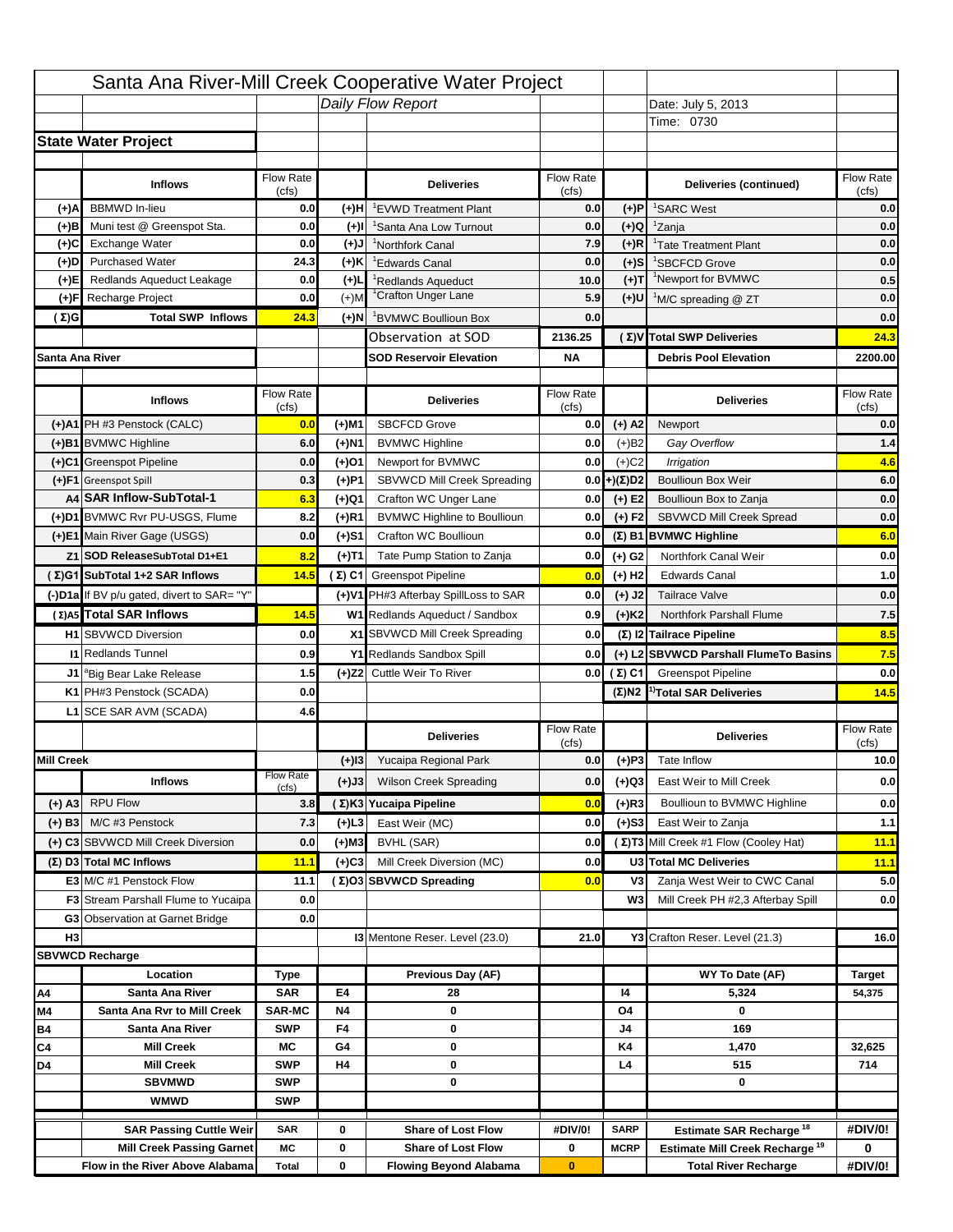# Santa Ana River-Mill Creek Cooperative Water Project

*Daily Flow Report*

Date: July 5, 2013

Time: 0730

## State Water Project

| | Inflows | Flow Rate (cfs) | | Deliveries | Flow Rate (cfs) | | Deliveries (continued) | Flow Rate (cfs) |
|---|---|---|---|---|---|---|---|---|
| (+)A | BBMWD In-lieu | 0.0 | (+)H | [1]EVWD Treatment Plant | 0.0 | (+)P | [1]SARC West | 0.0 |
| (+)B | Muni test @ Greenspot Sta. | 0.0 | (+)I | [1]Santa Ana Low Turnout | 0.0 | (+)Q | [1]Zanja | 0.0 |
| (+)C | Exchange Water | 0.0 | (+)J | [1]Northfork Canal | 7.9 | (+)R | [1]Tate Treatment Plant | 0.0 |
| (+)D | Purchased Water | 24.3 | (+)K | [1]Edwards Canal | 0.0 | (+)S | [1]SBCFCD Grove | 0.0 |
| (+)E | Redlands Aqueduct Leakage | 0.0 | (+)L | [1]Redlands Aqueduct | 10.0 | (+)T | [1]Newport for BVMWC | 0.5 |
| (+)F | Recharge Project | 0.0 | (+)M | [1]Crafton Unger Lane | 5.9 | (+)U | [1]M/C spreading @ ZT | 0.0 |
| (Σ)G | Total SWP Inflows | 24.3 | (+)N | [1]BVMWC Boullioun Box | 0.0 | | | 0.0 |
| | | | | Observation at SOD | 2136.25 | (Σ)V | Total SWP Deliveries | 24.3 |
| Santa Ana River | | | | SOD Reservoir Elevation | NA | | Debris Pool Elevation | 2200.00 |

| | Inflows | Flow Rate (cfs) | | Deliveries | Flow Rate (cfs) | | Deliveries | Flow Rate (cfs) |
|---|---|---|---|---|---|---|---|---|
| (+)A1 | PH #3 Penstock (CALC) | 0.0 | (+)M1 | SBCFCD Grove | 0.0 | (+) A2 | Newport | 0.0 |
| (+)B1 | BVMWC Highline | 6.0 | (+)N1 | BVMWC Highline | 0.0 | (+)B2 | *Gay Overflow* | 1.4 |
| (+)C1 | Greenspot Pipeline | 0.0 | (+)O1 | Newport for BVMWC | 0.0 | (+)C2 | *Irrigation* | 4.6 |
| (+)F1 | Greenspot Spill | 0.3 | (+)P1 | SBVWCD Mill Creek Spreading | 0.0 | (+)(Σ)D2 | Boullioun Box Weir | 6.0 |
| A4 | SAR Inflow-SubTotal-1 | 6.3 | (+)Q1 | Crafton WC Unger Lane | 0.0 | (+) E2 | Boullioun Box to Zanja | 0.0 |
| (+)D1 | BVMWC Rvr PU-USGS, Flume | 8.2 | (+)R1 | BVMWC Highline to Boullioun | 0.0 | (+) F2 | SBVWCD Mill Creek Spread | 0.0 |
| (+)E1 | Main River Gage (USGS) | 0.0 | (+)S1 | Crafton WC Boullioun | 0.0 | (Σ) B1 | BVMWC Highline | 6.0 |
| Z1 | SOD ReleaseSubTotal D1+E1 | 8.2 | (+)T1 | Tate Pump Station to Zanja | 0.0 | (+) G2 | Northfork Canal Weir | 0.0 |
| (Σ)G1 | SubTotal 1+2 SAR Inflows | 14.5 | (Σ) C1 | Greenspot Pipeline | 0.0 | (+) H2 | Edwards Canal | 1.0 |
| (-)D1a | If BV p/u gated, divert to SAR= "Y" | | (+)V1 | PH#3 Afterbay SpillLoss to SAR | 0.0 | (+) J2 | Tailrace Valve | 0.0 |
| (Σ)A5 | Total SAR Inflows | 14.5 | W1 | Redlands Aqueduct / Sandbox | 0.9 | (+)K2 | Northfork Parshall Flume | 7.5 |
| H1 | SBVWCD Diversion | 0.0 | X1 | SBVWCD Mill Creek Spreading | 0.0 | (Σ) I2 | Tailrace Pipeline | 8.5 |
| I1 | Redlands Tunnel | 0.9 | Y1 | Redlands Sandbox Spill | 0.0 | (+) L2 | SBVWCD Parshall FlumeTo Basins | 7.5 |
| J1 | [a]Big Bear Lake Release | 1.5 | (+)Z2 | Cuttle Weir To River | 0.0 | (Σ) C1 | Greenspot Pipeline | 0.0 |
| K1 | PH#3 Penstock (SCADA) | 0.0 | | | | (Σ)N2 | [1)]Total SAR Deliveries | 14.5 |
| L1 | SCE SAR AVM (SCADA) | 4.6 | | | | | | |

| | Inflows | Flow Rate (cfs) | | Deliveries | Flow Rate (cfs) | | Deliveries | Flow Rate (cfs) |
|---|---|---|---|---|---|---|---|---|
| Mill Creek | | | (+)I3 | Yucaipa Regional Park | 0.0 | (+)P3 | Tate Inflow | 10.0 |
| | | | (+)J3 | Wilson Creek Spreading | 0.0 | (+)Q3 | East Weir to Mill Creek | 0.0 |
| (+) A3 | RPU Flow | 3.8 | (Σ)K3 | Yucaipa Pipeline | 0.0 | (+)R3 | Boullioun to BVMWC Highline | 0.0 |
| (+) B3 | M/C #3 Penstock | 7.3 | (+)L3 | East Weir (MC) | 0.0 | (+)S3 | East Weir to Zanja | 1.1 |
| (+) C3 | SBVWCD Mill Creek Diversion | 0.0 | (+)M3 | BVHL (SAR) | 0.0 | (Σ)T3 | Mill Creek #1 Flow (Cooley Hat) | 11.1 |
| (Σ) D3 | Total MC Inflows | 11.1 | (+)C3 | Mill Creek Diversion (MC) | 0.0 | U3 | Total MC Deliveries | 11.1 |
| E3 | M/C #1 Penstock Flow | 11.1 | (Σ)O3 | SBVWCD Spreading | 0.0 | V3 | Zanja West Weir to CWC Canal | 5.0 |
| F3 | Stream Parshall Flume to Yucaipa | 0.0 | | | | W3 | Mill Creek PH #2,3 Afterbay Spill | 0.0 |
| G3 | Observation at Garnet Bridge | 0.0 | | | | | | |
| H3 | | | I3 | Mentone Reser. Level (23.0) | 21.0 | Y3 | Crafton Reser. Level (21.3) | 16.0 |

## SBVWCD Recharge

| | Location | Type | | Previous Day (AF) | | | WY To Date (AF) | Target |
|---|---|---|---|---|---|---|---|---|
| A4 | Santa Ana River | SAR | E4 | 28 | | I4 | 5,324 | 54,375 |
| M4 | Santa Ana Rvr to Mill Creek | SAR-MC | N4 | 0 | | O4 | 0 | |
| B4 | Santa Ana River | SWP | F4 | 0 | | J4 | 169 | |
| C4 | Mill Creek | MC | G4 | 0 | | K4 | 1,470 | 32,625 |
| D4 | Mill Creek | SWP | H4 | 0 | | L4 | 515 | 714 |
| | SBVMWD | SWP | | 0 | | | 0 | |
| | WMWD | SWP | | | | | | |
| | SAR Passing Cuttle Weir | SAR | 0 | Share of Lost Flow | #DIV/0! | SARP | Estimate SAR Recharge [18] | #DIV/0! |
| | Mill Creek Passing Garnet | MC | 0 | Share of Lost Flow | 0 | MCRP | Estimate Mill Creek Recharge [19] | 0 |
| | Flow in the River Above Alabama | Total | 0 | Flowing Beyond Alabama | 0 | | Total River Recharge | #DIV/0! |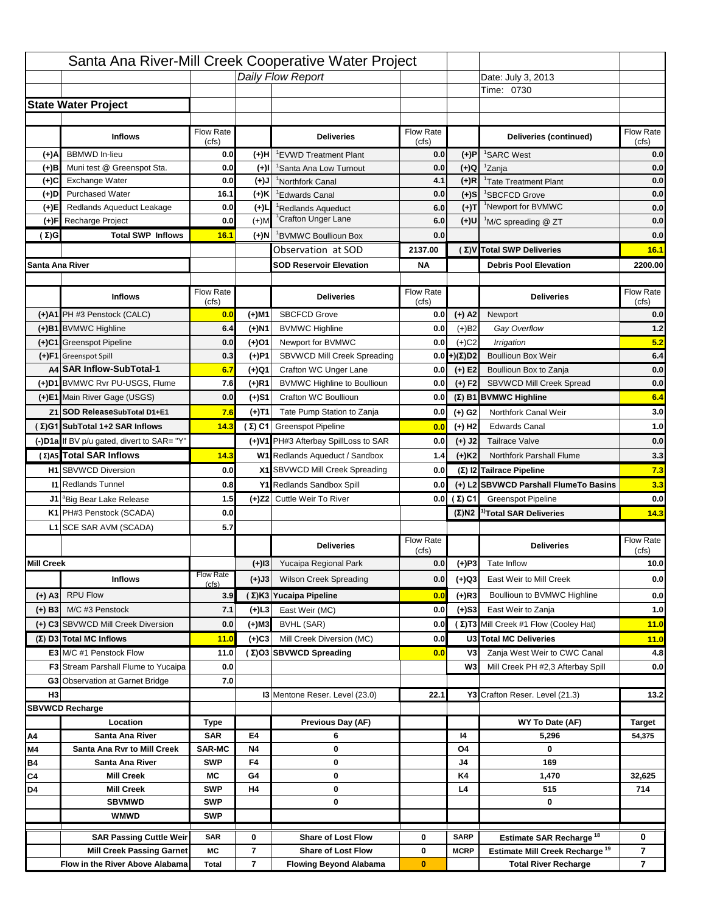# Santa Ana River-Mill Creek Cooperative Water Project

*Daily Flow Report*

Date: July 3, 2013

Time: 0730

## State Water Project

| | Inflows | Flow Rate (cfs) | | Deliveries | Flow Rate (cfs) | | Deliveries (continued) | Flow Rate (cfs) |
|---|---|---|---|---|---|---|---|---|
| (+)A | BBMWD In-lieu | 0.0 | (+)H | [1]EVWD Treatment Plant | 0.0 | (+)P | [1]SARC West | 0.0 |
| (+)B | Muni test @ Greenspot Sta. | 0.0 | (+)I | [1]Santa Ana Low Turnout | 0.0 | (+)Q | [1]Zanja | 0.0 |
| (+)C | Exchange Water | 0.0 | (+)J | [1]Northfork Canal | 4.1 | (+)R | [1]Tate Treatment Plant | 0.0 |
| (+)D | Purchased Water | 16.1 | (+)K | [1]Edwards Canal | 0.0 | (+)S | [1]SBCFCD Grove | 0.0 |
| (+)E | Redlands Aqueduct Leakage | 0.0 | (+)L | [1]Redlands Aqueduct | 6.0 | (+)T | [1]Newport for BVMWC | 0.0 |
| (+)F | Recharge Project | 0.0 | (+)M | [1]Crafton Unger Lane | 6.0 | (+)U | [1]M/C spreading @ ZT | 0.0 |
| (Σ)G | Total SWP Inflows | 16.1 | (+)N | [1]BVMWC Boullioun Box | 0.0 | | | 0.0 |
| | | | | Observation at SOD | 2137.00 | (Σ)V | Total SWP Deliveries | 16.1 |
| Santa Ana River | | | | SOD Reservoir Elevation | NA | | Debris Pool Elevation | 2200.00 |

| | Inflows | Flow Rate (cfs) | | Deliveries | Flow Rate (cfs) | | Deliveries | Flow Rate (cfs) |
|---|---|---|---|---|---|---|---|---|
| (+)A1 | PH #3 Penstock (CALC) | 0.0 | (+)M1 | SBCFCD Grove | 0.0 | (+) A2 | Newport | 0.0 |
| (+)B1 | BVMWC Highline | 6.4 | (+)N1 | BVMWC Highline | 0.0 | (+)B2 | *Gay Overflow* | 1.2 |
| (+)C1 | Greenspot Pipeline | 0.0 | (+)O1 | Newport for BVMWC | 0.0 | (+)C2 | *Irrigation* | 5.2 |
| (+)F1 | Greenspot Spill | 0.3 | (+)P1 | SBVWCD Mill Creek Spreading | 0.0 | (+)(Σ)D2 | Boullioun Box Weir | 6.4 |
| A4 | SAR Inflow-SubTotal-1 | 6.7 | (+)Q1 | Crafton WC Unger Lane | 0.0 | (+) E2 | Boullioun Box to Zanja | 0.0 |
| (+)D1 | BVMWC Rvr PU-USGS, Flume | 7.6 | (+)R1 | BVMWC Highline to Boullioun | 0.0 | (+) F2 | SBVWCD Mill Creek Spread | 0.0 |
| (+)E1 | Main River Gage (USGS) | 0.0 | (+)S1 | Crafton WC Boullioun | 0.0 | (Σ) B1 | BVMWC Highline | 6.4 |
| Z1 | SOD ReleaseSubTotal D1+E1 | 7.6 | (+)T1 | Tate Pump Station to Zanja | 0.0 | (+) G2 | Northfork Canal Weir | 3.0 |
| (Σ)G1 | SubTotal 1+2 SAR Inflows | 14.3 | (Σ) C1 | Greenspot Pipeline | 0.0 | (+) H2 | Edwards Canal | 1.0 |
| (-)D1a | If BV p/u gated, divert to SAR= "Y" | | (+)V1 | PH#3 Afterbay SpillLoss to SAR | 0.0 | (+) J2 | Tailrace Valve | 0.0 |
| (Σ)A5 | Total SAR Inflows | 14.3 | W1 | Redlands Aqueduct / Sandbox | 1.4 | (+)K2 | Northfork Parshall Flume | 3.3 |
| H1 | SBVWCD Diversion | 0.0 | X1 | SBVWCD Mill Creek Spreading | 0.0 | (Σ) I2 | Tailrace Pipeline | 7.3 |
| I1 | Redlands Tunnel | 0.8 | Y1 | Redlands Sandbox Spill | 0.0 | (+) L2 | SBVWCD Parshall FlumeTo Basins | 3.3 |
| J1 | [a]Big Bear Lake Release | 1.5 | (+)Z2 | Cuttle Weir To River | 0.0 | (Σ) C1 | Greenspot Pipeline | 0.0 |
| K1 | PH#3 Penstock (SCADA) | 0.0 | | | | (Σ)N2 | [1)]Total SAR Deliveries | 14.3 |
| L1 | SCE SAR AVM (SCADA) | 5.7 | | | | | | |

| | Inflows | Flow Rate (cfs) | | Deliveries | Flow Rate (cfs) | | Deliveries | Flow Rate (cfs) |
|---|---|---|---|---|---|---|---|---|
| Mill Creek | | | (+)I3 | Yucaipa Regional Park | 0.0 | (+)P3 | Tate Inflow | 10.0 |
| | | | (+)J3 | Wilson Creek Spreading | 0.0 | (+)Q3 | East Weir to Mill Creek | 0.0 |
| (+) A3 | RPU Flow | 3.9 | (Σ)K3 | Yucaipa Pipeline | 0.0 | (+)R3 | Boullioun to BVMWC Highline | 0.0 |
| (+) B3 | M/C #3 Penstock | 7.1 | (+)L3 | East Weir (MC) | 0.0 | (+)S3 | East Weir to Zanja | 1.0 |
| (+) C3 | SBVWCD Mill Creek Diversion | 0.0 | (+)M3 | BVHL (SAR) | 0.0 | (Σ)T3 | Mill Creek #1 Flow (Cooley Hat) | 11.0 |
| (Σ) D3 | Total MC Inflows | 11.0 | (+)C3 | Mill Creek Diversion (MC) | 0.0 | U3 | Total MC Deliveries | 11.0 |
| E3 | M/C #1 Penstock Flow | 11.0 | (Σ)O3 | SBVWCD Spreading | 0.0 | V3 | Zanja West Weir to CWC Canal | 4.8 |
| F3 | Stream Parshall Flume to Yucaipa | 0.0 | | | | W3 | Mill Creek PH #2,3 Afterbay Spill | 0.0 |
| G3 | Observation at Garnet Bridge | 7.0 | | | | | | |
| H3 | | | I3 | Mentone Reser. Level (23.0) | 22.1 | Y3 | Crafton Reser. Level (21.3) | 13.2 |

## SBVWCD Recharge

| | Location | Type | | Previous Day (AF) | | | WY To Date (AF) | Target |
|---|---|---|---|---|---|---|---|---|
| A4 | Santa Ana River | SAR | E4 | 6 | | I4 | 5,296 | 54,375 |
| M4 | Santa Ana Rvr to Mill Creek | SAR-MC | N4 | 0 | | O4 | 0 | |
| B4 | Santa Ana River | SWP | F4 | 0 | | J4 | 169 | |
| C4 | Mill Creek | MC | G4 | 0 | | K4 | 1,470 | 32,625 |
| D4 | Mill Creek | SWP | H4 | 0 | | L4 | 515 | 714 |
| | SBVMWD | SWP | | 0 | | | 0 | |
| | WMWD | SWP | | | | | | |
| | SAR Passing Cuttle Weir | SAR | 0 | Share of Lost Flow | 0 | SARP | Estimate SAR Recharge [18] | 0 |
| | Mill Creek Passing Garnet | MC | 7 | Share of Lost Flow | 0 | MCRP | Estimate Mill Creek Recharge [19] | 7 |
| | Flow in the River Above Alabama | Total | 7 | Flowing Beyond Alabama | 0 | | Total River Recharge | 7 |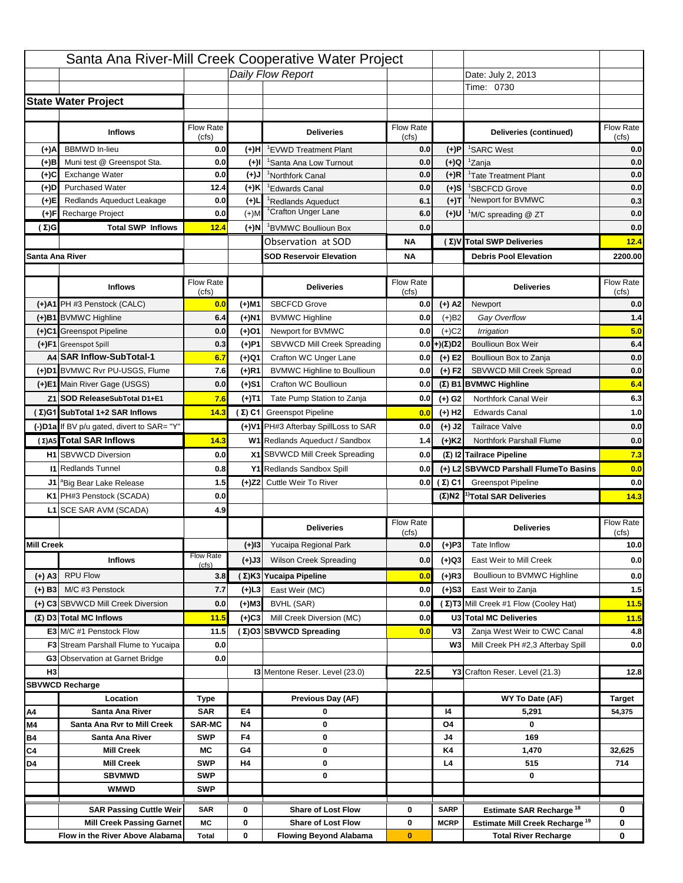# Santa Ana River-Mill Creek Cooperative Water Project

*Daily Flow Report*

Date: July 2, 2013

Time: 0730

## State Water Project

| | Inflows | Flow Rate (cfs) | | Deliveries | Flow Rate (cfs) | | Deliveries (continued) | Flow Rate (cfs) |
|---|---|---|---|---|---|---|---|---|
| (+)A | BBMWD In-lieu | 0.0 | (+)H | [1]EVWD Treatment Plant | 0.0 | (+)P | [1]SARC West | 0.0 |
| (+)B | Muni test @ Greenspot Sta. | 0.0 | (+)I | [1]Santa Ana Low Turnout | 0.0 | (+)Q | [1]Zanja | 0.0 |
| (+)C | Exchange Water | 0.0 | (+)J | [1]Northfork Canal | 0.0 | (+)R | [1]Tate Treatment Plant | 0.0 |
| (+)D | Purchased Water | 12.4 | (+)K | [1]Edwards Canal | 0.0 | (+)S | [1]SBCFCD Grove | 0.0 |
| (+)E | Redlands Aqueduct Leakage | 0.0 | (+)L | [1]Redlands Aqueduct | 6.1 | (+)T | [1]Newport for BVMWC | 0.3 |
| (+)F | Recharge Project | 0.0 | (+)M | [1]Crafton Unger Lane | 6.0 | (+)U | [1]M/C spreading @ ZT | 0.0 |
| (Σ)G | Total SWP Inflows | 12.4 | (+)N | [1]BVMWC Boullioun Box | 0.0 | | | 0.0 |
| | | | | Observation at SOD | NA | (Σ)V | Total SWP Deliveries | 12.4 |
| Santa Ana River | | | | SOD Reservoir Elevation | NA | | Debris Pool Elevation | 2200.00 |

| | Inflows | Flow Rate (cfs) | | Deliveries | Flow Rate (cfs) | | Deliveries | Flow Rate (cfs) |
|---|---|---|---|---|---|---|---|---|
| (+)A1 | PH #3 Penstock (CALC) | 0.0 | (+)M1 | SBCFCD Grove | 0.0 | (+) A2 | Newport | 0.0 |
| (+)B1 | BVMWC Highline | 6.4 | (+)N1 | BVMWC Highline | 0.0 | (+)B2 | *Gay Overflow* | 1.4 |
| (+)C1 | Greenspot Pipeline | 0.0 | (+)O1 | Newport for BVMWC | 0.0 | (+)C2 | *Irrigation* | 5.0 |
| (+)F1 | Greenspot Spill | 0.3 | (+)P1 | SBVWCD Mill Creek Spreading | 0.0 | +)(Σ)D2 | Boullioun Box Weir | 6.4 |
| A4 | SAR Inflow-SubTotal-1 | 6.7 | (+)Q1 | Crafton WC Unger Lane | 0.0 | (+) E2 | Boullioun Box to Zanja | 0.0 |
| (+)D1 | BVMWC Rvr PU-USGS, Flume | 7.6 | (+)R1 | BVMWC Highline to Boullioun | 0.0 | (+) F2 | SBVWCD Mill Creek Spread | 0.0 |
| (+)E1 | Main River Gage (USGS) | 0.0 | (+)S1 | Crafton WC Boullioun | 0.0 | (Σ) B1 | BVMWC Highline | 6.4 |
| Z1 | SOD ReleaseSubTotal D1+E1 | 7.6 | (+)T1 | Tate Pump Station to Zanja | 0.0 | (+) G2 | Northfork Canal Weir | 6.3 |
| (Σ)G1 | SubTotal 1+2 SAR Inflows | 14.3 | (Σ) C1 | Greenspot Pipeline | 0.0 | (+) H2 | Edwards Canal | 1.0 |
| (-)D1a | If BV p/u gated, divert to SAR= "Y" | | (+)V1 | PH#3 Afterbay SpillLoss to SAR | 0.0 | (+) J2 | Tailrace Valve | 0.0 |
| (Σ)A5 | Total SAR Inflows | 14.3 | W1 | Redlands Aqueduct / Sandbox | 1.4 | (+)K2 | Northfork Parshall Flume | 0.0 |
| H1 | SBVWCD Diversion | 0.0 | X1 | SBVWCD Mill Creek Spreading | 0.0 | (Σ) I2 | Tailrace Pipeline | 7.3 |
| I1 | Redlands Tunnel | 0.8 | Y1 | Redlands Sandbox Spill | 0.0 | (+) L2 | SBVWCD Parshall FlumeTo Basins | 0.0 |
| J1 | [a]Big Bear Lake Release | 1.5 | (+)Z2 | Cuttle Weir To River | 0.0 | (Σ) C1 | Greenspot Pipeline | 0.0 |
| K1 | PH#3 Penstock (SCADA) | 0.0 | | | | (Σ)N2 | [1)]Total SAR Deliveries | 14.3 |
| L1 | SCE SAR AVM (SCADA) | 4.9 | | | | | | |

| | | | | Deliveries | Flow Rate (cfs) | | Deliveries | Flow Rate (cfs) |
|---|---|---|---|---|---|---|---|---|
| Mill Creek | | | (+)I3 | Yucaipa Regional Park | 0.0 | (+)P3 | Tate Inflow | 10.0 |
| | Inflows | Flow Rate (cfs) | (+)J3 | Wilson Creek Spreading | 0.0 | (+)Q3 | East Weir to Mill Creek | 0.0 |
| (+) A3 | RPU Flow | 3.8 | (Σ)K3 | Yucaipa Pipeline | 0.0 | (+)R3 | Boullioun to BVMWC Highline | 0.0 |
| (+) B3 | M/C #3 Penstock | 7.7 | (+)L3 | East Weir (MC) | 0.0 | (+)S3 | East Weir to Zanja | 1.5 |
| (+) C3 | SBVWCD Mill Creek Diversion | 0.0 | (+)M3 | BVHL (SAR) | 0.0 | (Σ)T3 | Mill Creek #1 Flow (Cooley Hat) | 11.5 |
| (Σ) D3 | Total MC Inflows | 11.5 | (+)C3 | Mill Creek Diversion (MC) | 0.0 | U3 | Total MC Deliveries | 11.5 |
| E3 | M/C #1 Penstock Flow | 11.5 | (Σ)O3 | SBVWCD Spreading | 0.0 | V3 | Zanja West Weir to CWC Canal | 4.8 |
| F3 | Stream Parshall Flume to Yucaipa | 0.0 | | | | W3 | Mill Creek PH #2,3 Afterbay Spill | 0.0 |
| G3 | Observation at Garnet Bridge | 0.0 | | | | | | |
| H3 | | | | I3 Mentone Reser. Level (23.0) | 22.5 | Y3 | Crafton Reser. Level (21.3) | 12.8 |

## SBVWCD Recharge

| | Location | Type | | Previous Day (AF) | | | WY To Date (AF) | Target |
|---|---|---|---|---|---|---|---|---|
| A4 | Santa Ana River | SAR | E4 | 0 | | I4 | 5,291 | 54,375 |
| M4 | Santa Ana Rvr to Mill Creek | SAR-MC | N4 | 0 | | O4 | 0 | |
| B4 | Santa Ana River | SWP | F4 | 0 | | J4 | 169 | |
| C4 | Mill Creek | MC | G4 | 0 | | K4 | 1,470 | 32,625 |
| D4 | Mill Creek | SWP | H4 | 0 | | L4 | 515 | 714 |
| | SBVMWD | SWP | | 0 | | | 0 | |
| | WMWD | SWP | | | | | | |

| | | | | | | | | |
|---|---|---|---|---|---|---|---|---|
| | SAR Passing Cuttle Weir | SAR | 0 | Share of Lost Flow | 0 | SARP | Estimate SAR Recharge [18] | 0 |
| | Mill Creek Passing Garnet | MC | 0 | Share of Lost Flow | 0 | MCRP | Estimate Mill Creek Recharge [19] | 0 |
| | Flow in the River Above Alabama | Total | 0 | Flowing Beyond Alabama | 0 | | Total River Recharge | 0 |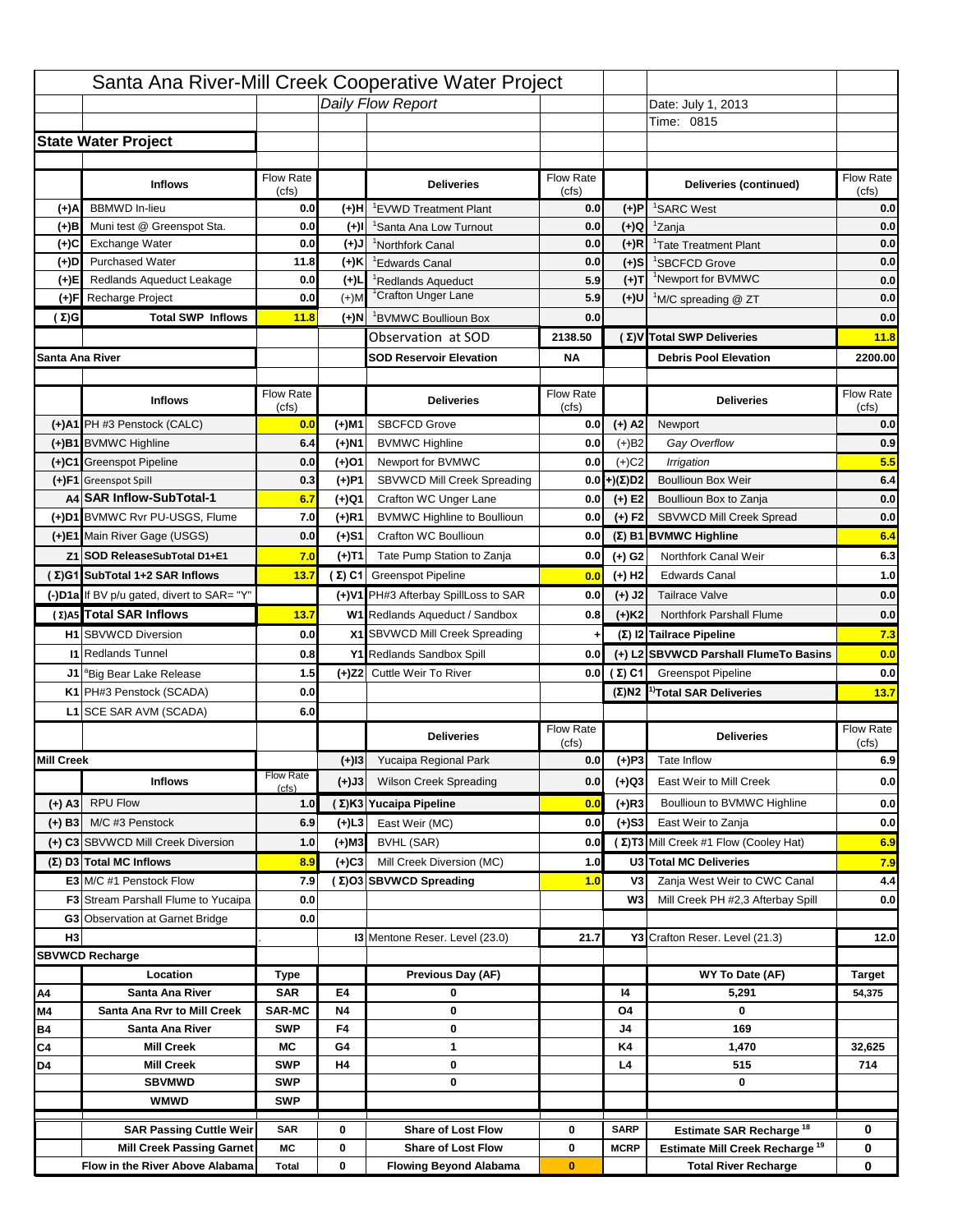# Santa Ana River-Mill Creek Cooperative Water Project

*Daily Flow Report*

Date: July 1, 2013

Time: 0815

## State Water Project

| | Inflows | Flow Rate (cfs) | | Deliveries | Flow Rate (cfs) | | Deliveries (continued) | Flow Rate (cfs) |
|---|---|---|---|---|---|---|---|---|
| (+)A | BBMWD In-lieu | 0.0 | (+)H | [1]EVWD Treatment Plant | 0.0 | (+)P | [1]SARC West | 0.0 |
| (+)B | Muni test @ Greenspot Sta. | 0.0 | (+)I | [1]Santa Ana Low Turnout | 0.0 | (+)Q | [1]Zanja | 0.0 |
| (+)C | Exchange Water | 0.0 | (+)J | [1]Northfork Canal | 0.0 | (+)R | [1]Tate Treatment Plant | 0.0 |
| (+)D | Purchased Water | 11.8 | (+)K | [1]Edwards Canal | 0.0 | (+)S | [1]SBCFCD Grove | 0.0 |
| (+)E | Redlands Aqueduct Leakage | 0.0 | (+)L | [1]Redlands Aqueduct | 5.9 | (+)T | [1]Newport for BVMWC | 0.0 |
| (+)F | Recharge Project | 0.0 | (+)M | [1]Crafton Unger Lane | 5.9 | (+)U | [1]M/C spreading @ ZT | 0.0 |
| (Σ)G | Total SWP Inflows | 11.8 | (+)N | [1]BVMWC Boullioun Box | 0.0 | | | 0.0 |
| | | | | Observation at SOD | 2138.50 | (Σ)V | Total SWP Deliveries | 11.8 |
| Santa Ana River | | | | SOD Reservoir Elevation | NA | | Debris Pool Elevation | 2200.00 |

| | Inflows | Flow Rate (cfs) | | Deliveries | Flow Rate (cfs) | | Deliveries | Flow Rate (cfs) |
|---|---|---|---|---|---|---|---|---|
| (+)A1 | PH #3 Penstock (CALC) | 0.0 | (+)M1 | SBCFCD Grove | 0.0 | (+) A2 | Newport | 0.0 |
| (+)B1 | BVMWC Highline | 6.4 | (+)N1 | BVMWC Highline | 0.0 | (+)B2 | *Gay Overflow* | 0.9 |
| (+)C1 | Greenspot Pipeline | 0.0 | (+)O1 | Newport for BVMWC | 0.0 | (+)C2 | *Irrigation* | 5.5 |
| (+)F1 | Greenspot Spill | 0.3 | (+)P1 | SBVWCD Mill Creek Spreading | 0.0 | +)(Σ)D2 | Boullioun Box Weir | 6.4 |
| A4 | SAR Inflow-SubTotal-1 | 6.7 | (+)Q1 | Crafton WC Unger Lane | 0.0 | (+) E2 | Boullioun Box to Zanja | 0.0 |
| (+)D1 | BVMWC Rvr PU-USGS, Flume | 7.0 | (+)R1 | BVMWC Highline to Boullioun | 0.0 | (+) F2 | SBVWCD Mill Creek Spread | 0.0 |
| (+)E1 | Main River Gage (USGS) | 0.0 | (+)S1 | Crafton WC Boullioun | 0.0 | (Σ) B1 | BVMWC Highline | 6.4 |
| Z1 | SOD ReleaseSubTotal D1+E1 | 7.0 | (+)T1 | Tate Pump Station to Zanja | 0.0 | (+) G2 | Northfork Canal Weir | 6.3 |
| (Σ)G1 | SubTotal 1+2 SAR Inflows | 13.7 | (Σ) C1 | Greenspot Pipeline | 0.0 | (+) H2 | Edwards Canal | 1.0 |
| (-)D1a | If BV p/u gated, divert to SAR= "Y" | | (+)V1 | PH#3 Afterbay SpillLoss to SAR | 0.0 | (+) J2 | Tailrace Valve | 0.0 |
| (Σ)A5 | Total SAR Inflows | 13.7 | W1 | Redlands Aqueduct / Sandbox | 0.8 | (+)K2 | Northfork Parshall Flume | 0.0 |
| H1 | SBVWCD Diversion | 0.0 | X1 | SBVWCD Mill Creek Spreading | + | (Σ) I2 | Tailrace Pipeline | 7.3 |
| I1 | Redlands Tunnel | 0.8 | Y1 | Redlands Sandbox Spill | 0.0 | (+) L2 | SBVWCD Parshall FlumeTo Basins | 0.0 |
| J1 | [a]Big Bear Lake Release | 1.5 | (+)Z2 | Cuttle Weir To River | 0.0 | (Σ) C1 | Greenspot Pipeline | 0.0 |
| K1 | PH#3 Penstock (SCADA) | 0.0 | | | | (Σ)N2 | [1)]Total SAR Deliveries | 13.7 |
| L1 | SCE SAR AVM (SCADA) | 6.0 | | | | | | |

| | Inflows | Flow Rate (cfs) | | Deliveries | Flow Rate (cfs) | | Deliveries | Flow Rate (cfs) |
|---|---|---|---|---|---|---|---|---|
| Mill Creek | | | (+)I3 | Yucaipa Regional Park | 0.0 | (+)P3 | Tate Inflow | 6.9 |
| | | | (+)J3 | Wilson Creek Spreading | 0.0 | (+)Q3 | East Weir to Mill Creek | 0.0 |
| (+) A3 | RPU Flow | 1.0 | (Σ)K3 | Yucaipa Pipeline | 0.0 | (+)R3 | Boullioun to BVMWC Highline | 0.0 |
| (+) B3 | M/C #3 Penstock | 6.9 | (+)L3 | East Weir (MC) | 0.0 | (+)S3 | East Weir to Zanja | 0.0 |
| (+) C3 | SBVWCD Mill Creek Diversion | 1.0 | (+)M3 | BVHL (SAR) | 0.0 | (Σ)T3 | Mill Creek #1 Flow (Cooley Hat) | 6.9 |
| (Σ) D3 | Total MC Inflows | 8.9 | (+)C3 | Mill Creek Diversion (MC) | 1.0 | U3 | Total MC Deliveries | 7.9 |
| E3 | M/C #1 Penstock Flow | 7.9 | (Σ)O3 | SBVWCD Spreading | 1.0 | V3 | Zanja West Weir to CWC Canal | 4.4 |
| F3 | Stream Parshall Flume to Yucaipa | 0.0 | | | | W3 | Mill Creek PH #2,3 Afterbay Spill | 0.0 |
| G3 | Observation at Garnet Bridge | 0.0 | | | | | | |
| H3 | | . | | I3 Mentone Reser. Level (23.0) | 21.7 | Y3 | Crafton Reser. Level (21.3) | 12.0 |

## SBVWCD Recharge

| | Location | Type | | Previous Day (AF) | | | WY To Date (AF) | Target |
|---|---|---|---|---|---|---|---|---|
| A4 | Santa Ana River | SAR | E4 | 0 | | I4 | 5,291 | 54,375 |
| M4 | Santa Ana Rvr to Mill Creek | SAR-MC | N4 | 0 | | O4 | 0 | |
| B4 | Santa Ana River | SWP | F4 | 0 | | J4 | 169 | |
| C4 | Mill Creek | MC | G4 | 1 | | K4 | 1,470 | 32,625 |
| D4 | Mill Creek | SWP | H4 | 0 | | L4 | 515 | 714 |
| | SBVMWD | SWP | | 0 | | | 0 | |
| | WMWD | SWP | | | | | | |

| | | | | |
|---|---|---|---|---|
| SAR Passing Cuttle Weir | SAR | 0 | Share of Lost Flow | 0 | SARP | Estimate SAR Recharge [18] | 0 |
| Mill Creek Passing Garnet | MC | 0 | Share of Lost Flow | 0 | MCRP | Estimate Mill Creek Recharge [19] | 0 |
| Flow in the River Above Alabama | Total | 0 | Flowing Beyond Alabama | 0 | | Total River Recharge | 0 |